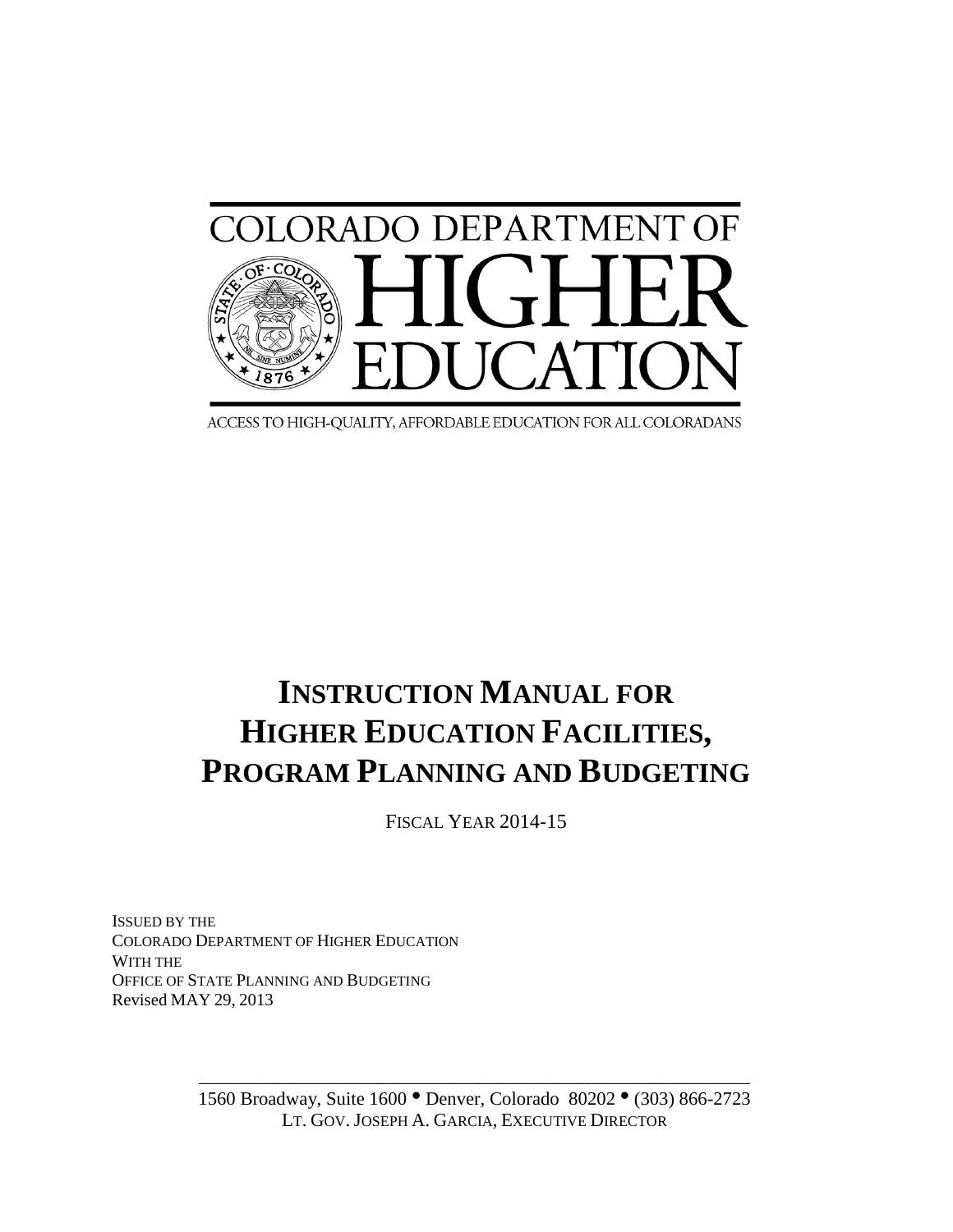COLORADO DEPARTMENT OF

# HIGHER EDUCATION

ACCESS TO HIGH-QUALITY, AFFORDABLE EDUCATION FOR ALL COLORADANS

# INSTRUCTION MANUAL FOR HIGHER EDUCATION FACILITIES, PROGRAM PLANNING AND BUDGETING

FISCAL YEAR 2014-15

ISSUED BY THE
COLORADO DEPARTMENT OF HIGHER EDUCATION
WITH THE
OFFICE OF STATE PLANNING AND BUDGETING
Revised MAY 29, 2013

1560 Broadway, Suite 1600 • Denver, Colorado 80202 • (303) 866-2723
LT. GOV. JOSEPH A. GARCIA, EXECUTIVE DIRECTOR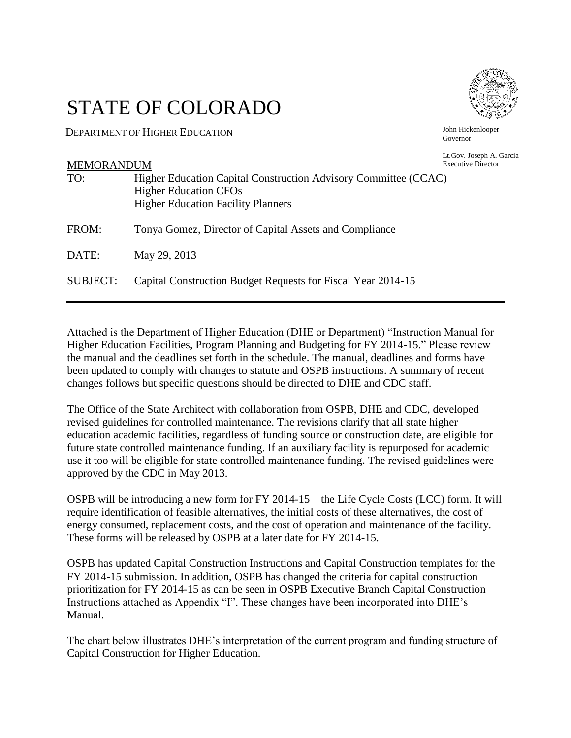# STATE OF COLORADO

DEPARTMENT OF HIGHER EDUCATION

John Hickenlooper
Governor

Lt.Gov. Joseph A. Garcia
Executive Director

MEMORANDUM

TO: Higher Education Capital Construction Advisory Committee (CCAC)
Higher Education CFOs
Higher Education Facility Planners

FROM: Tonya Gomez, Director of Capital Assets and Compliance

DATE: May 29, 2013

SUBJECT: Capital Construction Budget Requests for Fiscal Year 2014-15

---

Attached is the Department of Higher Education (DHE or Department) "Instruction Manual for Higher Education Facilities, Program Planning and Budgeting for FY 2014-15." Please review the manual and the deadlines set forth in the schedule. The manual, deadlines and forms have been updated to comply with changes to statute and OSPB instructions. A summary of recent changes follows but specific questions should be directed to DHE and CDC staff.

The Office of the State Architect with collaboration from OSPB, DHE and CDC, developed revised guidelines for controlled maintenance. The revisions clarify that all state higher education academic facilities, regardless of funding source or construction date, are eligible for future state controlled maintenance funding. If an auxiliary facility is repurposed for academic use it too will be eligible for state controlled maintenance funding. The revised guidelines were approved by the CDC in May 2013.

OSPB will be introducing a new form for FY 2014-15 – the Life Cycle Costs (LCC) form. It will require identification of feasible alternatives, the initial costs of these alternatives, the cost of energy consumed, replacement costs, and the cost of operation and maintenance of the facility. These forms will be released by OSPB at a later date for FY 2014-15.

OSPB has updated Capital Construction Instructions and Capital Construction templates for the FY 2014-15 submission. In addition, OSPB has changed the criteria for capital construction prioritization for FY 2014-15 as can be seen in OSPB Executive Branch Capital Construction Instructions attached as Appendix "I". These changes have been incorporated into DHE's Manual.

The chart below illustrates DHE's interpretation of the current program and funding structure of Capital Construction for Higher Education.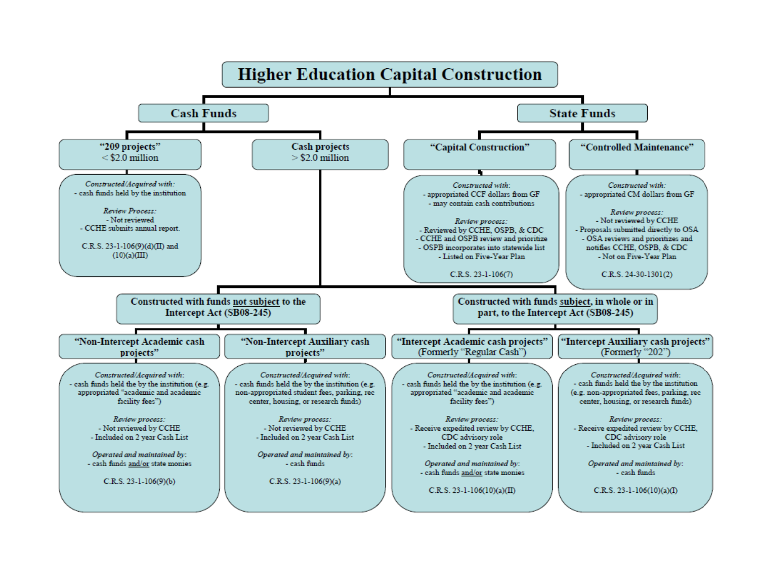# Higher Education Capital Construction

## Cash Funds

### "209 projects" < $2.0 million

*Constructed/Acquired with:*
- cash funds held by the institution

*Review Process:*
- Not reviewed
- CCHE submits annual report.

C.R.S. 23-1-106(9)(d)(II) and (10)(a)(III)

### Cash projects > $2.0 million

#### Constructed with funds not subject to the Intercept Act (SB08-245)

##### "Non-Intercept Academic cash projects"

*Constructed/Acquired with:*
- cash funds held the by the institution (e.g. appropriated "academic and academic facility fees")

*Review process:*
- Not reviewed by CCHE
- Included on 2 year Cash List

*Operated and maintained by:*
- cash funds and/or state monies

C.R.S. 23-1-106(9)(b)

##### "Non-Intercept Auxiliary cash projects"

*Constructed/Acquired with:*
- cash funds held the by the institution (e.g. non-appropriated student fees, parking, rec center, housing, or research funds)

*Review process:*
- Not reviewed by CCHE
- Included on 2 year Cash List

*Operated and maintained by:*
- cash funds

C.R.S. 23-1-106(9)(a)

#### Constructed with funds subject, in whole or in part, to the Intercept Act (SB08-245)

##### "Intercept Academic cash projects" (Formerly "Regular Cash")

*Constructed/Acquired with:*
- cash funds held the by the institution (e.g. appropriated "academic and academic facility fees")

*Review process:*
- Receive expedited review by CCHE, CDC advisory role
- Included on 2 year Cash List

*Operated and maintained by:*
- cash funds and/or state monies

C.R.S. 23-1-106(10)(a)(II)

##### "Intercept Auxiliary cash projects" (Formerly "202")

*Constructed/Acquired with:*
- cash funds held the by the institution (e.g. non-appropriated fees, parking, rec center, housing, or research funds)

*Review process:*
- Receive expedited review by CCHE, CDC advisory role
- Included on 2 year Cash List

*Operated and maintained by:*
- cash funds

C.R.S. 23-1-106(10)(a)(I)

## State Funds

### "Capital Construction"

*Constructed with:*
- appropriated CCF dollars from GF
- may contain cash contributions

*Review process:*
- Reviewed by CCHE, OSPB, & CDC
- CCHE and OSPB review and prioritize
- OSPB incorporates into statewide list
- Listed on Five-Year Plan

C.R.S. 23-1-106(7)

### "Controlled Maintenance"

*Constructed with:*
- appropriated CM dollars from GF

*Review process:*
- Not reviewed by CCHE
- Proposals submitted directly to OSA
- OSA reviews and prioritizes and notifies CCHE, OSPB, & CDC
- Not on Five-Year Plan

C.R.S. 24-30-1301(2)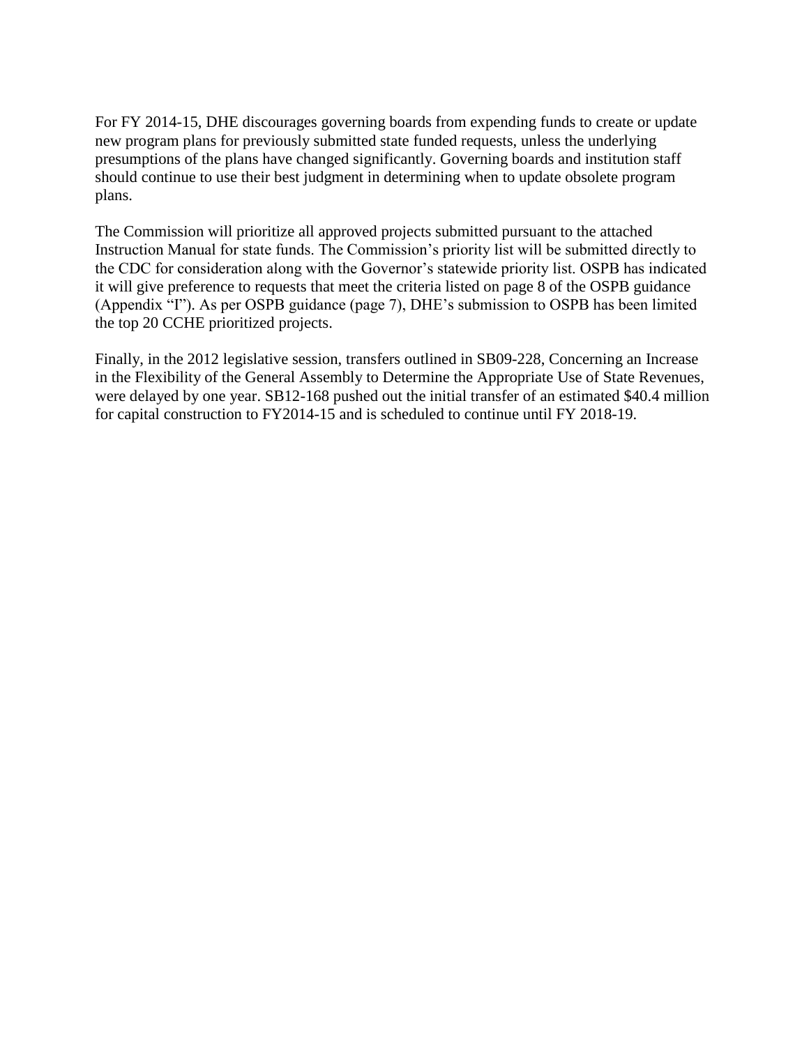For FY 2014-15, DHE discourages governing boards from expending funds to create or update new program plans for previously submitted state funded requests, unless the underlying presumptions of the plans have changed significantly. Governing boards and institution staff should continue to use their best judgment in determining when to update obsolete program plans.

The Commission will prioritize all approved projects submitted pursuant to the attached Instruction Manual for state funds. The Commission's priority list will be submitted directly to the CDC for consideration along with the Governor's statewide priority list. OSPB has indicated it will give preference to requests that meet the criteria listed on page 8 of the OSPB guidance (Appendix "I"). As per OSPB guidance (page 7), DHE's submission to OSPB has been limited the top 20 CCHE prioritized projects.

Finally, in the 2012 legislative session, transfers outlined in SB09-228, Concerning an Increase in the Flexibility of the General Assembly to Determine the Appropriate Use of State Revenues, were delayed by one year. SB12-168 pushed out the initial transfer of an estimated $40.4 million for capital construction to FY2014-15 and is scheduled to continue until FY 2018-19.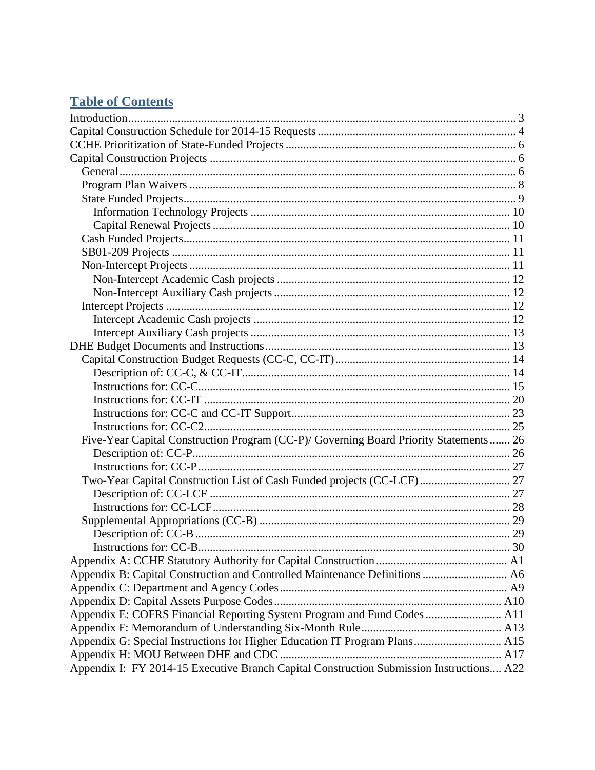## Table of Contents

- Introduction ... 3
- Capital Construction Schedule for 2014-15 Requests ... 4
- CCHE Prioritization of State-Funded Projects ... 6
- Capital Construction Projects ... 6
  - General ... 6
  - Program Plan Waivers ... 8
  - State Funded Projects ... 9
    - Information Technology Projects ... 10
    - Capital Renewal Projects ... 10
  - Cash Funded Projects ... 11
  - SB01-209 Projects ... 11
  - Non-Intercept Projects ... 11
    - Non-Intercept Academic Cash projects ... 12
    - Non-Intercept Auxiliary Cash projects ... 12
  - Intercept Projects ... 12
    - Intercept Academic Cash projects ... 12
    - Intercept Auxiliary Cash projects ... 13
- DHE Budget Documents and Instructions ... 13
  - Capital Construction Budget Requests (CC-C, CC-IT) ... 14
    - Description of: CC-C, & CC-IT ... 14
    - Instructions for: CC-C ... 15
    - Instructions for: CC-IT ... 20
    - Instructions for: CC-C and CC-IT Support ... 23
    - Instructions for: CC-C2 ... 25
  - Five-Year Capital Construction Program (CC-P)/ Governing Board Priority Statements ... 26
    - Description of: CC-P ... 26
    - Instructions for: CC-P ... 27
  - Two-Year Capital Construction List of Cash Funded projects (CC-LCF) ... 27
    - Description of: CC-LCF ... 27
    - Instructions for: CC-LCF ... 28
  - Supplemental Appropriations (CC-B) ... 29
    - Description of: CC-B ... 29
    - Instructions for: CC-B ... 30
- Appendix A: CCHE Statutory Authority for Capital Construction ... A1
- Appendix B: Capital Construction and Controlled Maintenance Definitions ... A6
- Appendix C: Department and Agency Codes ... A9
- Appendix D: Capital Assets Purpose Codes ... A10
- Appendix E: COFRS Financial Reporting System Program and Fund Codes ... A11
- Appendix F: Memorandum of Understanding Six-Month Rule ... A13
- Appendix G: Special Instructions for Higher Education IT Program Plans ... A15
- Appendix H: MOU Between DHE and CDC ... A17
- Appendix I: FY 2014-15 Executive Branch Capital Construction Submission Instructions ... A22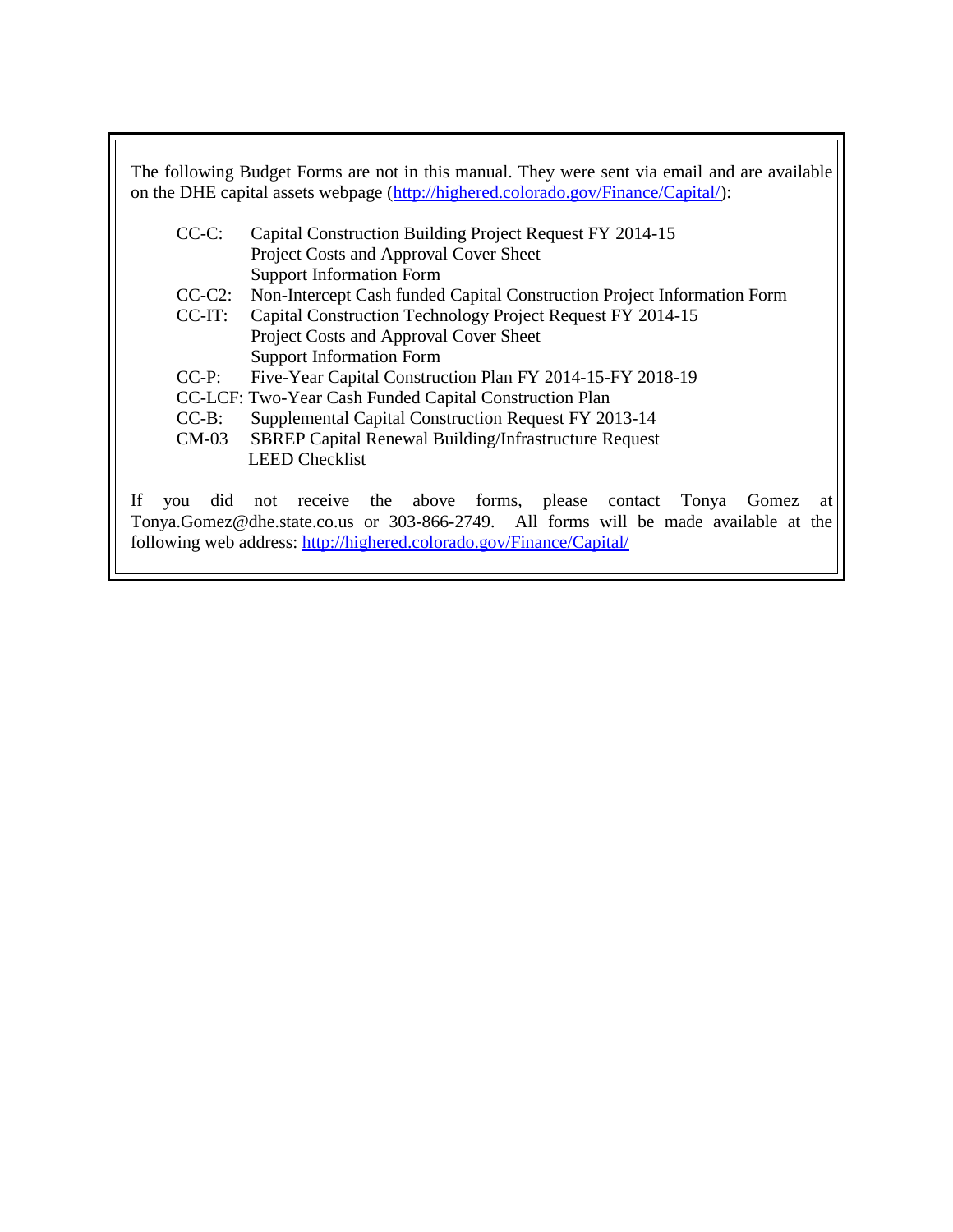The following Budget Forms are not in this manual. They were sent via email and are available on the DHE capital assets webpage (http://highered.colorado.gov/Finance/Capital/):

- CC-C: Capital Construction Building Project Request FY 2014-15
  - Project Costs and Approval Cover Sheet
  - Support Information Form
- CC-C2: Non-Intercept Cash funded Capital Construction Project Information Form
- CC-IT: Capital Construction Technology Project Request FY 2014-15
  - Project Costs and Approval Cover Sheet
  - Support Information Form
- CC-P: Five-Year Capital Construction Plan FY 2014-15-FY 2018-19
- CC-LCF: Two-Year Cash Funded Capital Construction Plan
- CC-B: Supplemental Capital Construction Request FY 2013-14
- CM-03 SBREP Capital Renewal Building/Infrastructure Request
  - LEED Checklist

If you did not receive the above forms, please contact Tonya Gomez at Tonya.Gomez@dhe.state.co.us or 303-866-2749. All forms will be made available at the following web address: http://highered.colorado.gov/Finance/Capital/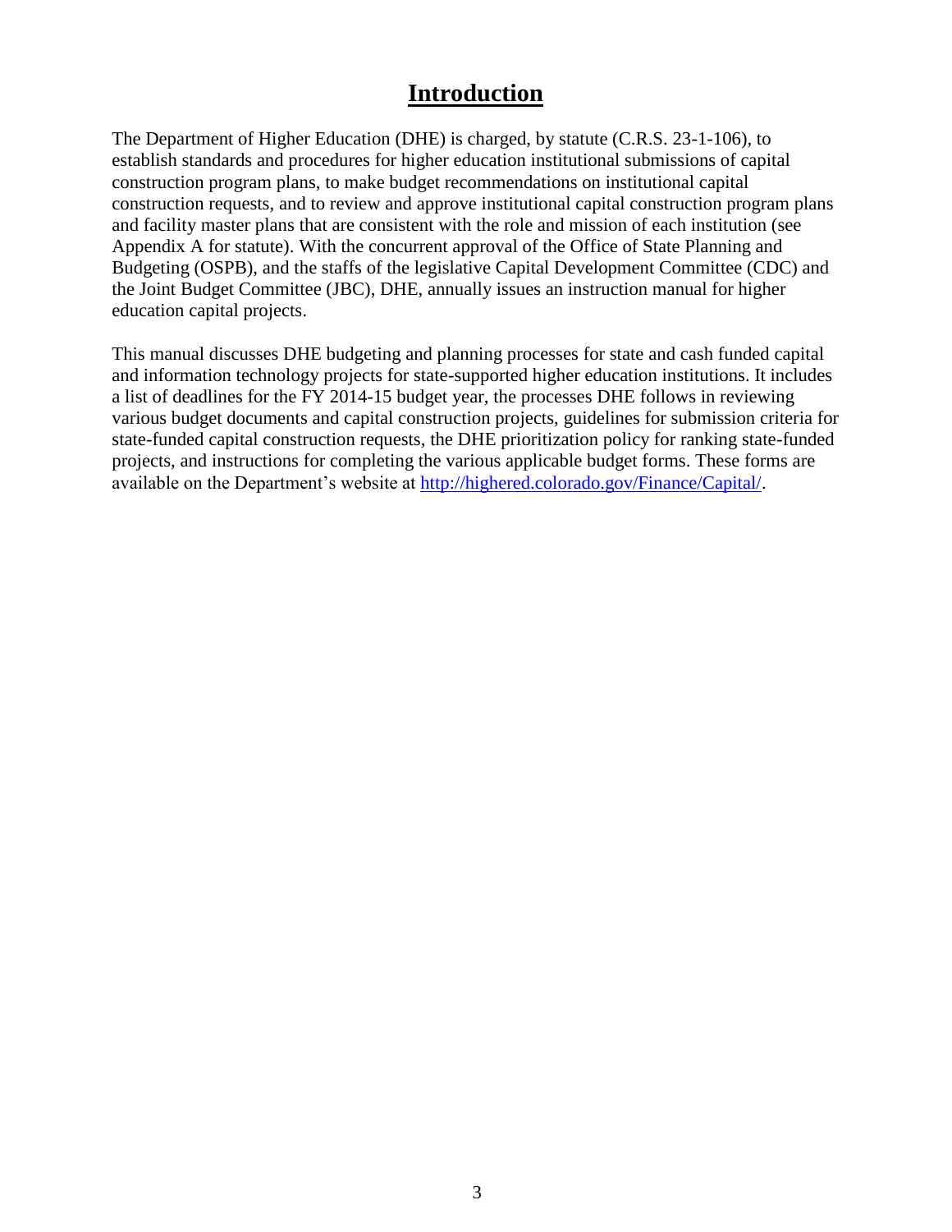# Introduction

The Department of Higher Education (DHE) is charged, by statute (C.R.S. 23-1-106), to establish standards and procedures for higher education institutional submissions of capital construction program plans, to make budget recommendations on institutional capital construction requests, and to review and approve institutional capital construction program plans and facility master plans that are consistent with the role and mission of each institution (see Appendix A for statute). With the concurrent approval of the Office of State Planning and Budgeting (OSPB), and the staffs of the legislative Capital Development Committee (CDC) and the Joint Budget Committee (JBC), DHE, annually issues an instruction manual for higher education capital projects.

This manual discusses DHE budgeting and planning processes for state and cash funded capital and information technology projects for state-supported higher education institutions. It includes a list of deadlines for the FY 2014-15 budget year, the processes DHE follows in reviewing various budget documents and capital construction projects, guidelines for submission criteria for state-funded capital construction requests, the DHE prioritization policy for ranking state-funded projects, and instructions for completing the various applicable budget forms. These forms are available on the Department's website at [http://highered.colorado.gov/Finance/Capital/](http://highered.colorado.gov/Finance/Capital/).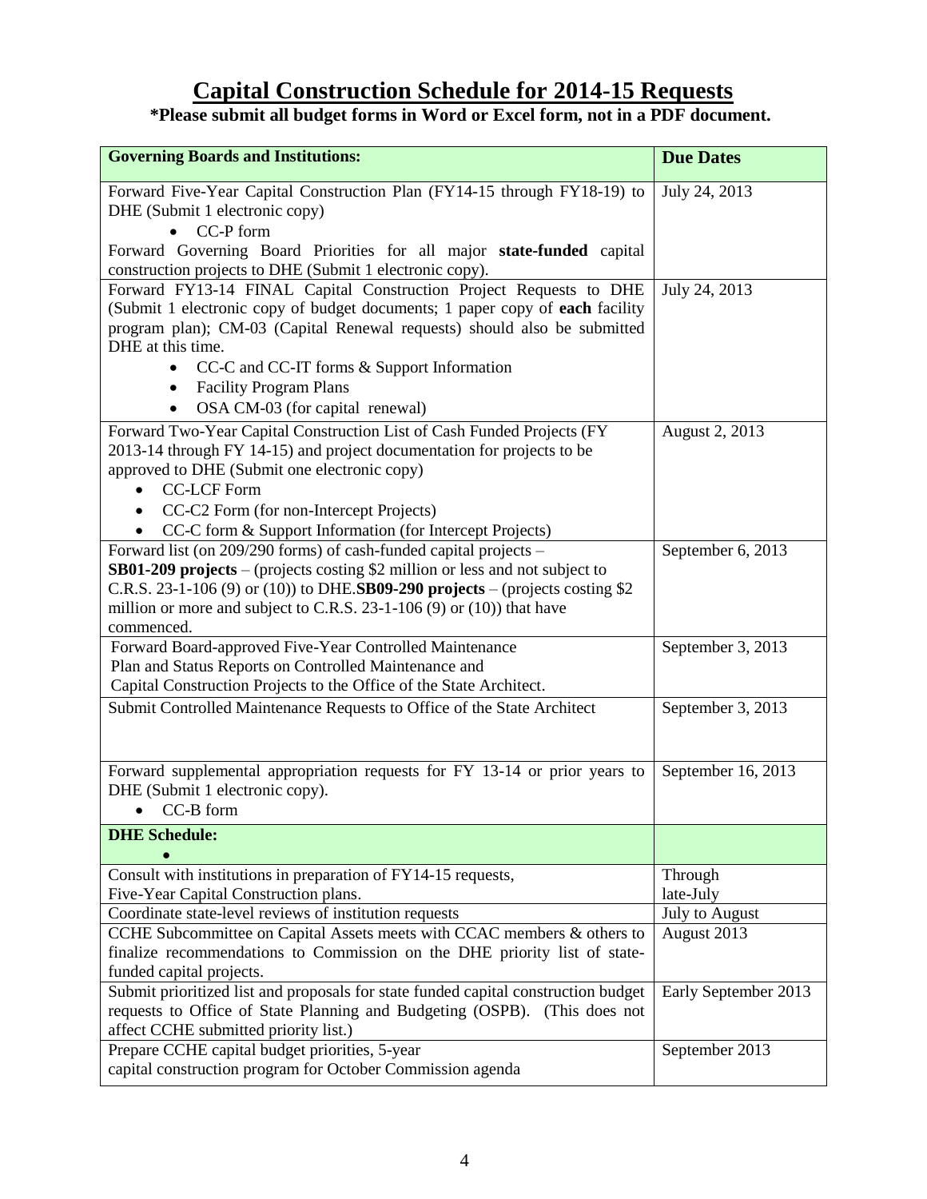# Capital Construction Schedule for 2014-15 Requests

**\*Please submit all budget forms in Word or Excel form, not in a PDF document.**

| **Governing Boards and Institutions:** | **Due Dates** |
|---|---|
| Forward Five-Year Capital Construction Plan (FY14-15 through FY18-19) to DHE (Submit 1 electronic copy)<br>• CC-P form<br>Forward Governing Board Priorities for all major **state-funded** capital construction projects to DHE (Submit 1 electronic copy). | July 24, 2013 |
| Forward FY13-14 FINAL Capital Construction Project Requests to DHE (Submit 1 electronic copy of budget documents; 1 paper copy of **each** facility program plan); CM-03 (Capital Renewal requests) should also be submitted DHE at this time.<br>• CC-C and CC-IT forms & Support Information<br>• Facility Program Plans<br>• OSA CM-03 (for capital renewal) | July 24, 2013 |
| Forward Two-Year Capital Construction List of Cash Funded Projects (FY 2013-14 through FY 14-15) and project documentation for projects to be approved to DHE (Submit one electronic copy)<br>• CC-LCF Form<br>• CC-C2 Form (for non-Intercept Projects)<br>• CC-C form & Support Information (for Intercept Projects) | August 2, 2013 |
| Forward list (on 209/290 forms) of cash-funded capital projects – **SB01-209 projects** – (projects costing $2 million or less and not subject to C.R.S. 23-1-106 (9) or (10)) to DHE.**SB09-290 projects** – (projects costing $2 million or more and subject to C.R.S. 23-1-106 (9) or (10)) that have commenced. | September 6, 2013 |
| Forward Board-approved Five-Year Controlled Maintenance Plan and Status Reports on Controlled Maintenance and Capital Construction Projects to the Office of the State Architect. | September 3, 2013 |
| Submit Controlled Maintenance Requests to Office of the State Architect | September 3, 2013 |
| Forward supplemental appropriation requests for FY 13-14 or prior years to DHE (Submit 1 electronic copy).<br>• CC-B form | September 16, 2013 |
| **DHE Schedule:**<br>• | |
| Consult with institutions in preparation of FY14-15 requests, Five-Year Capital Construction plans. | Through late-July |
| Coordinate state-level reviews of institution requests | July to August |
| CCHE Subcommittee on Capital Assets meets with CCAC members & others to finalize recommendations to Commission on the DHE priority list of state-funded capital projects. | August 2013 |
| Submit prioritized list and proposals for state funded capital construction budget requests to Office of State Planning and Budgeting (OSPB). (This does not affect CCHE submitted priority list.) | Early September 2013 |
| Prepare CCHE capital budget priorities, 5-year capital construction program for October Commission agenda | September 2013 |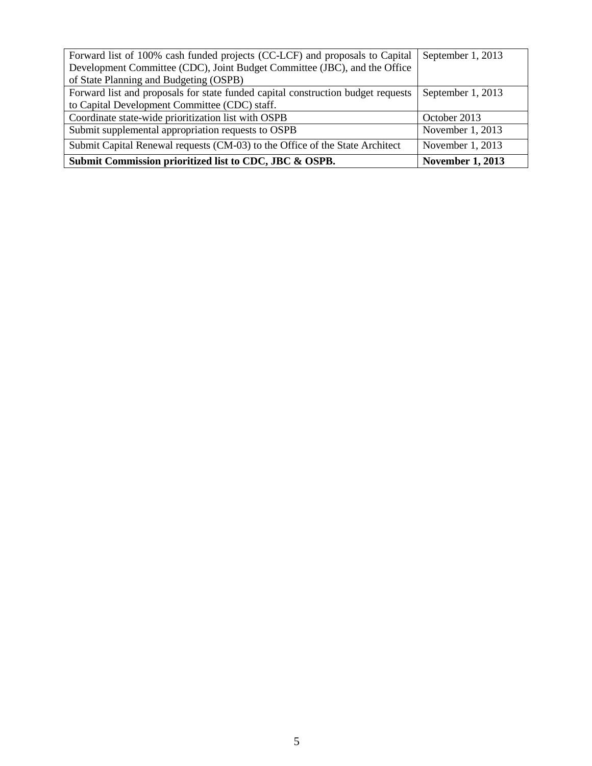| | |
|---|---|
| Forward list of 100% cash funded projects (CC-LCF) and proposals to Capital Development Committee (CDC), Joint Budget Committee (JBC), and the Office of State Planning and Budgeting (OSPB) | September 1, 2013 |
| Forward list and proposals for state funded capital construction budget requests to Capital Development Committee (CDC) staff. | September 1, 2013 |
| Coordinate state-wide prioritization list with OSPB | October 2013 |
| Submit supplemental appropriation requests to OSPB | November 1, 2013 |
| Submit Capital Renewal requests (CM-03) to the Office of the State Architect | November 1, 2013 |
| **Submit Commission prioritized list to CDC, JBC & OSPB.** | **November 1, 2013** |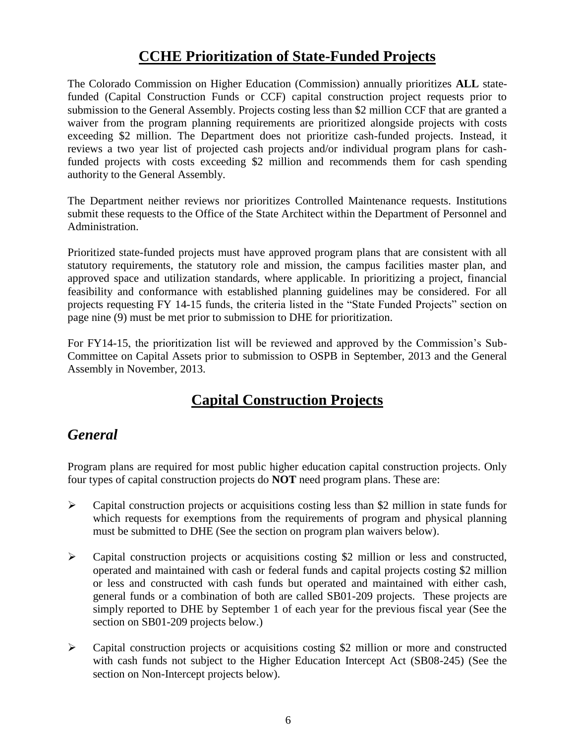## CCHE Prioritization of State-Funded Projects

The Colorado Commission on Higher Education (Commission) annually prioritizes **ALL** state-funded (Capital Construction Funds or CCF) capital construction project requests prior to submission to the General Assembly. Projects costing less than $2 million CCF that are granted a waiver from the program planning requirements are prioritized alongside projects with costs exceeding $2 million. The Department does not prioritize cash-funded projects. Instead, it reviews a two year list of projected cash projects and/or individual program plans for cash-funded projects with costs exceeding $2 million and recommends them for cash spending authority to the General Assembly.

The Department neither reviews nor prioritizes Controlled Maintenance requests. Institutions submit these requests to the Office of the State Architect within the Department of Personnel and Administration.

Prioritized state-funded projects must have approved program plans that are consistent with all statutory requirements, the statutory role and mission, the campus facilities master plan, and approved space and utilization standards, where applicable. In prioritizing a project, financial feasibility and conformance with established planning guidelines may be considered. For all projects requesting FY 14-15 funds, the criteria listed in the "State Funded Projects" section on page nine (9) must be met prior to submission to DHE for prioritization.

For FY14-15, the prioritization list will be reviewed and approved by the Commission's Sub-Committee on Capital Assets prior to submission to OSPB in September, 2013 and the General Assembly in November, 2013.

## Capital Construction Projects

### *General*

Program plans are required for most public higher education capital construction projects. Only four types of capital construction projects do **NOT** need program plans. These are:

- Capital construction projects or acquisitions costing less than $2 million in state funds for which requests for exemptions from the requirements of program and physical planning must be submitted to DHE (See the section on program plan waivers below).
- Capital construction projects or acquisitions costing $2 million or less and constructed, operated and maintained with cash or federal funds and capital projects costing $2 million or less and constructed with cash funds but operated and maintained with either cash, general funds or a combination of both are called SB01-209 projects. These projects are simply reported to DHE by September 1 of each year for the previous fiscal year (See the section on SB01-209 projects below.)
- Capital construction projects or acquisitions costing $2 million or more and constructed with cash funds not subject to the Higher Education Intercept Act (SB08-245) (See the section on Non-Intercept projects below).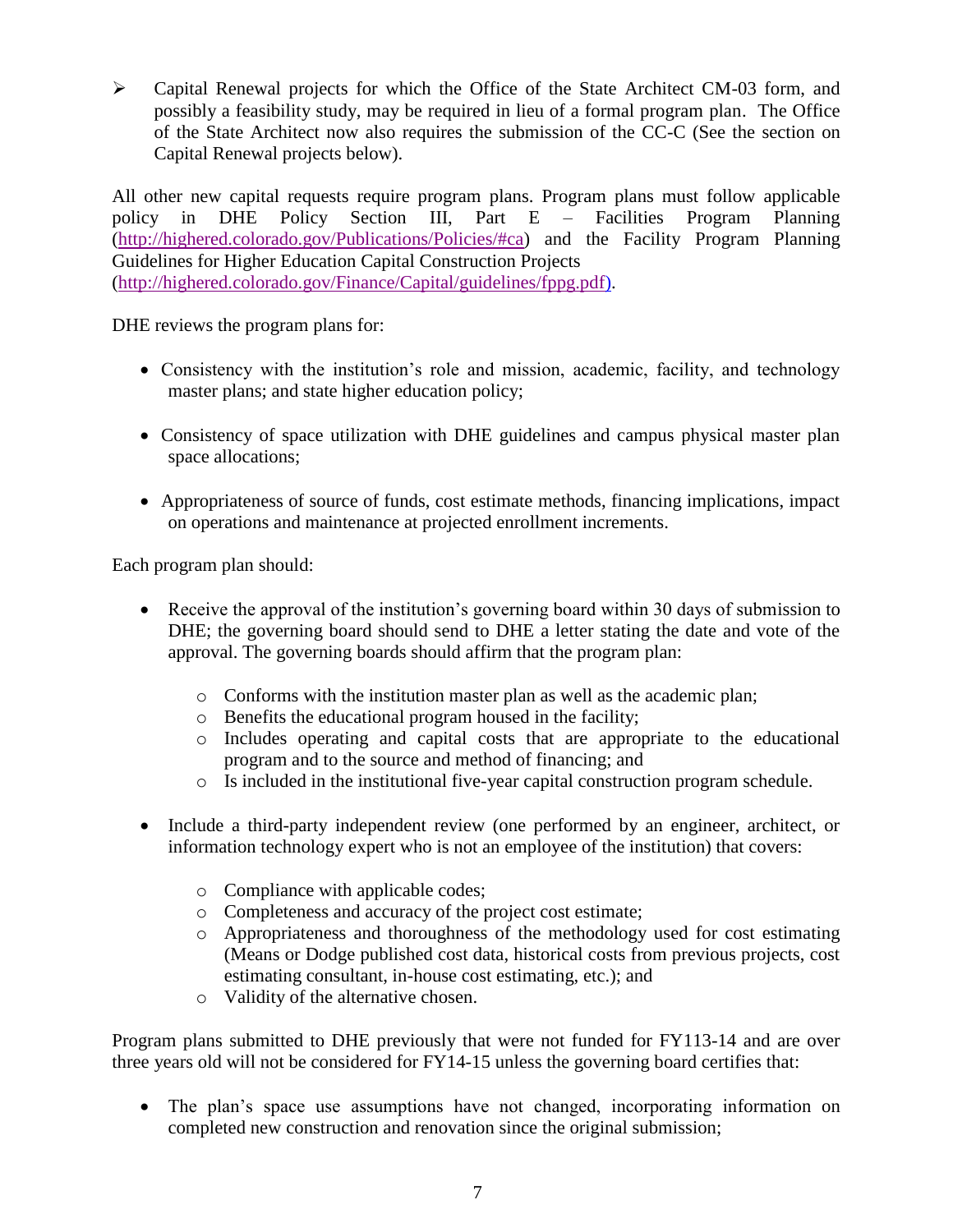- Capital Renewal projects for which the Office of the State Architect CM-03 form, and possibly a feasibility study, may be required in lieu of a formal program plan. The Office of the State Architect now also requires the submission of the CC-C (See the section on Capital Renewal projects below).

All other new capital requests require program plans. Program plans must follow applicable policy in DHE Policy Section III, Part E – Facilities Program Planning (http://highered.colorado.gov/Publications/Policies/#ca) and the Facility Program Planning Guidelines for Higher Education Capital Construction Projects (http://highered.colorado.gov/Finance/Capital/guidelines/fppg.pdf).

DHE reviews the program plans for:

- Consistency with the institution's role and mission, academic, facility, and technology master plans; and state higher education policy;
- Consistency of space utilization with DHE guidelines and campus physical master plan space allocations;
- Appropriateness of source of funds, cost estimate methods, financing implications, impact on operations and maintenance at projected enrollment increments.

Each program plan should:

- Receive the approval of the institution's governing board within 30 days of submission to DHE; the governing board should send to DHE a letter stating the date and vote of the approval. The governing boards should affirm that the program plan:
  - Conforms with the institution master plan as well as the academic plan;
  - Benefits the educational program housed in the facility;
  - Includes operating and capital costs that are appropriate to the educational program and to the source and method of financing; and
  - Is included in the institutional five-year capital construction program schedule.
- Include a third-party independent review (one performed by an engineer, architect, or information technology expert who is not an employee of the institution) that covers:
  - Compliance with applicable codes;
  - Completeness and accuracy of the project cost estimate;
  - Appropriateness and thoroughness of the methodology used for cost estimating (Means or Dodge published cost data, historical costs from previous projects, cost estimating consultant, in-house cost estimating, etc.); and
  - Validity of the alternative chosen.

Program plans submitted to DHE previously that were not funded for FY113-14 and are over three years old will not be considered for FY14-15 unless the governing board certifies that:

- The plan's space use assumptions have not changed, incorporating information on completed new construction and renovation since the original submission;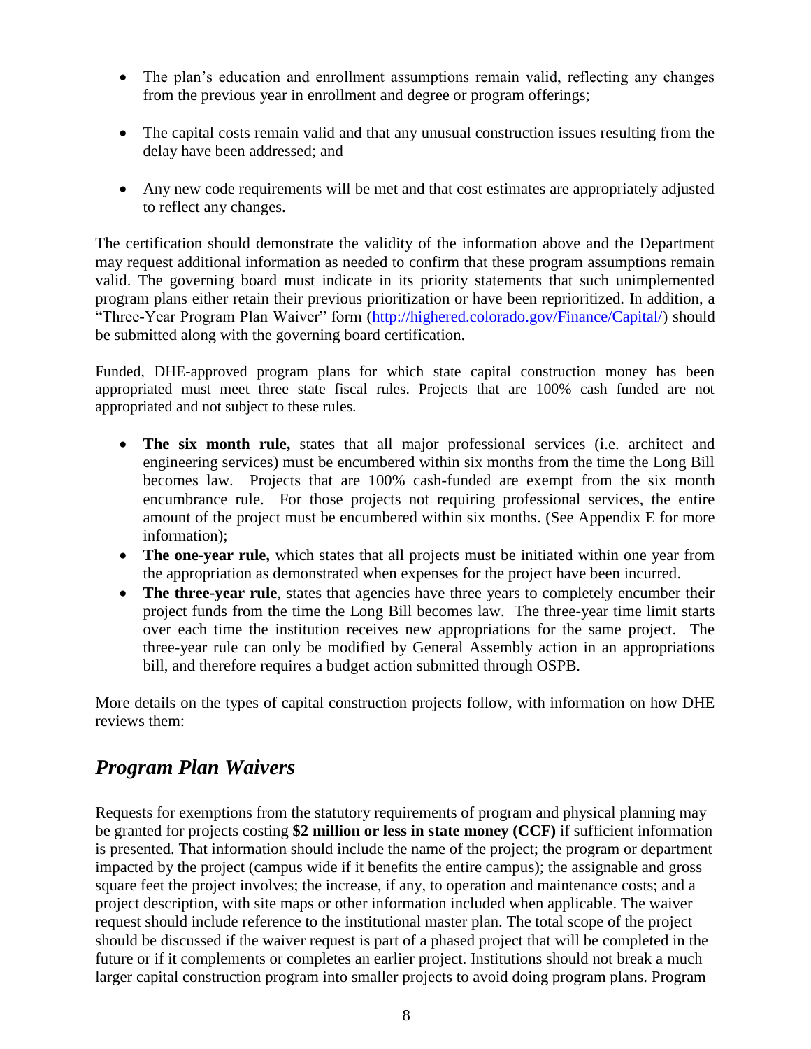- The plan's education and enrollment assumptions remain valid, reflecting any changes from the previous year in enrollment and degree or program offerings;

- The capital costs remain valid and that any unusual construction issues resulting from the delay have been addressed; and

- Any new code requirements will be met and that cost estimates are appropriately adjusted to reflect any changes.

The certification should demonstrate the validity of the information above and the Department may request additional information as needed to confirm that these program assumptions remain valid. The governing board must indicate in its priority statements that such unimplemented program plans either retain their previous prioritization or have been reprioritized. In addition, a "Three-Year Program Plan Waiver" form (http://highered.colorado.gov/Finance/Capital/) should be submitted along with the governing board certification.

Funded, DHE-approved program plans for which state capital construction money has been appropriated must meet three state fiscal rules. Projects that are 100% cash funded are not appropriated and not subject to these rules.

- **The six month rule,** states that all major professional services (i.e. architect and engineering services) must be encumbered within six months from the time the Long Bill becomes law. Projects that are 100% cash-funded are exempt from the six month encumbrance rule. For those projects not requiring professional services, the entire amount of the project must be encumbered within six months. (See Appendix E for more information);
- **The one-year rule,** which states that all projects must be initiated within one year from the appropriation as demonstrated when expenses for the project have been incurred.
- **The three-year rule**, states that agencies have three years to completely encumber their project funds from the time the Long Bill becomes law. The three-year time limit starts over each time the institution receives new appropriations for the same project. The three-year rule can only be modified by General Assembly action in an appropriations bill, and therefore requires a budget action submitted through OSPB.

More details on the types of capital construction projects follow, with information on how DHE reviews them:

## *Program Plan Waivers*

Requests for exemptions from the statutory requirements of program and physical planning may be granted for projects costing **$2 million or less in state money (CCF)** if sufficient information is presented. That information should include the name of the project; the program or department impacted by the project (campus wide if it benefits the entire campus); the assignable and gross square feet the project involves; the increase, if any, to operation and maintenance costs; and a project description, with site maps or other information included when applicable. The waiver request should include reference to the institutional master plan. The total scope of the project should be discussed if the waiver request is part of a phased project that will be completed in the future or if it complements or completes an earlier project. Institutions should not break a much larger capital construction program into smaller projects to avoid doing program plans. Program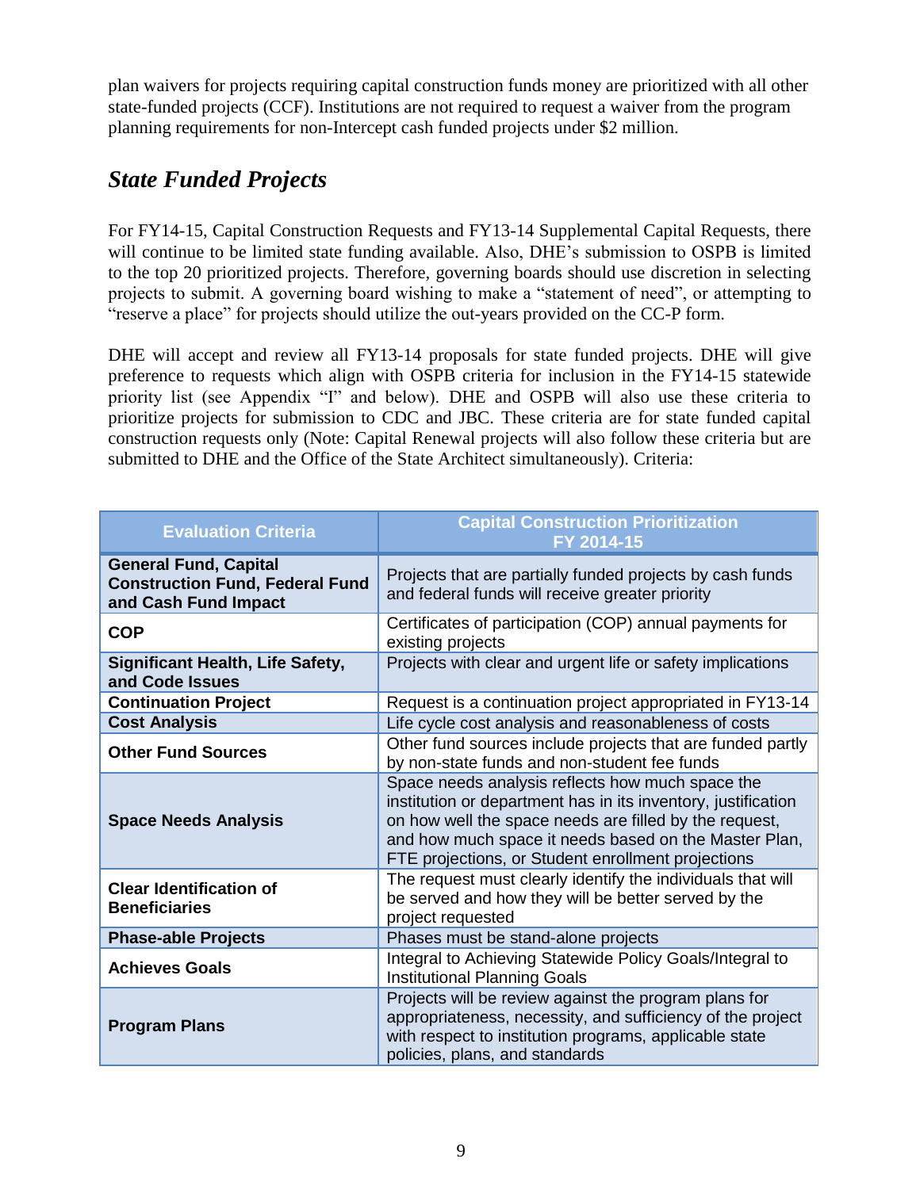plan waivers for projects requiring capital construction funds money are prioritized with all other state-funded projects (CCF). Institutions are not required to request a waiver from the program planning requirements for non-Intercept cash funded projects under $2 million.

## *State Funded Projects*

For FY14-15, Capital Construction Requests and FY13-14 Supplemental Capital Requests, there will continue to be limited state funding available. Also, DHE's submission to OSPB is limited to the top 20 prioritized projects. Therefore, governing boards should use discretion in selecting projects to submit. A governing board wishing to make a "statement of need", or attempting to "reserve a place" for projects should utilize the out-years provided on the CC-P form.

DHE will accept and review all FY13-14 proposals for state funded projects. DHE will give preference to requests which align with OSPB criteria for inclusion in the FY14-15 statewide priority list (see Appendix "I" and below). DHE and OSPB will also use these criteria to prioritize projects for submission to CDC and JBC. These criteria are for state funded capital construction requests only (Note: Capital Renewal projects will also follow these criteria but are submitted to DHE and the Office of the State Architect simultaneously). Criteria:

| Evaluation Criteria | Capital Construction Prioritization FY 2014-15 |
|---|---|
| **General Fund, Capital Construction Fund, Federal Fund and Cash Fund Impact** | Projects that are partially funded projects by cash funds and federal funds will receive greater priority |
| **COP** | Certificates of participation (COP) annual payments for existing projects |
| **Significant Health, Life Safety, and Code Issues** | Projects with clear and urgent life or safety implications |
| **Continuation Project** | Request is a continuation project appropriated in FY13-14 |
| **Cost Analysis** | Life cycle cost analysis and reasonableness of costs |
| **Other Fund Sources** | Other fund sources include projects that are funded partly by non-state funds and non-student fee funds |
| **Space Needs Analysis** | Space needs analysis reflects how much space the institution or department has in its inventory, justification on how well the space needs are filled by the request, and how much space it needs based on the Master Plan, FTE projections, or Student enrollment projections |
| **Clear Identification of Beneficiaries** | The request must clearly identify the individuals that will be served and how they will be better served by the project requested |
| **Phase-able Projects** | Phases must be stand-alone projects |
| **Achieves Goals** | Integral to Achieving Statewide Policy Goals/Integral to Institutional Planning Goals |
| **Program Plans** | Projects will be review against the program plans for appropriateness, necessity, and sufficiency of the project with respect to institution programs, applicable state policies, plans, and standards |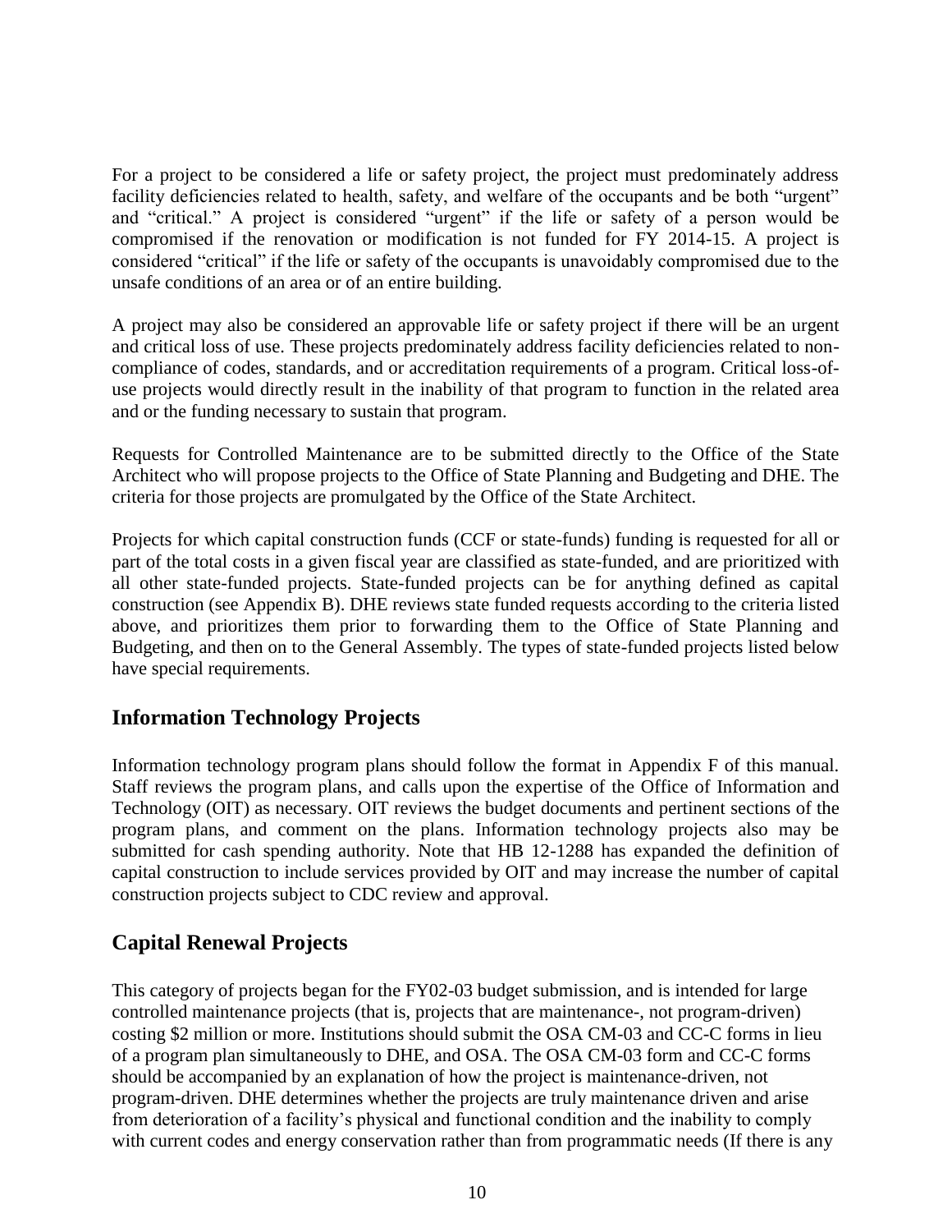For a project to be considered a life or safety project, the project must predominately address facility deficiencies related to health, safety, and welfare of the occupants and be both "urgent" and "critical." A project is considered "urgent" if the life or safety of a person would be compromised if the renovation or modification is not funded for FY 2014-15. A project is considered "critical" if the life or safety of the occupants is unavoidably compromised due to the unsafe conditions of an area or of an entire building.

A project may also be considered an approvable life or safety project if there will be an urgent and critical loss of use. These projects predominately address facility deficiencies related to non-compliance of codes, standards, and or accreditation requirements of a program. Critical loss-of-use projects would directly result in the inability of that program to function in the related area and or the funding necessary to sustain that program.

Requests for Controlled Maintenance are to be submitted directly to the Office of the State Architect who will propose projects to the Office of State Planning and Budgeting and DHE. The criteria for those projects are promulgated by the Office of the State Architect.

Projects for which capital construction funds (CCF or state-funds) funding is requested for all or part of the total costs in a given fiscal year are classified as state-funded, and are prioritized with all other state-funded projects. State-funded projects can be for anything defined as capital construction (see Appendix B). DHE reviews state funded requests according to the criteria listed above, and prioritizes them prior to forwarding them to the Office of State Planning and Budgeting, and then on to the General Assembly. The types of state-funded projects listed below have special requirements.

## Information Technology Projects

Information technology program plans should follow the format in Appendix F of this manual. Staff reviews the program plans, and calls upon the expertise of the Office of Information and Technology (OIT) as necessary. OIT reviews the budget documents and pertinent sections of the program plans, and comment on the plans. Information technology projects also may be submitted for cash spending authority. Note that HB 12-1288 has expanded the definition of capital construction to include services provided by OIT and may increase the number of capital construction projects subject to CDC review and approval.

## Capital Renewal Projects

This category of projects began for the FY02-03 budget submission, and is intended for large controlled maintenance projects (that is, projects that are maintenance-, not program-driven) costing $2 million or more. Institutions should submit the OSA CM-03 and CC-C forms in lieu of a program plan simultaneously to DHE, and OSA. The OSA CM-03 form and CC-C forms should be accompanied by an explanation of how the project is maintenance-driven, not program-driven. DHE determines whether the projects are truly maintenance driven and arise from deterioration of a facility's physical and functional condition and the inability to comply with current codes and energy conservation rather than from programmatic needs (If there is any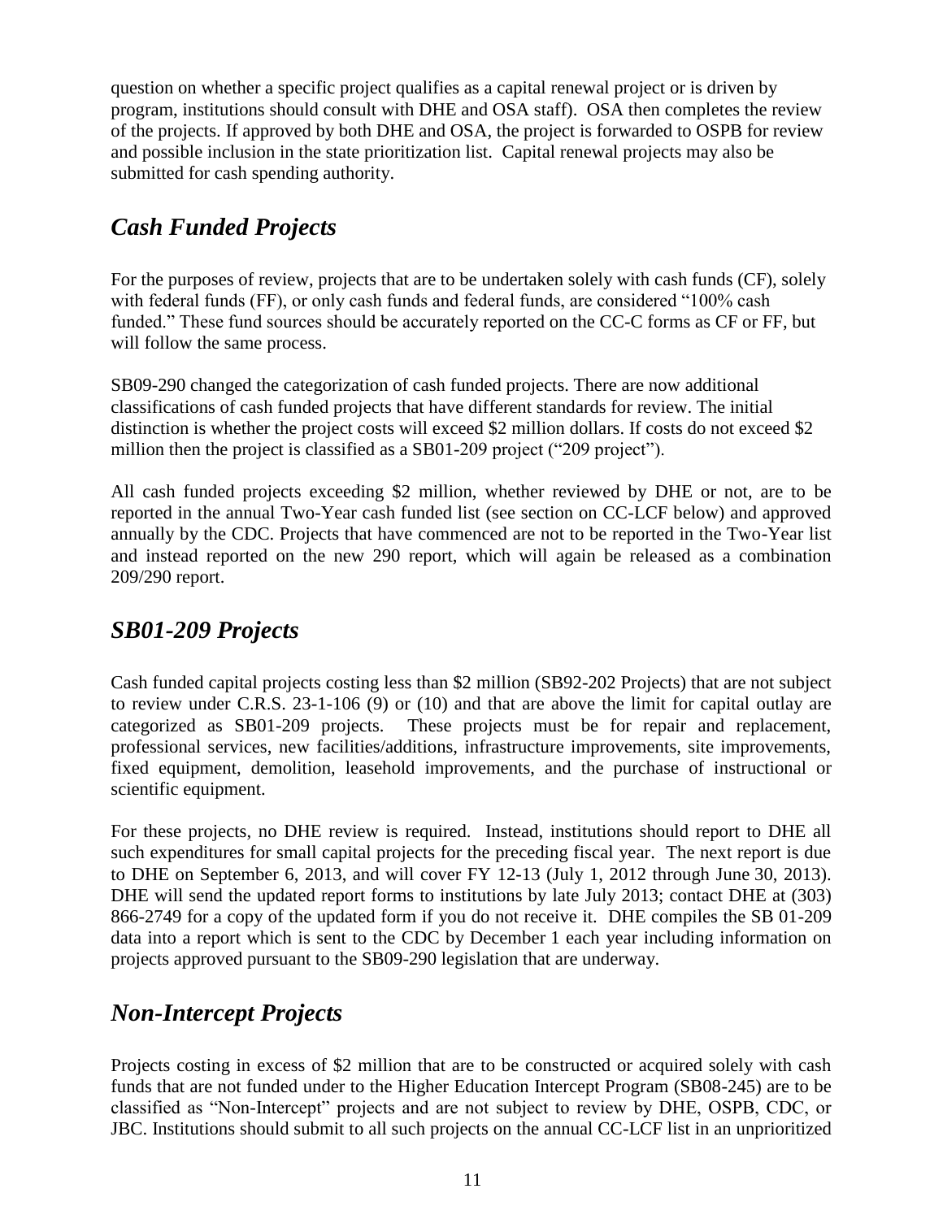question on whether a specific project qualifies as a capital renewal project or is driven by program, institutions should consult with DHE and OSA staff). OSA then completes the review of the projects. If approved by both DHE and OSA, the project is forwarded to OSPB for review and possible inclusion in the state prioritization list. Capital renewal projects may also be submitted for cash spending authority.

## *Cash Funded Projects*

For the purposes of review, projects that are to be undertaken solely with cash funds (CF), solely with federal funds (FF), or only cash funds and federal funds, are considered "100% cash funded." These fund sources should be accurately reported on the CC-C forms as CF or FF, but will follow the same process.

SB09-290 changed the categorization of cash funded projects. There are now additional classifications of cash funded projects that have different standards for review. The initial distinction is whether the project costs will exceed $2 million dollars. If costs do not exceed $2 million then the project is classified as a SB01-209 project ("209 project").

All cash funded projects exceeding $2 million, whether reviewed by DHE or not, are to be reported in the annual Two-Year cash funded list (see section on CC-LCF below) and approved annually by the CDC. Projects that have commenced are not to be reported in the Two-Year list and instead reported on the new 290 report, which will again be released as a combination 209/290 report.

## *SB01-209 Projects*

Cash funded capital projects costing less than $2 million (SB92-202 Projects) that are not subject to review under C.R.S. 23-1-106 (9) or (10) and that are above the limit for capital outlay are categorized as SB01-209 projects. These projects must be for repair and replacement, professional services, new facilities/additions, infrastructure improvements, site improvements, fixed equipment, demolition, leasehold improvements, and the purchase of instructional or scientific equipment.

For these projects, no DHE review is required. Instead, institutions should report to DHE all such expenditures for small capital projects for the preceding fiscal year. The next report is due to DHE on September 6, 2013, and will cover FY 12-13 (July 1, 2012 through June 30, 2013). DHE will send the updated report forms to institutions by late July 2013; contact DHE at (303) 866-2749 for a copy of the updated form if you do not receive it. DHE compiles the SB 01-209 data into a report which is sent to the CDC by December 1 each year including information on projects approved pursuant to the SB09-290 legislation that are underway.

## *Non-Intercept Projects*

Projects costing in excess of $2 million that are to be constructed or acquired solely with cash funds that are not funded under to the Higher Education Intercept Program (SB08-245) are to be classified as "Non-Intercept" projects and are not subject to review by DHE, OSPB, CDC, or JBC. Institutions should submit to all such projects on the annual CC-LCF list in an unprioritized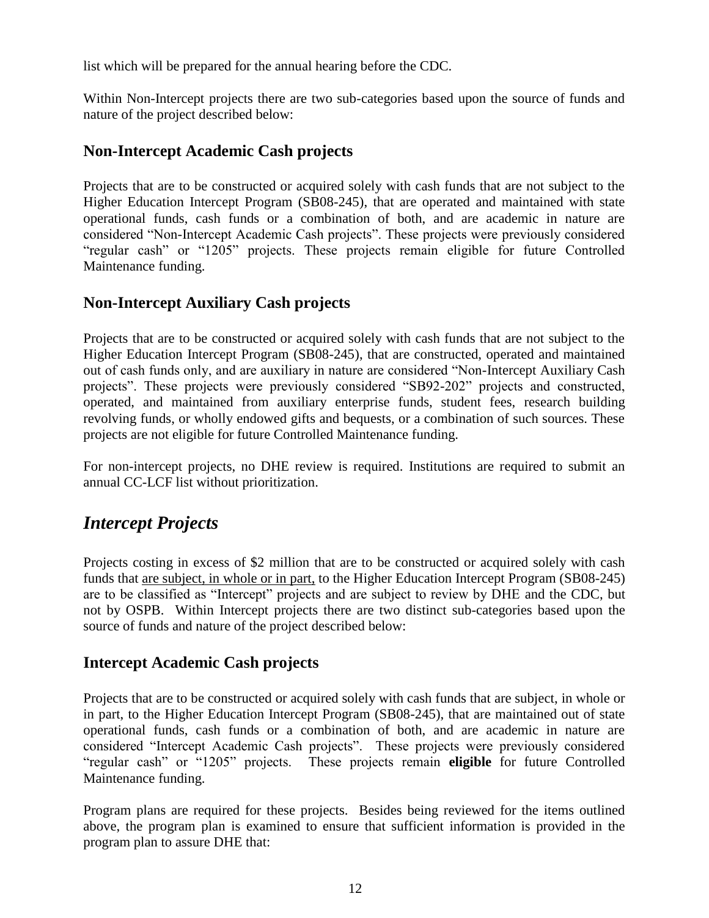list which will be prepared for the annual hearing before the CDC.

Within Non-Intercept projects there are two sub-categories based upon the source of funds and nature of the project described below:

### Non-Intercept Academic Cash projects

Projects that are to be constructed or acquired solely with cash funds that are not subject to the Higher Education Intercept Program (SB08-245), that are operated and maintained with state operational funds, cash funds or a combination of both, and are academic in nature are considered "Non-Intercept Academic Cash projects". These projects were previously considered "regular cash" or "1205" projects. These projects remain eligible for future Controlled Maintenance funding.

### Non-Intercept Auxiliary Cash projects

Projects that are to be constructed or acquired solely with cash funds that are not subject to the Higher Education Intercept Program (SB08-245), that are constructed, operated and maintained out of cash funds only, and are auxiliary in nature are considered "Non-Intercept Auxiliary Cash projects". These projects were previously considered "SB92-202" projects and constructed, operated, and maintained from auxiliary enterprise funds, student fees, research building revolving funds, or wholly endowed gifts and bequests, or a combination of such sources. These projects are not eligible for future Controlled Maintenance funding.

For non-intercept projects, no DHE review is required. Institutions are required to submit an annual CC-LCF list without prioritization.

## *Intercept Projects*

Projects costing in excess of $2 million that are to be constructed or acquired solely with cash funds that <u>are subject, in whole or in part,</u> to the Higher Education Intercept Program (SB08-245) are to be classified as "Intercept" projects and are subject to review by DHE and the CDC, but not by OSPB. Within Intercept projects there are two distinct sub-categories based upon the source of funds and nature of the project described below:

### Intercept Academic Cash projects

Projects that are to be constructed or acquired solely with cash funds that are subject, in whole or in part, to the Higher Education Intercept Program (SB08-245), that are maintained out of state operational funds, cash funds or a combination of both, and are academic in nature are considered "Intercept Academic Cash projects". These projects were previously considered "regular cash" or "1205" projects. These projects remain **eligible** for future Controlled Maintenance funding.

Program plans are required for these projects. Besides being reviewed for the items outlined above, the program plan is examined to ensure that sufficient information is provided in the program plan to assure DHE that: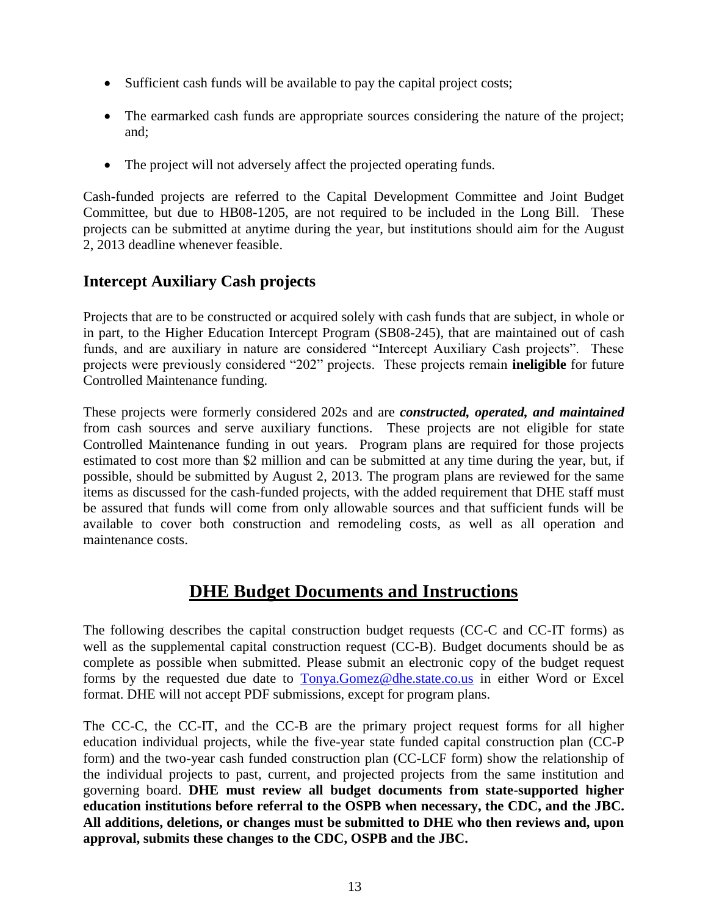- Sufficient cash funds will be available to pay the capital project costs;
- The earmarked cash funds are appropriate sources considering the nature of the project; and;
- The project will not adversely affect the projected operating funds.

Cash-funded projects are referred to the Capital Development Committee and Joint Budget Committee, but due to HB08-1205, are not required to be included in the Long Bill. These projects can be submitted at anytime during the year, but institutions should aim for the August 2, 2013 deadline whenever feasible.

### Intercept Auxiliary Cash projects

Projects that are to be constructed or acquired solely with cash funds that are subject, in whole or in part, to the Higher Education Intercept Program (SB08-245), that are maintained out of cash funds, and are auxiliary in nature are considered "Intercept Auxiliary Cash projects". These projects were previously considered "202" projects. These projects remain **ineligible** for future Controlled Maintenance funding.

These projects were formerly considered 202s and are ***constructed, operated, and maintained*** from cash sources and serve auxiliary functions. These projects are not eligible for state Controlled Maintenance funding in out years. Program plans are required for those projects estimated to cost more than $2 million and can be submitted at any time during the year, but, if possible, should be submitted by August 2, 2013. The program plans are reviewed for the same items as discussed for the cash-funded projects, with the added requirement that DHE staff must be assured that funds will come from only allowable sources and that sufficient funds will be available to cover both construction and remodeling costs, as well as all operation and maintenance costs.

## DHE Budget Documents and Instructions

The following describes the capital construction budget requests (CC-C and CC-IT forms) as well as the supplemental capital construction request (CC-B). Budget documents should be as complete as possible when submitted. Please submit an electronic copy of the budget request forms by the requested due date to Tonya.Gomez@dhe.state.co.us in either Word or Excel format. DHE will not accept PDF submissions, except for program plans.

The CC-C, the CC-IT, and the CC-B are the primary project request forms for all higher education individual projects, while the five-year state funded capital construction plan (CC-P form) and the two-year cash funded construction plan (CC-LCF form) show the relationship of the individual projects to past, current, and projected projects from the same institution and governing board. **DHE must review all budget documents from state-supported higher education institutions before referral to the OSPB when necessary, the CDC, and the JBC. All additions, deletions, or changes must be submitted to DHE who then reviews and, upon approval, submits these changes to the CDC, OSPB and the JBC.**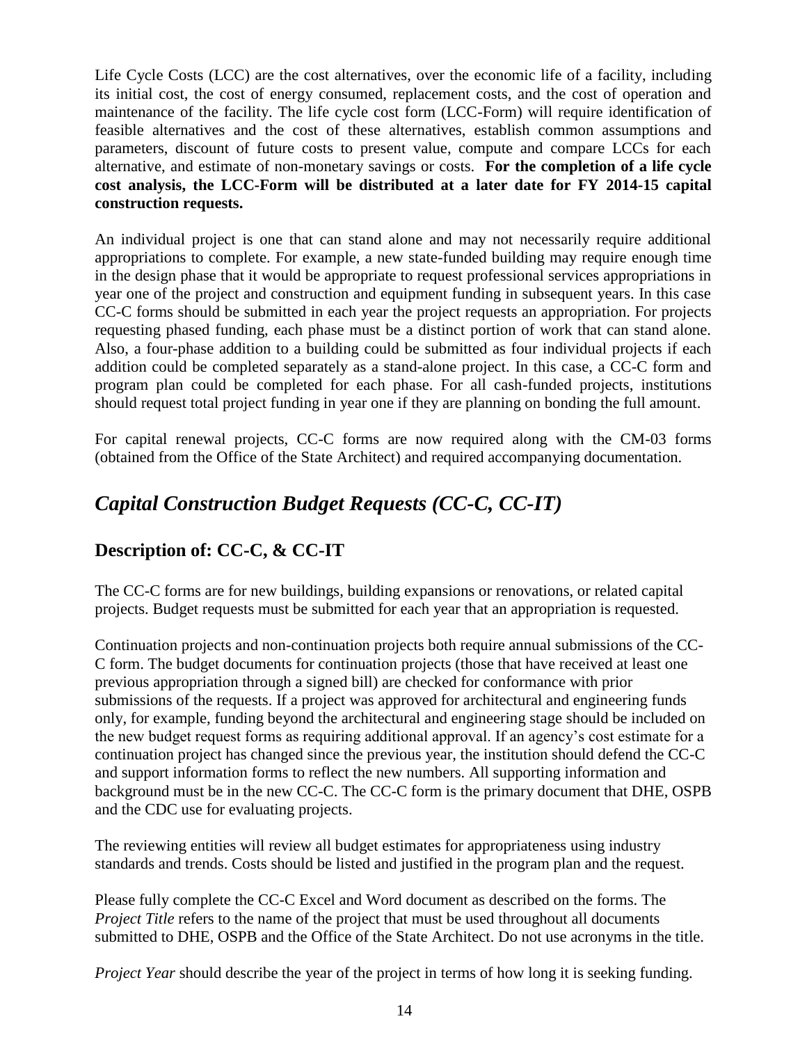Life Cycle Costs (LCC) are the cost alternatives, over the economic life of a facility, including its initial cost, the cost of energy consumed, replacement costs, and the cost of operation and maintenance of the facility. The life cycle cost form (LCC-Form) will require identification of feasible alternatives and the cost of these alternatives, establish common assumptions and parameters, discount of future costs to present value, compute and compare LCCs for each alternative, and estimate of non-monetary savings or costs. **For the completion of a life cycle cost analysis, the LCC-Form will be distributed at a later date for FY 2014-15 capital construction requests.**

An individual project is one that can stand alone and may not necessarily require additional appropriations to complete. For example, a new state-funded building may require enough time in the design phase that it would be appropriate to request professional services appropriations in year one of the project and construction and equipment funding in subsequent years. In this case CC-C forms should be submitted in each year the project requests an appropriation. For projects requesting phased funding, each phase must be a distinct portion of work that can stand alone. Also, a four-phase addition to a building could be submitted as four individual projects if each addition could be completed separately as a stand-alone project. In this case, a CC-C form and program plan could be completed for each phase. For all cash-funded projects, institutions should request total project funding in year one if they are planning on bonding the full amount.

For capital renewal projects, CC-C forms are now required along with the CM-03 forms (obtained from the Office of the State Architect) and required accompanying documentation.

## *Capital Construction Budget Requests (CC-C, CC-IT)*

### Description of: CC-C, & CC-IT

The CC-C forms are for new buildings, building expansions or renovations, or related capital projects. Budget requests must be submitted for each year that an appropriation is requested.

Continuation projects and non-continuation projects both require annual submissions of the CC-C form. The budget documents for continuation projects (those that have received at least one previous appropriation through a signed bill) are checked for conformance with prior submissions of the requests. If a project was approved for architectural and engineering funds only, for example, funding beyond the architectural and engineering stage should be included on the new budget request forms as requiring additional approval. If an agency's cost estimate for a continuation project has changed since the previous year, the institution should defend the CC-C and support information forms to reflect the new numbers. All supporting information and background must be in the new CC-C. The CC-C form is the primary document that DHE, OSPB and the CDC use for evaluating projects.

The reviewing entities will review all budget estimates for appropriateness using industry standards and trends. Costs should be listed and justified in the program plan and the request.

Please fully complete the CC-C Excel and Word document as described on the forms. The *Project Title* refers to the name of the project that must be used throughout all documents submitted to DHE, OSPB and the Office of the State Architect. Do not use acronyms in the title.

*Project Year* should describe the year of the project in terms of how long it is seeking funding.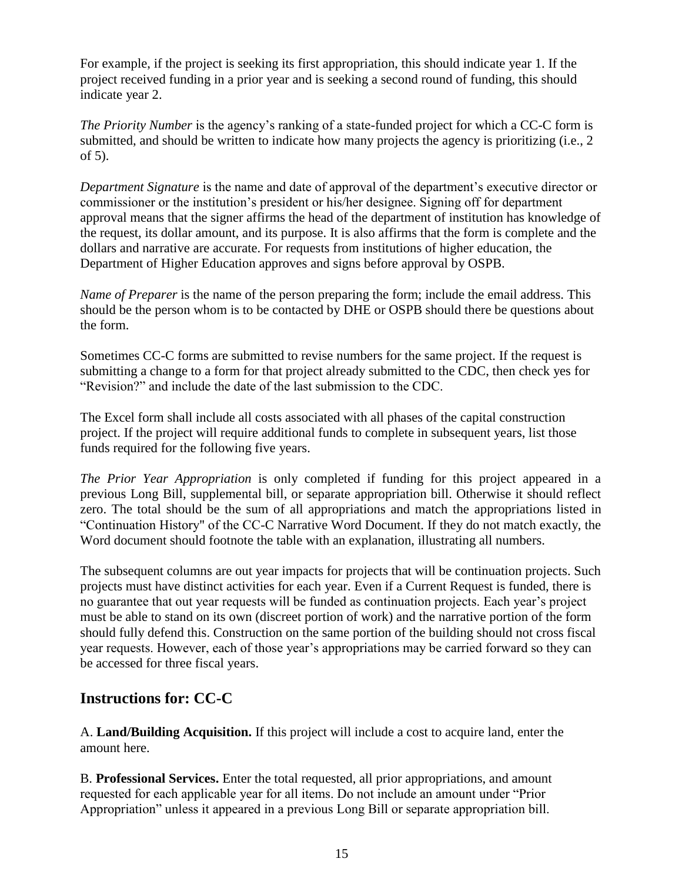For example, if the project is seeking its first appropriation, this should indicate year 1. If the project received funding in a prior year and is seeking a second round of funding, this should indicate year 2.

*The Priority Number* is the agency's ranking of a state-funded project for which a CC-C form is submitted, and should be written to indicate how many projects the agency is prioritizing (i.e., 2 of 5).

*Department Signature* is the name and date of approval of the department's executive director or commissioner or the institution's president or his/her designee. Signing off for department approval means that the signer affirms the head of the department of institution has knowledge of the request, its dollar amount, and its purpose. It is also affirms that the form is complete and the dollars and narrative are accurate. For requests from institutions of higher education, the Department of Higher Education approves and signs before approval by OSPB.

*Name of Preparer* is the name of the person preparing the form; include the email address. This should be the person whom is to be contacted by DHE or OSPB should there be questions about the form.

Sometimes CC-C forms are submitted to revise numbers for the same project. If the request is submitting a change to a form for that project already submitted to the CDC, then check yes for "Revision?" and include the date of the last submission to the CDC.

The Excel form shall include all costs associated with all phases of the capital construction project. If the project will require additional funds to complete in subsequent years, list those funds required for the following five years.

*The Prior Year Appropriation* is only completed if funding for this project appeared in a previous Long Bill, supplemental bill, or separate appropriation bill. Otherwise it should reflect zero. The total should be the sum of all appropriations and match the appropriations listed in "Continuation History" of the CC-C Narrative Word Document. If they do not match exactly, the Word document should footnote the table with an explanation, illustrating all numbers.

The subsequent columns are out year impacts for projects that will be continuation projects. Such projects must have distinct activities for each year. Even if a Current Request is funded, there is no guarantee that out year requests will be funded as continuation projects. Each year's project must be able to stand on its own (discreet portion of work) and the narrative portion of the form should fully defend this. Construction on the same portion of the building should not cross fiscal year requests. However, each of those year's appropriations may be carried forward so they can be accessed for three fiscal years.

## Instructions for: CC-C

A. **Land/Building Acquisition.** If this project will include a cost to acquire land, enter the amount here.

B. **Professional Services.** Enter the total requested, all prior appropriations, and amount requested for each applicable year for all items. Do not include an amount under "Prior Appropriation" unless it appeared in a previous Long Bill or separate appropriation bill.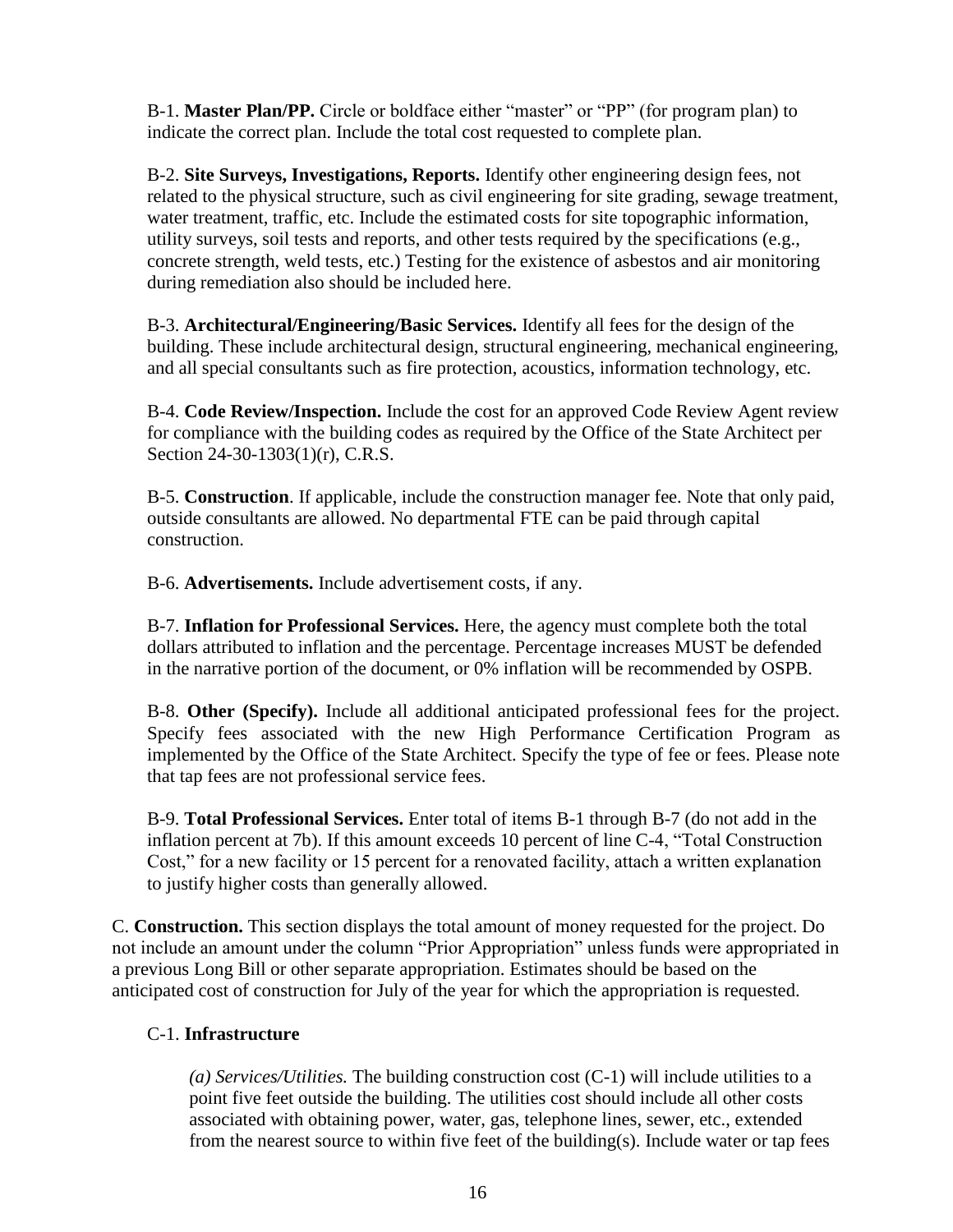B-1. **Master Plan/PP.** Circle or boldface either "master" or "PP" (for program plan) to indicate the correct plan. Include the total cost requested to complete plan.

B-2. **Site Surveys, Investigations, Reports.** Identify other engineering design fees, not related to the physical structure, such as civil engineering for site grading, sewage treatment, water treatment, traffic, etc. Include the estimated costs for site topographic information, utility surveys, soil tests and reports, and other tests required by the specifications (e.g., concrete strength, weld tests, etc.) Testing for the existence of asbestos and air monitoring during remediation also should be included here.

B-3. **Architectural/Engineering/Basic Services.** Identify all fees for the design of the building. These include architectural design, structural engineering, mechanical engineering, and all special consultants such as fire protection, acoustics, information technology, etc.

B-4. **Code Review/Inspection.** Include the cost for an approved Code Review Agent review for compliance with the building codes as required by the Office of the State Architect per Section 24-30-1303(1)(r), C.R.S.

B-5. **Construction**. If applicable, include the construction manager fee. Note that only paid, outside consultants are allowed. No departmental FTE can be paid through capital construction.

B-6. **Advertisements.** Include advertisement costs, if any.

B-7. **Inflation for Professional Services.** Here, the agency must complete both the total dollars attributed to inflation and the percentage. Percentage increases MUST be defended in the narrative portion of the document, or 0% inflation will be recommended by OSPB.

B-8. **Other (Specify).** Include all additional anticipated professional fees for the project. Specify fees associated with the new High Performance Certification Program as implemented by the Office of the State Architect. Specify the type of fee or fees. Please note that tap fees are not professional service fees.

B-9. **Total Professional Services.** Enter total of items B-1 through B-7 (do not add in the inflation percent at 7b). If this amount exceeds 10 percent of line C-4, "Total Construction Cost," for a new facility or 15 percent for a renovated facility, attach a written explanation to justify higher costs than generally allowed.

C. **Construction.** This section displays the total amount of money requested for the project. Do not include an amount under the column "Prior Appropriation" unless funds were appropriated in a previous Long Bill or other separate appropriation. Estimates should be based on the anticipated cost of construction for July of the year for which the appropriation is requested.

C-1. **Infrastructure**

*(a) Services/Utilities.* The building construction cost (C-1) will include utilities to a point five feet outside the building. The utilities cost should include all other costs associated with obtaining power, water, gas, telephone lines, sewer, etc., extended from the nearest source to within five feet of the building(s). Include water or tap fees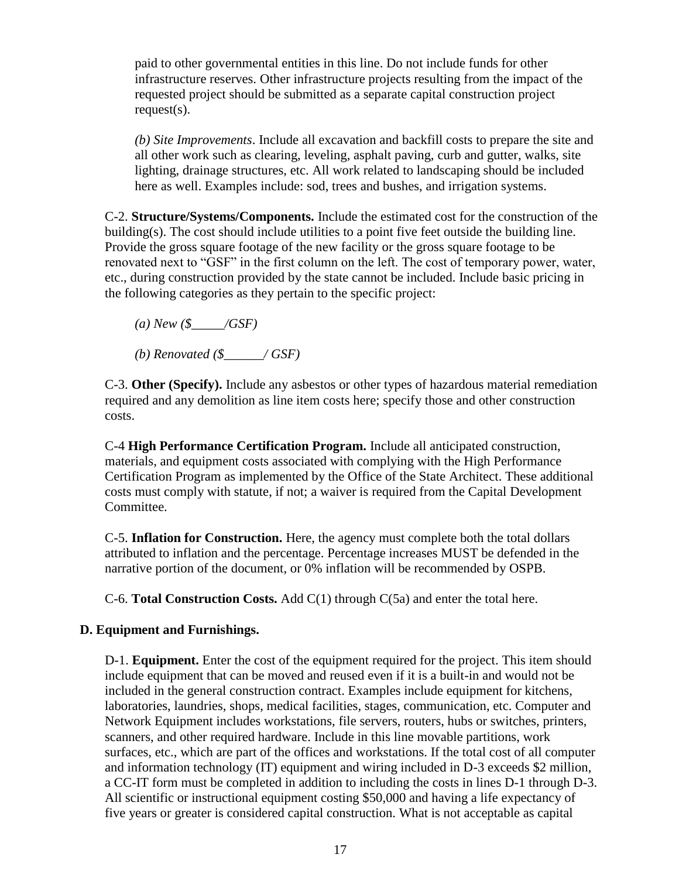paid to other governmental entities in this line. Do not include funds for other infrastructure reserves. Other infrastructure projects resulting from the impact of the requested project should be submitted as a separate capital construction project request(s).

*(b) Site Improvements*. Include all excavation and backfill costs to prepare the site and all other work such as clearing, leveling, asphalt paving, curb and gutter, walks, site lighting, drainage structures, etc. All work related to landscaping should be included here as well. Examples include: sod, trees and bushes, and irrigation systems.

C-2. **Structure/Systems/Components.** Include the estimated cost for the construction of the building(s). The cost should include utilities to a point five feet outside the building line. Provide the gross square footage of the new facility or the gross square footage to be renovated next to "GSF" in the first column on the left. The cost of temporary power, water, etc., during construction provided by the state cannot be included. Include basic pricing in the following categories as they pertain to the specific project:

*(a) New ($_____/GSF)*

*(b) Renovated ($______/ GSF)*

C-3. **Other (Specify).** Include any asbestos or other types of hazardous material remediation required and any demolition as line item costs here; specify those and other construction costs.

C-4 **High Performance Certification Program.** Include all anticipated construction, materials, and equipment costs associated with complying with the High Performance Certification Program as implemented by the Office of the State Architect. These additional costs must comply with statute, if not; a waiver is required from the Capital Development Committee.

C-5. **Inflation for Construction.** Here, the agency must complete both the total dollars attributed to inflation and the percentage. Percentage increases MUST be defended in the narrative portion of the document, or 0% inflation will be recommended by OSPB.

C-6. **Total Construction Costs.** Add C(1) through C(5a) and enter the total here.

**D. Equipment and Furnishings.**

D-1. **Equipment.** Enter the cost of the equipment required for the project. This item should include equipment that can be moved and reused even if it is a built-in and would not be included in the general construction contract. Examples include equipment for kitchens, laboratories, laundries, shops, medical facilities, stages, communication, etc. Computer and Network Equipment includes workstations, file servers, routers, hubs or switches, printers, scanners, and other required hardware. Include in this line movable partitions, work surfaces, etc., which are part of the offices and workstations. If the total cost of all computer and information technology (IT) equipment and wiring included in D-3 exceeds $2 million, a CC-IT form must be completed in addition to including the costs in lines D-1 through D-3. All scientific or instructional equipment costing $50,000 and having a life expectancy of five years or greater is considered capital construction. What is not acceptable as capital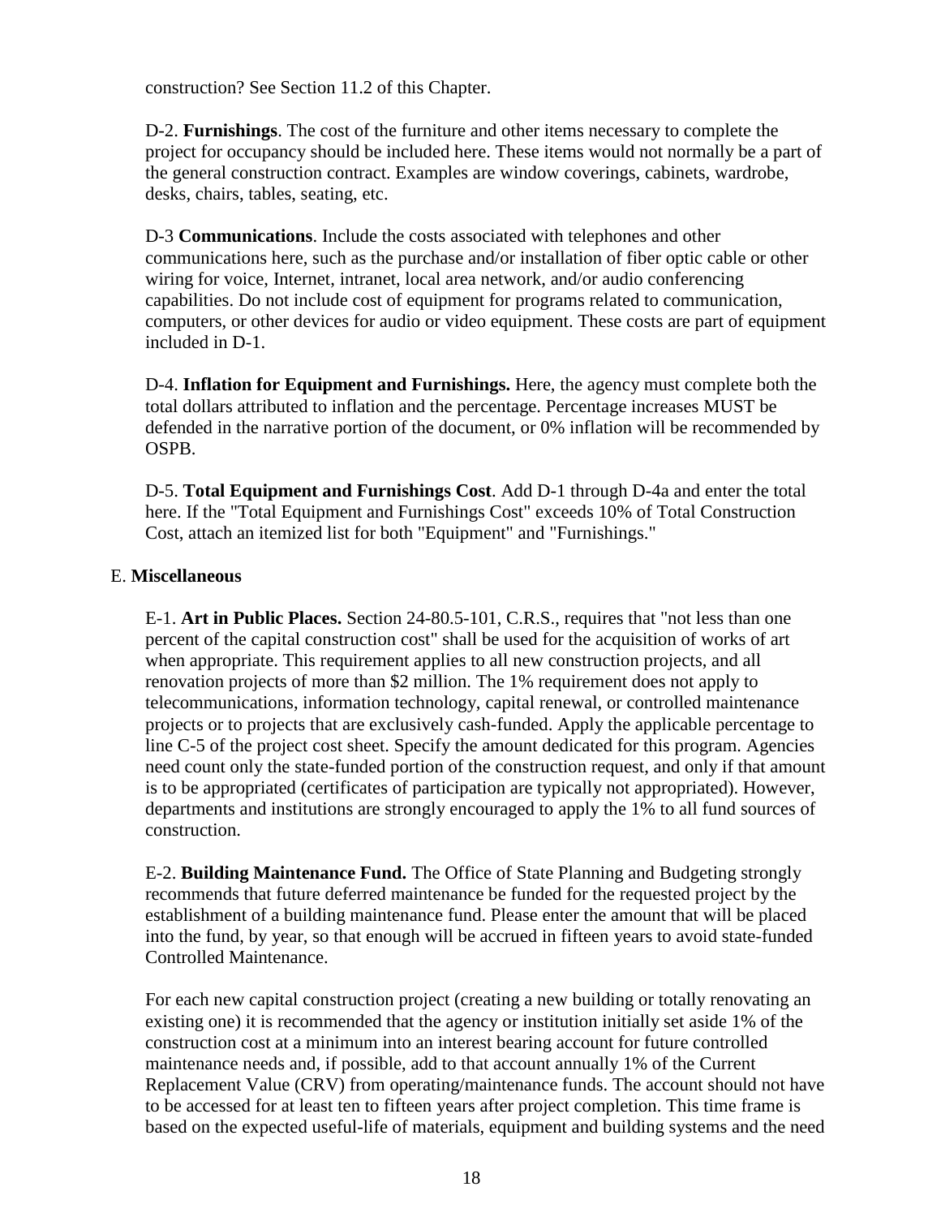construction? See Section 11.2 of this Chapter.

D-2. **Furnishings**. The cost of the furniture and other items necessary to complete the project for occupancy should be included here. These items would not normally be a part of the general construction contract. Examples are window coverings, cabinets, wardrobe, desks, chairs, tables, seating, etc.

D-3 **Communications**. Include the costs associated with telephones and other communications here, such as the purchase and/or installation of fiber optic cable or other wiring for voice, Internet, intranet, local area network, and/or audio conferencing capabilities. Do not include cost of equipment for programs related to communication, computers, or other devices for audio or video equipment. These costs are part of equipment included in D-1.

D-4. **Inflation for Equipment and Furnishings.** Here, the agency must complete both the total dollars attributed to inflation and the percentage. Percentage increases MUST be defended in the narrative portion of the document, or 0% inflation will be recommended by OSPB.

D-5. **Total Equipment and Furnishings Cost**. Add D-1 through D-4a and enter the total here. If the "Total Equipment and Furnishings Cost" exceeds 10% of Total Construction Cost, attach an itemized list for both "Equipment" and "Furnishings."

E. **Miscellaneous**

E-1. **Art in Public Places.** Section 24-80.5-101, C.R.S., requires that "not less than one percent of the capital construction cost" shall be used for the acquisition of works of art when appropriate. This requirement applies to all new construction projects, and all renovation projects of more than $2 million. The 1% requirement does not apply to telecommunications, information technology, capital renewal, or controlled maintenance projects or to projects that are exclusively cash-funded. Apply the applicable percentage to line C-5 of the project cost sheet. Specify the amount dedicated for this program. Agencies need count only the state-funded portion of the construction request, and only if that amount is to be appropriated (certificates of participation are typically not appropriated). However, departments and institutions are strongly encouraged to apply the 1% to all fund sources of construction.

E-2. **Building Maintenance Fund.** The Office of State Planning and Budgeting strongly recommends that future deferred maintenance be funded for the requested project by the establishment of a building maintenance fund. Please enter the amount that will be placed into the fund, by year, so that enough will be accrued in fifteen years to avoid state-funded Controlled Maintenance.

For each new capital construction project (creating a new building or totally renovating an existing one) it is recommended that the agency or institution initially set aside 1% of the construction cost at a minimum into an interest bearing account for future controlled maintenance needs and, if possible, add to that account annually 1% of the Current Replacement Value (CRV) from operating/maintenance funds. The account should not have to be accessed for at least ten to fifteen years after project completion. This time frame is based on the expected useful-life of materials, equipment and building systems and the need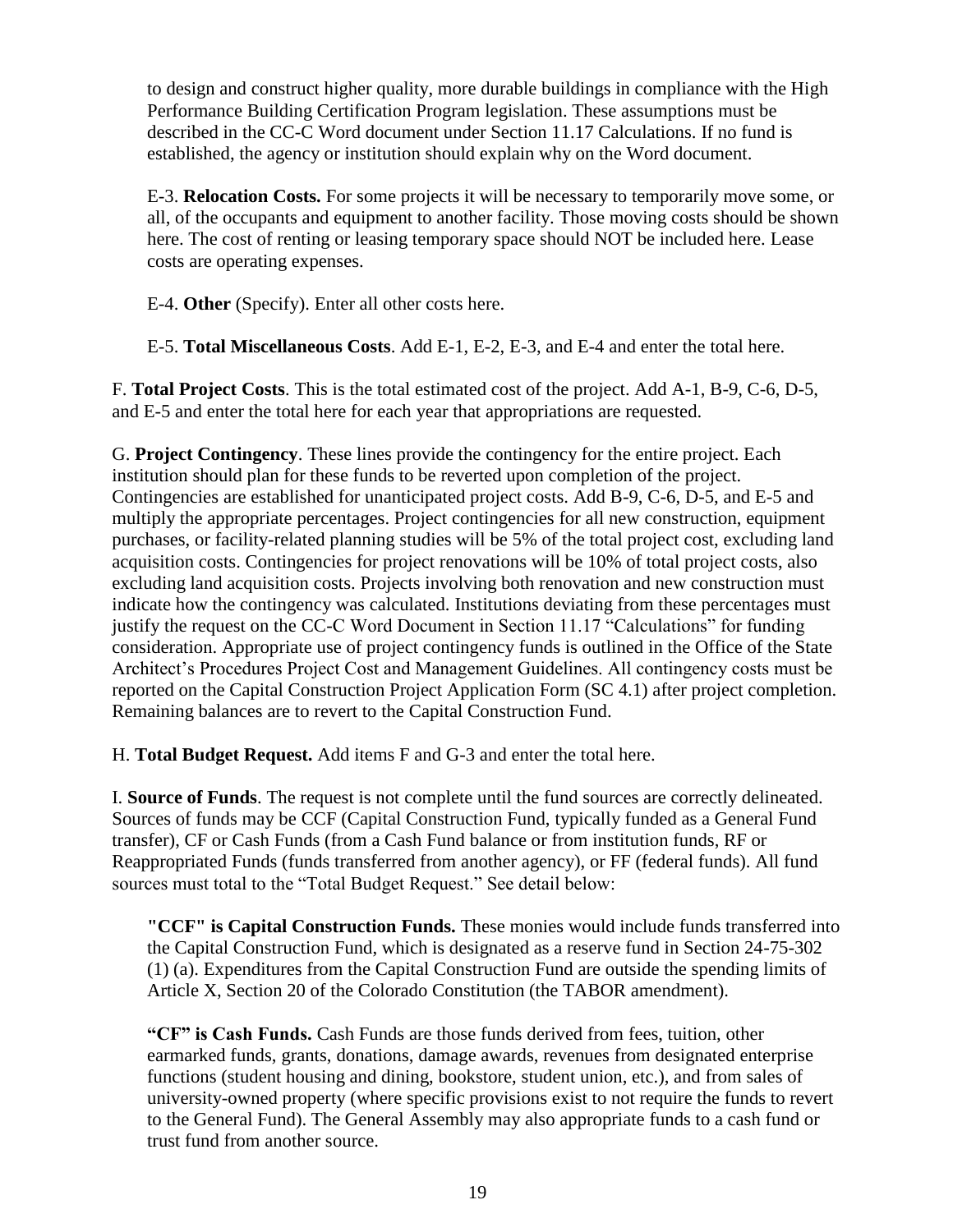to design and construct higher quality, more durable buildings in compliance with the High Performance Building Certification Program legislation. These assumptions must be described in the CC-C Word document under Section 11.17 Calculations. If no fund is established, the agency or institution should explain why on the Word document.

E-3. **Relocation Costs.** For some projects it will be necessary to temporarily move some, or all, of the occupants and equipment to another facility. Those moving costs should be shown here. The cost of renting or leasing temporary space should NOT be included here. Lease costs are operating expenses.

E-4. **Other** (Specify). Enter all other costs here.

E-5. **Total Miscellaneous Costs**. Add E-1, E-2, E-3, and E-4 and enter the total here.

F. **Total Project Costs**. This is the total estimated cost of the project. Add A-1, B-9, C-6, D-5, and E-5 and enter the total here for each year that appropriations are requested.

G. **Project Contingency**. These lines provide the contingency for the entire project. Each institution should plan for these funds to be reverted upon completion of the project. Contingencies are established for unanticipated project costs. Add B-9, C-6, D-5, and E-5 and multiply the appropriate percentages. Project contingencies for all new construction, equipment purchases, or facility-related planning studies will be 5% of the total project cost, excluding land acquisition costs. Contingencies for project renovations will be 10% of total project costs, also excluding land acquisition costs. Projects involving both renovation and new construction must indicate how the contingency was calculated. Institutions deviating from these percentages must justify the request on the CC-C Word Document in Section 11.17 "Calculations" for funding consideration. Appropriate use of project contingency funds is outlined in the Office of the State Architect's Procedures Project Cost and Management Guidelines. All contingency costs must be reported on the Capital Construction Project Application Form (SC 4.1) after project completion. Remaining balances are to revert to the Capital Construction Fund.

H. **Total Budget Request.** Add items F and G-3 and enter the total here.

I. **Source of Funds**. The request is not complete until the fund sources are correctly delineated. Sources of funds may be CCF (Capital Construction Fund, typically funded as a General Fund transfer), CF or Cash Funds (from a Cash Fund balance or from institution funds, RF or Reappropriated Funds (funds transferred from another agency), or FF (federal funds). All fund sources must total to the "Total Budget Request." See detail below:

**"CCF" is Capital Construction Funds.** These monies would include funds transferred into the Capital Construction Fund, which is designated as a reserve fund in Section 24-75-302 (1) (a). Expenditures from the Capital Construction Fund are outside the spending limits of Article X, Section 20 of the Colorado Constitution (the TABOR amendment).

**"CF" is Cash Funds.** Cash Funds are those funds derived from fees, tuition, other earmarked funds, grants, donations, damage awards, revenues from designated enterprise functions (student housing and dining, bookstore, student union, etc.), and from sales of university-owned property (where specific provisions exist to not require the funds to revert to the General Fund). The General Assembly may also appropriate funds to a cash fund or trust fund from another source.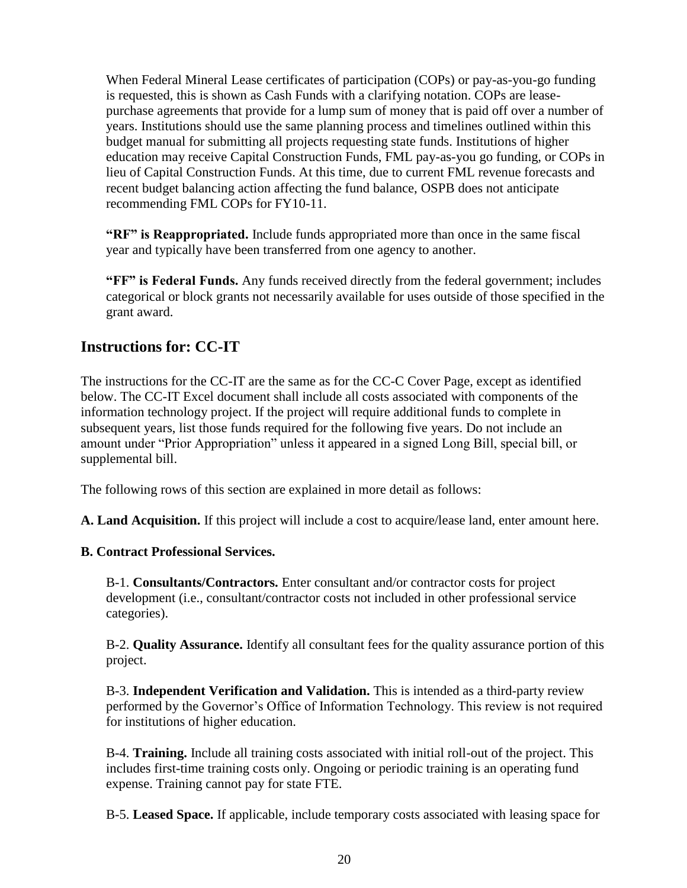When Federal Mineral Lease certificates of participation (COPs) or pay-as-you-go funding is requested, this is shown as Cash Funds with a clarifying notation. COPs are lease-purchase agreements that provide for a lump sum of money that is paid off over a number of years. Institutions should use the same planning process and timelines outlined within this budget manual for submitting all projects requesting state funds. Institutions of higher education may receive Capital Construction Funds, FML pay-as-you go funding, or COPs in lieu of Capital Construction Funds. At this time, due to current FML revenue forecasts and recent budget balancing action affecting the fund balance, OSPB does not anticipate recommending FML COPs for FY10-11.

**"RF" is Reappropriated.** Include funds appropriated more than once in the same fiscal year and typically have been transferred from one agency to another.

**"FF" is Federal Funds.** Any funds received directly from the federal government; includes categorical or block grants not necessarily available for uses outside of those specified in the grant award.

## Instructions for: CC-IT

The instructions for the CC-IT are the same as for the CC-C Cover Page, except as identified below. The CC-IT Excel document shall include all costs associated with components of the information technology project. If the project will require additional funds to complete in subsequent years, list those funds required for the following five years. Do not include an amount under "Prior Appropriation" unless it appeared in a signed Long Bill, special bill, or supplemental bill.

The following rows of this section are explained in more detail as follows:

**A. Land Acquisition.** If this project will include a cost to acquire/lease land, enter amount here.

**B. Contract Professional Services.**

B-1. **Consultants/Contractors.** Enter consultant and/or contractor costs for project development (i.e., consultant/contractor costs not included in other professional service categories).

B-2. **Quality Assurance.** Identify all consultant fees for the quality assurance portion of this project.

B-3. **Independent Verification and Validation.** This is intended as a third-party review performed by the Governor's Office of Information Technology. This review is not required for institutions of higher education.

B-4. **Training.** Include all training costs associated with initial roll-out of the project. This includes first-time training costs only. Ongoing or periodic training is an operating fund expense. Training cannot pay for state FTE.

B-5. **Leased Space.** If applicable, include temporary costs associated with leasing space for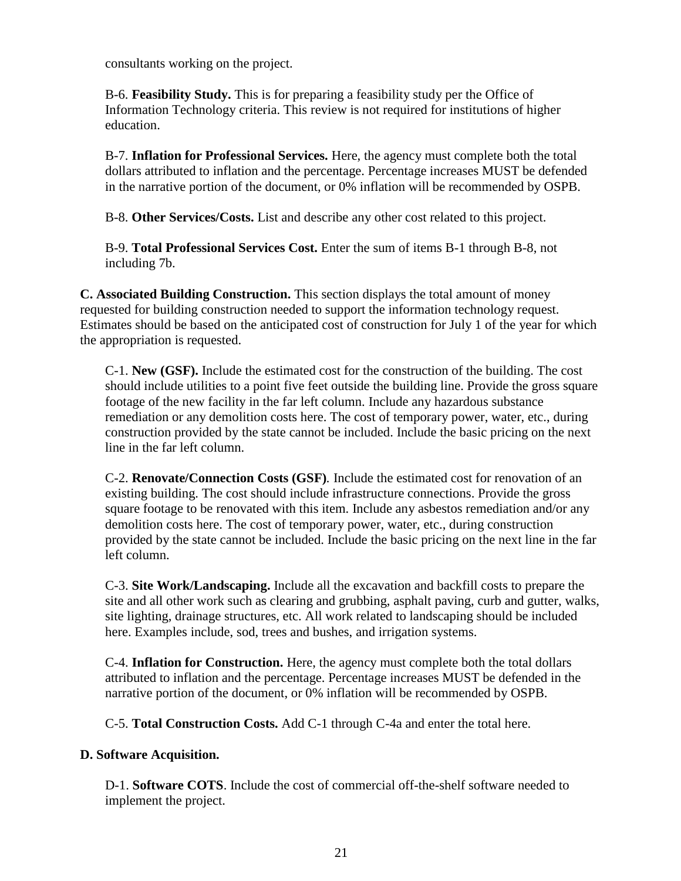consultants working on the project.

B-6. **Feasibility Study.** This is for preparing a feasibility study per the Office of Information Technology criteria. This review is not required for institutions of higher education.

B-7. **Inflation for Professional Services.** Here, the agency must complete both the total dollars attributed to inflation and the percentage. Percentage increases MUST be defended in the narrative portion of the document, or 0% inflation will be recommended by OSPB.

B-8. **Other Services/Costs.** List and describe any other cost related to this project.

B-9. **Total Professional Services Cost.** Enter the sum of items B-1 through B-8, not including 7b.

**C. Associated Building Construction.** This section displays the total amount of money requested for building construction needed to support the information technology request. Estimates should be based on the anticipated cost of construction for July 1 of the year for which the appropriation is requested.

C-1. **New (GSF).** Include the estimated cost for the construction of the building. The cost should include utilities to a point five feet outside the building line. Provide the gross square footage of the new facility in the far left column. Include any hazardous substance remediation or any demolition costs here. The cost of temporary power, water, etc., during construction provided by the state cannot be included. Include the basic pricing on the next line in the far left column.

C-2. **Renovate/Connection Costs (GSF)**. Include the estimated cost for renovation of an existing building. The cost should include infrastructure connections. Provide the gross square footage to be renovated with this item. Include any asbestos remediation and/or any demolition costs here. The cost of temporary power, water, etc., during construction provided by the state cannot be included. Include the basic pricing on the next line in the far left column.

C-3. **Site Work/Landscaping.** Include all the excavation and backfill costs to prepare the site and all other work such as clearing and grubbing, asphalt paving, curb and gutter, walks, site lighting, drainage structures, etc. All work related to landscaping should be included here. Examples include, sod, trees and bushes, and irrigation systems.

C-4. **Inflation for Construction.** Here, the agency must complete both the total dollars attributed to inflation and the percentage. Percentage increases MUST be defended in the narrative portion of the document, or 0% inflation will be recommended by OSPB.

C-5. **Total Construction Costs.** Add C-1 through C-4a and enter the total here.

**D. Software Acquisition.**

D-1. **Software COTS**. Include the cost of commercial off-the-shelf software needed to implement the project.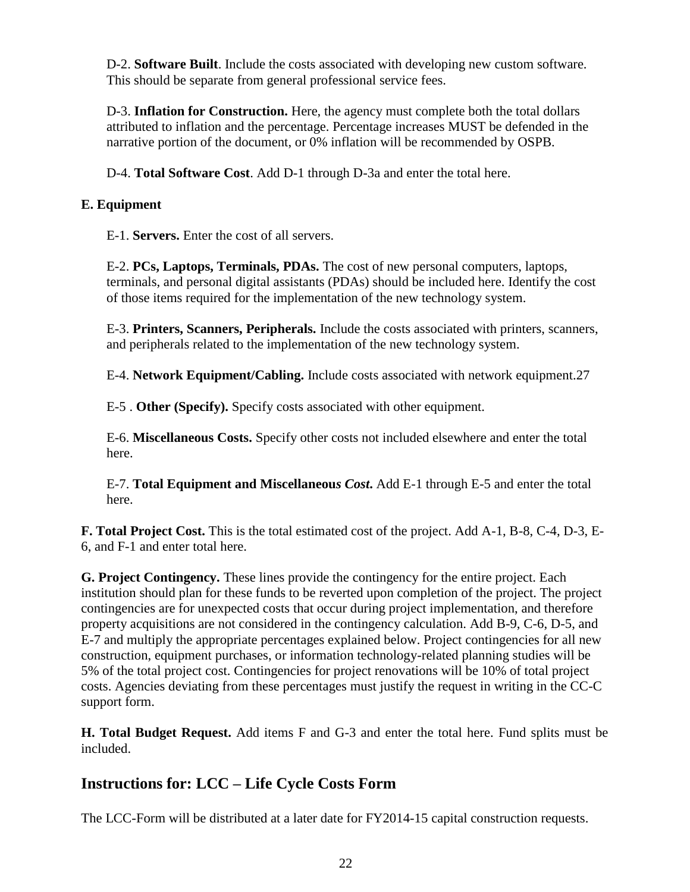D-2. **Software Built**. Include the costs associated with developing new custom software. This should be separate from general professional service fees.

D-3. **Inflation for Construction.** Here, the agency must complete both the total dollars attributed to inflation and the percentage. Percentage increases MUST be defended in the narrative portion of the document, or 0% inflation will be recommended by OSPB.

D-4. **Total Software Cost**. Add D-1 through D-3a and enter the total here.

**E. Equipment**

E-1. **Servers.** Enter the cost of all servers.

E-2. **PCs, Laptops, Terminals, PDAs.** The cost of new personal computers, laptops, terminals, and personal digital assistants (PDAs) should be included here. Identify the cost of those items required for the implementation of the new technology system.

E-3. **Printers, Scanners, Peripherals.** Include the costs associated with printers, scanners, and peripherals related to the implementation of the new technology system.

E-4. **Network Equipment/Cabling.** Include costs associated with network equipment.27

E-5 . **Other (Specify).** Specify costs associated with other equipment.

E-6. **Miscellaneous Costs.** Specify other costs not included elsewhere and enter the total here.

E-7. **Total Equipment and Miscellaneous** ***Cost.*** Add E-1 through E-5 and enter the total here.

**F. Total Project Cost.** This is the total estimated cost of the project. Add A-1, B-8, C-4, D-3, E-6, and F-1 and enter total here.

**G. Project Contingency.** These lines provide the contingency for the entire project. Each institution should plan for these funds to be reverted upon completion of the project. The project contingencies are for unexpected costs that occur during project implementation, and therefore property acquisitions are not considered in the contingency calculation. Add B-9, C-6, D-5, and E-7 and multiply the appropriate percentages explained below. Project contingencies for all new construction, equipment purchases, or information technology-related planning studies will be 5% of the total project cost. Contingencies for project renovations will be 10% of total project costs. Agencies deviating from these percentages must justify the request in writing in the CC-C support form.

**H. Total Budget Request.** Add items F and G-3 and enter the total here. Fund splits must be included.

## Instructions for: LCC – Life Cycle Costs Form

The LCC-Form will be distributed at a later date for FY2014-15 capital construction requests.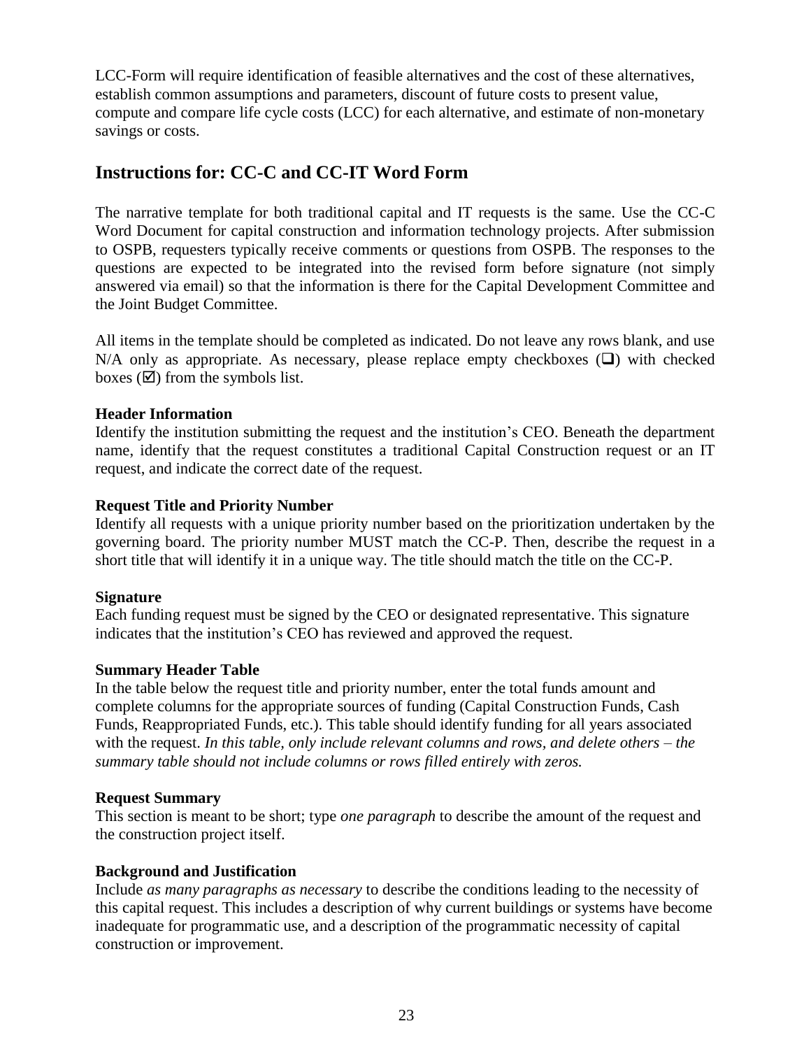LCC-Form will require identification of feasible alternatives and the cost of these alternatives, establish common assumptions and parameters, discount of future costs to present value, compute and compare life cycle costs (LCC) for each alternative, and estimate of non-monetary savings or costs.

## Instructions for: CC-C and CC-IT Word Form

The narrative template for both traditional capital and IT requests is the same. Use the CC-C Word Document for capital construction and information technology projects. After submission to OSPB, requesters typically receive comments or questions from OSPB. The responses to the questions are expected to be integrated into the revised form before signature (not simply answered via email) so that the information is there for the Capital Development Committee and the Joint Budget Committee.

All items in the template should be completed as indicated. Do not leave any rows blank, and use N/A only as appropriate. As necessary, please replace empty checkboxes (❑) with checked boxes (☑) from the symbols list.

**Header Information**
Identify the institution submitting the request and the institution's CEO. Beneath the department name, identify that the request constitutes a traditional Capital Construction request or an IT request, and indicate the correct date of the request.

**Request Title and Priority Number**
Identify all requests with a unique priority number based on the prioritization undertaken by the governing board. The priority number MUST match the CC-P. Then, describe the request in a short title that will identify it in a unique way. The title should match the title on the CC-P.

**Signature**
Each funding request must be signed by the CEO or designated representative. This signature indicates that the institution's CEO has reviewed and approved the request.

**Summary Header Table**
In the table below the request title and priority number, enter the total funds amount and complete columns for the appropriate sources of funding (Capital Construction Funds, Cash Funds, Reappropriated Funds, etc.). This table should identify funding for all years associated with the request. *In this table, only include relevant columns and rows, and delete others – the summary table should not include columns or rows filled entirely with zeros.*

**Request Summary**
This section is meant to be short; type *one paragraph* to describe the amount of the request and the construction project itself.

**Background and Justification**
Include *as many paragraphs as necessary* to describe the conditions leading to the necessity of this capital request. This includes a description of why current buildings or systems have become inadequate for programmatic use, and a description of the programmatic necessity of capital construction or improvement.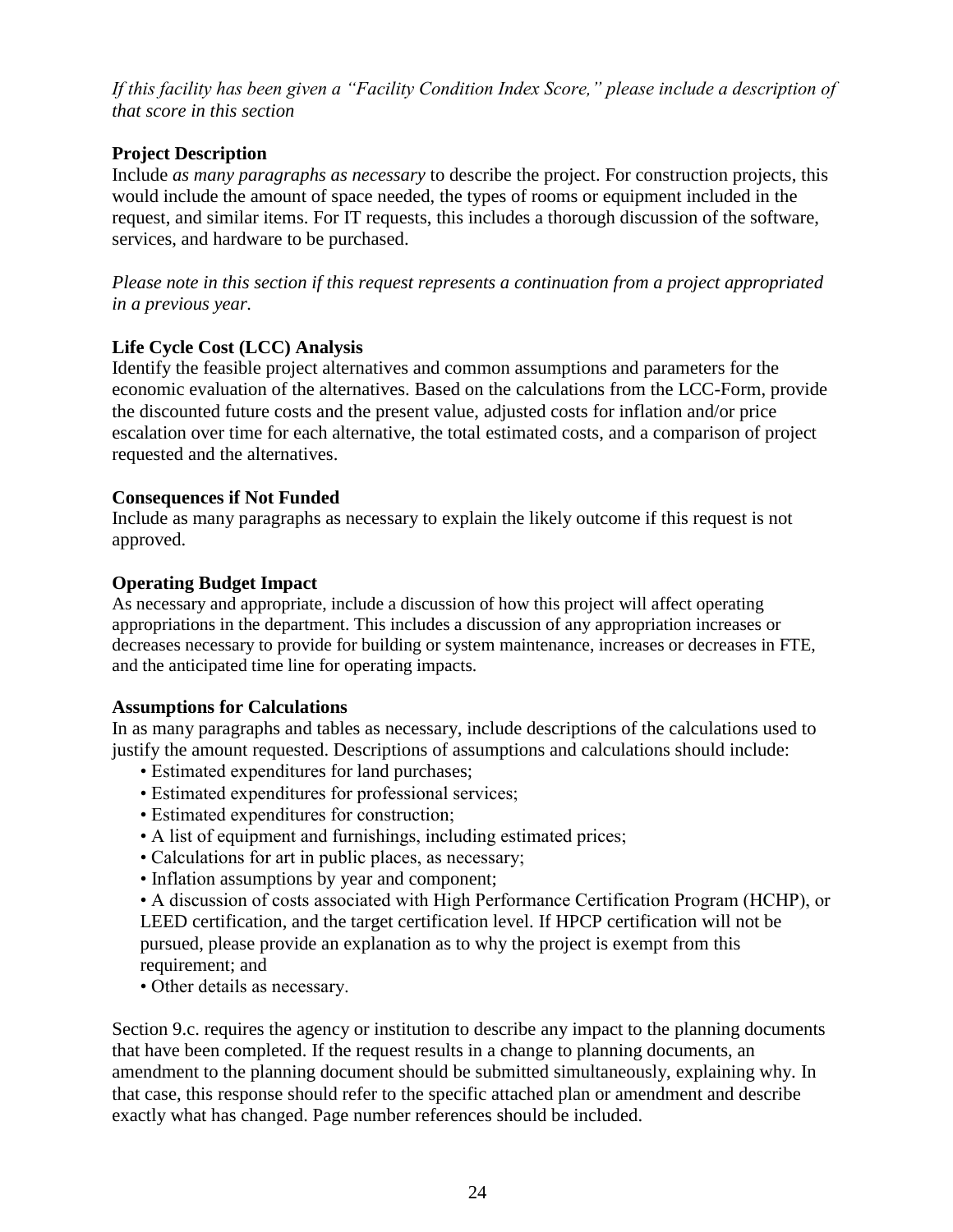*If this facility has been given a "Facility Condition Index Score," please include a description of that score in this section*

**Project Description**

Include *as many paragraphs as necessary* to describe the project. For construction projects, this would include the amount of space needed, the types of rooms or equipment included in the request, and similar items. For IT requests, this includes a thorough discussion of the software, services, and hardware to be purchased.

*Please note in this section if this request represents a continuation from a project appropriated in a previous year.*

**Life Cycle Cost (LCC) Analysis**

Identify the feasible project alternatives and common assumptions and parameters for the economic evaluation of the alternatives. Based on the calculations from the LCC-Form, provide the discounted future costs and the present value, adjusted costs for inflation and/or price escalation over time for each alternative, the total estimated costs, and a comparison of project requested and the alternatives.

**Consequences if Not Funded**

Include as many paragraphs as necessary to explain the likely outcome if this request is not approved.

**Operating Budget Impact**

As necessary and appropriate, include a discussion of how this project will affect operating appropriations in the department. This includes a discussion of any appropriation increases or decreases necessary to provide for building or system maintenance, increases or decreases in FTE, and the anticipated time line for operating impacts.

**Assumptions for Calculations**

In as many paragraphs and tables as necessary, include descriptions of the calculations used to justify the amount requested. Descriptions of assumptions and calculations should include:

- Estimated expenditures for land purchases;
- Estimated expenditures for professional services;
- Estimated expenditures for construction;
- A list of equipment and furnishings, including estimated prices;
- Calculations for art in public places, as necessary;
- Inflation assumptions by year and component;
- A discussion of costs associated with High Performance Certification Program (HCHP), or LEED certification, and the target certification level. If HPCP certification will not be pursued, please provide an explanation as to why the project is exempt from this requirement; and
- Other details as necessary.

Section 9.c. requires the agency or institution to describe any impact to the planning documents that have been completed. If the request results in a change to planning documents, an amendment to the planning document should be submitted simultaneously, explaining why. In that case, this response should refer to the specific attached plan or amendment and describe exactly what has changed. Page number references should be included.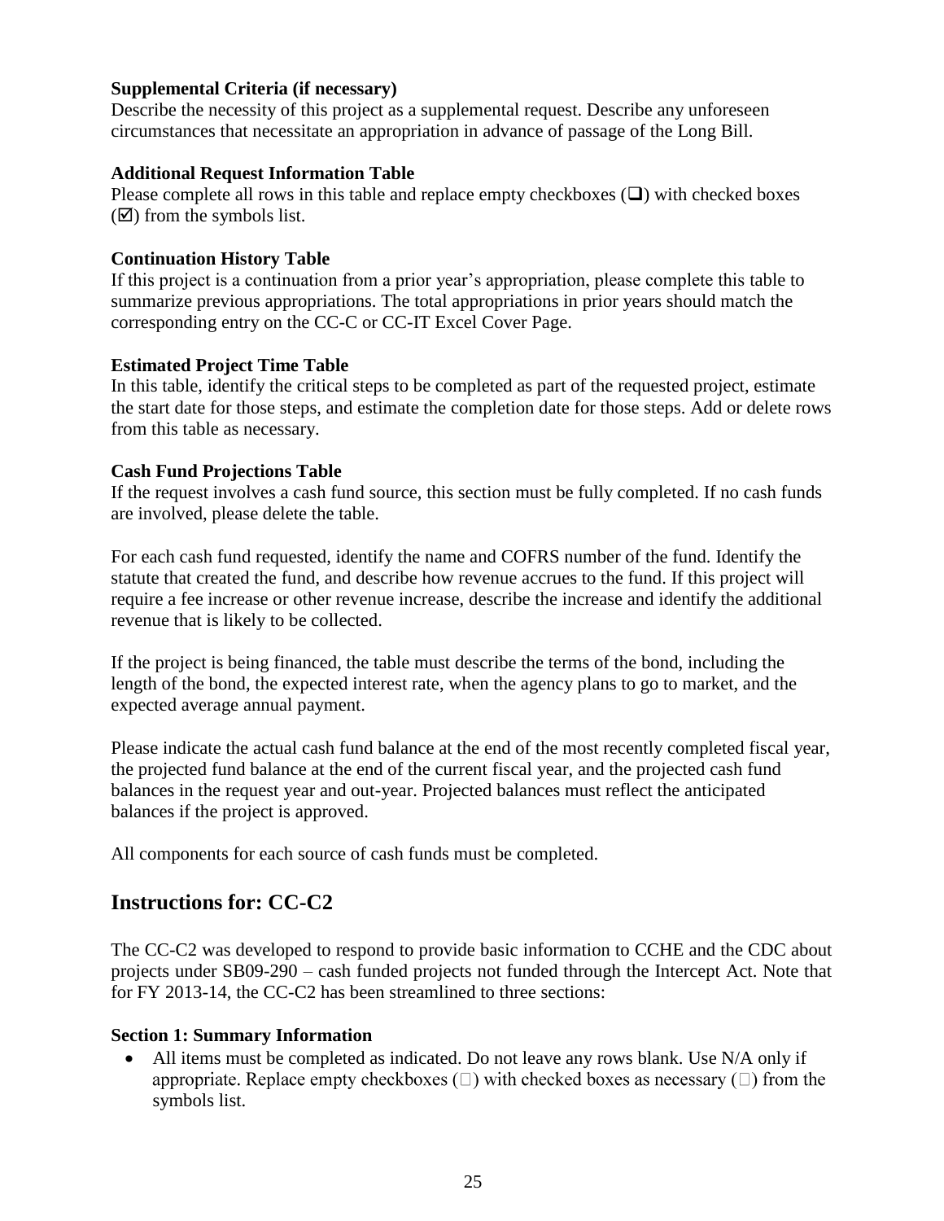**Supplemental Criteria (if necessary)**
Describe the necessity of this project as a supplemental request. Describe any unforeseen circumstances that necessitate an appropriation in advance of passage of the Long Bill.

**Additional Request Information Table**
Please complete all rows in this table and replace empty checkboxes (❑) with checked boxes (☑) from the symbols list.

**Continuation History Table**
If this project is a continuation from a prior year's appropriation, please complete this table to summarize previous appropriations. The total appropriations in prior years should match the corresponding entry on the CC-C or CC-IT Excel Cover Page.

**Estimated Project Time Table**
In this table, identify the critical steps to be completed as part of the requested project, estimate the start date for those steps, and estimate the completion date for those steps. Add or delete rows from this table as necessary.

**Cash Fund Projections Table**
If the request involves a cash fund source, this section must be fully completed. If no cash funds are involved, please delete the table.

For each cash fund requested, identify the name and COFRS number of the fund. Identify the statute that created the fund, and describe how revenue accrues to the fund. If this project will require a fee increase or other revenue increase, describe the increase and identify the additional revenue that is likely to be collected.

If the project is being financed, the table must describe the terms of the bond, including the length of the bond, the expected interest rate, when the agency plans to go to market, and the expected average annual payment.

Please indicate the actual cash fund balance at the end of the most recently completed fiscal year, the projected fund balance at the end of the current fiscal year, and the projected cash fund balances in the request year and out-year. Projected balances must reflect the anticipated balances if the project is approved.

All components for each source of cash funds must be completed.

## Instructions for: CC-C2

The CC-C2 was developed to respond to provide basic information to CCHE and the CDC about projects under SB09-290 – cash funded projects not funded through the Intercept Act. Note that for FY 2013-14, the CC-C2 has been streamlined to three sections:

**Section 1: Summary Information**

- All items must be completed as indicated. Do not leave any rows blank. Use N/A only if appropriate. Replace empty checkboxes (□) with checked boxes as necessary (□) from the symbols list.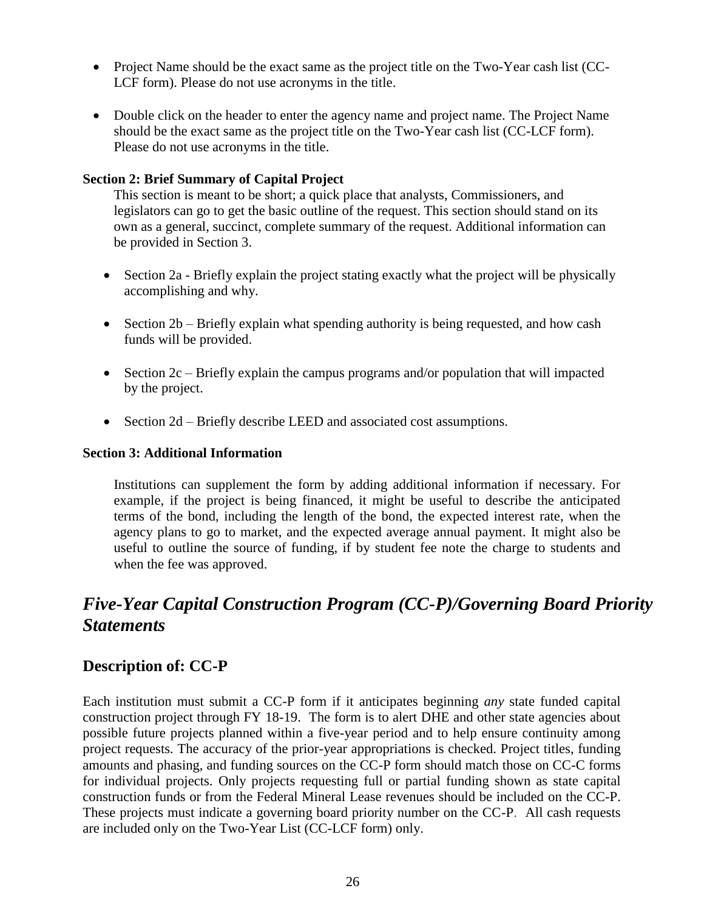- Project Name should be the exact same as the project title on the Two-Year cash list (CC-LCF form). Please do not use acronyms in the title.

- Double click on the header to enter the agency name and project name. The Project Name should be the exact same as the project title on the Two-Year cash list (CC-LCF form). Please do not use acronyms in the title.

**Section 2: Brief Summary of Capital Project**

This section is meant to be short; a quick place that analysts, Commissioners, and legislators can go to get the basic outline of the request. This section should stand on its own as a general, succinct, complete summary of the request. Additional information can be provided in Section 3.

- Section 2a - Briefly explain the project stating exactly what the project will be physically accomplishing and why.

- Section 2b – Briefly explain what spending authority is being requested, and how cash funds will be provided.

- Section 2c – Briefly explain the campus programs and/or population that will impacted by the project.

- Section 2d – Briefly describe LEED and associated cost assumptions.

**Section 3: Additional Information**

Institutions can supplement the form by adding additional information if necessary. For example, if the project is being financed, it might be useful to describe the anticipated terms of the bond, including the length of the bond, the expected interest rate, when the agency plans to go to market, and the expected average annual payment. It might also be useful to outline the source of funding, if by student fee note the charge to students and when the fee was approved.

# *Five-Year Capital Construction Program (CC-P)/Governing Board Priority Statements*

## Description of: CC-P

Each institution must submit a CC-P form if it anticipates beginning *any* state funded capital construction project through FY 18-19. The form is to alert DHE and other state agencies about possible future projects planned within a five-year period and to help ensure continuity among project requests. The accuracy of the prior-year appropriations is checked. Project titles, funding amounts and phasing, and funding sources on the CC-P form should match those on CC-C forms for individual projects. Only projects requesting full or partial funding shown as state capital construction funds or from the Federal Mineral Lease revenues should be included on the CC-P. These projects must indicate a governing board priority number on the CC-P. All cash requests are included only on the Two-Year List (CC-LCF form) only.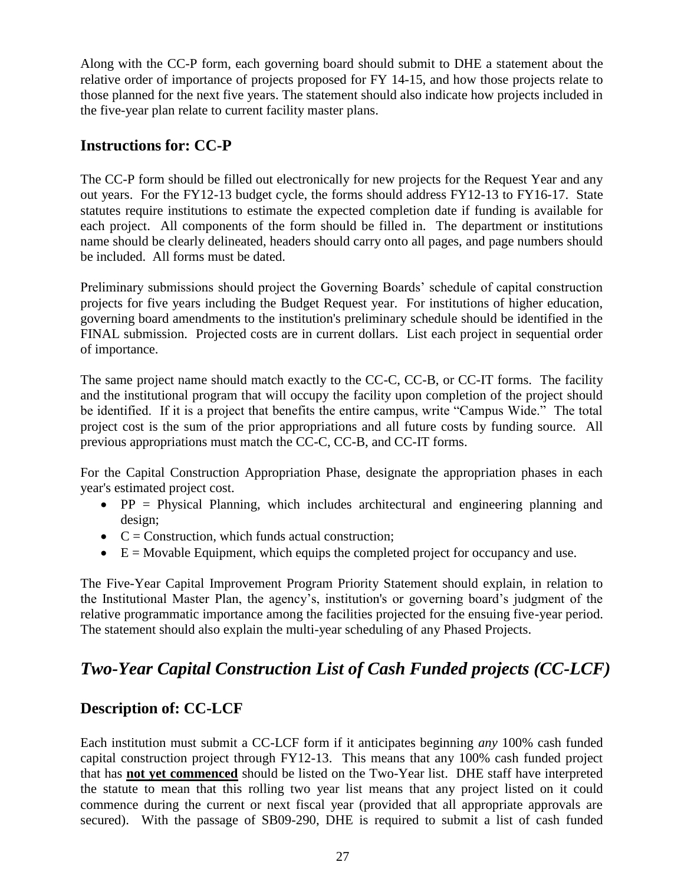Along with the CC-P form, each governing board should submit to DHE a statement about the relative order of importance of projects proposed for FY 14-15, and how those projects relate to those planned for the next five years. The statement should also indicate how projects included in the five-year plan relate to current facility master plans.

## Instructions for: CC-P

The CC-P form should be filled out electronically for new projects for the Request Year and any out years. For the FY12-13 budget cycle, the forms should address FY12-13 to FY16-17. State statutes require institutions to estimate the expected completion date if funding is available for each project. All components of the form should be filled in. The department or institutions name should be clearly delineated, headers should carry onto all pages, and page numbers should be included. All forms must be dated.

Preliminary submissions should project the Governing Boards' schedule of capital construction projects for five years including the Budget Request year. For institutions of higher education, governing board amendments to the institution's preliminary schedule should be identified in the FINAL submission. Projected costs are in current dollars. List each project in sequential order of importance.

The same project name should match exactly to the CC-C, CC-B, or CC-IT forms. The facility and the institutional program that will occupy the facility upon completion of the project should be identified. If it is a project that benefits the entire campus, write "Campus Wide." The total project cost is the sum of the prior appropriations and all future costs by funding source. All previous appropriations must match the CC-C, CC-B, and CC-IT forms.

For the Capital Construction Appropriation Phase, designate the appropriation phases in each year's estimated project cost.

- PP = Physical Planning, which includes architectural and engineering planning and design;
- C = Construction, which funds actual construction;
- E = Movable Equipment, which equips the completed project for occupancy and use.

The Five-Year Capital Improvement Program Priority Statement should explain, in relation to the Institutional Master Plan, the agency's, institution's or governing board's judgment of the relative programmatic importance among the facilities projected for the ensuing five-year period. The statement should also explain the multi-year scheduling of any Phased Projects.

# *Two-Year Capital Construction List of Cash Funded projects (CC-LCF)*

## Description of: CC-LCF

Each institution must submit a CC-LCF form if it anticipates beginning *any* 100% cash funded capital construction project through FY12-13. This means that any 100% cash funded project that has **not yet commenced** should be listed on the Two-Year list. DHE staff have interpreted the statute to mean that this rolling two year list means that any project listed on it could commence during the current or next fiscal year (provided that all appropriate approvals are secured). With the passage of SB09-290, DHE is required to submit a list of cash funded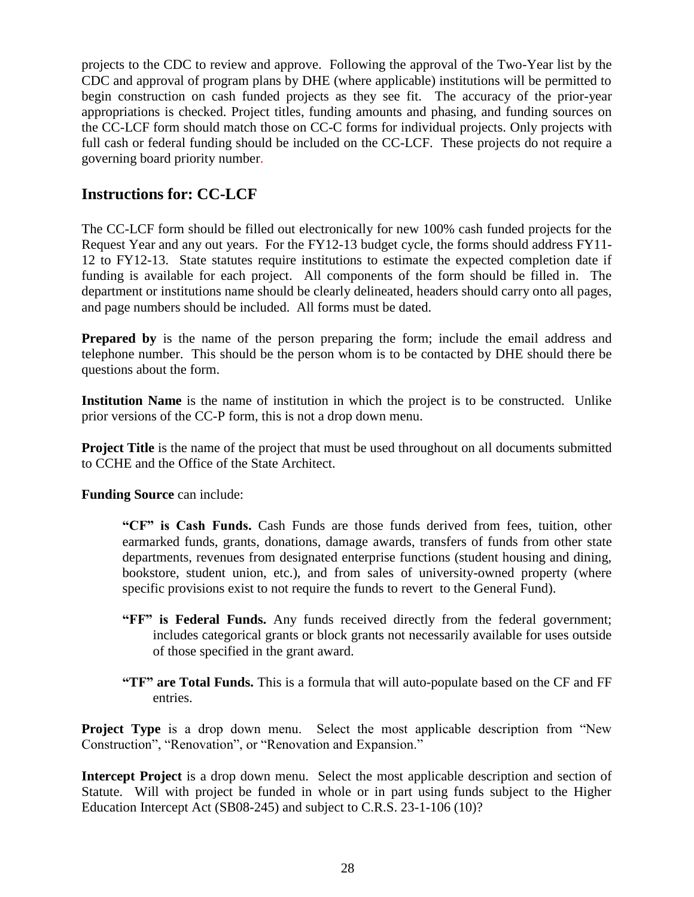projects to the CDC to review and approve. Following the approval of the Two-Year list by the CDC and approval of program plans by DHE (where applicable) institutions will be permitted to begin construction on cash funded projects as they see fit. The accuracy of the prior-year appropriations is checked. Project titles, funding amounts and phasing, and funding sources on the CC-LCF form should match those on CC-C forms for individual projects. Only projects with full cash or federal funding should be included on the CC-LCF. These projects do not require a governing board priority number.

## Instructions for: CC-LCF

The CC-LCF form should be filled out electronically for new 100% cash funded projects for the Request Year and any out years. For the FY12-13 budget cycle, the forms should address FY11-12 to FY12-13. State statutes require institutions to estimate the expected completion date if funding is available for each project. All components of the form should be filled in. The department or institutions name should be clearly delineated, headers should carry onto all pages, and page numbers should be included. All forms must be dated.

**Prepared by** is the name of the person preparing the form; include the email address and telephone number. This should be the person whom is to be contacted by DHE should there be questions about the form.

**Institution Name** is the name of institution in which the project is to be constructed. Unlike prior versions of the CC-P form, this is not a drop down menu.

**Project Title** is the name of the project that must be used throughout on all documents submitted to CCHE and the Office of the State Architect.

**Funding Source** can include:

> **"CF" is Cash Funds.** Cash Funds are those funds derived from fees, tuition, other earmarked funds, grants, donations, damage awards, transfers of funds from other state departments, revenues from designated enterprise functions (student housing and dining, bookstore, student union, etc.), and from sales of university-owned property (where specific provisions exist to not require the funds to revert to the General Fund).
>
> **"FF" is Federal Funds.** Any funds received directly from the federal government; includes categorical grants or block grants not necessarily available for uses outside of those specified in the grant award.
>
> **"TF" are Total Funds.** This is a formula that will auto-populate based on the CF and FF entries.

**Project Type** is a drop down menu. Select the most applicable description from "New Construction", "Renovation", or "Renovation and Expansion."

**Intercept Project** is a drop down menu. Select the most applicable description and section of Statute. Will with project be funded in whole or in part using funds subject to the Higher Education Intercept Act (SB08-245) and subject to C.R.S. 23-1-106 (10)?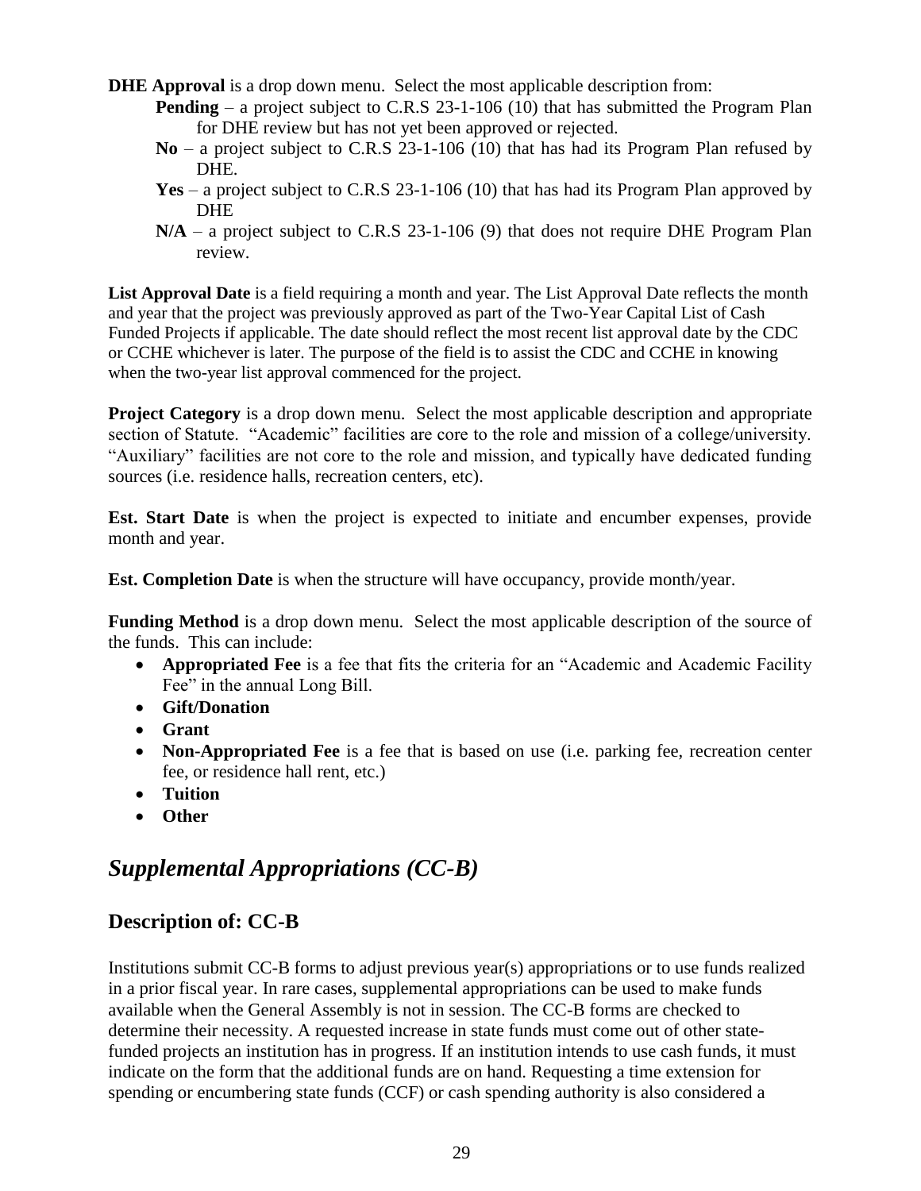**DHE Approval** is a drop down menu. Select the most applicable description from:

- **Pending** – a project subject to C.R.S 23-1-106 (10) that has submitted the Program Plan for DHE review but has not yet been approved or rejected.
- **No** – a project subject to C.R.S 23-1-106 (10) that has had its Program Plan refused by DHE.
- **Yes** – a project subject to C.R.S 23-1-106 (10) that has had its Program Plan approved by DHE
- **N/A** – a project subject to C.R.S 23-1-106 (9) that does not require DHE Program Plan review.

**List Approval Date** is a field requiring a month and year. The List Approval Date reflects the month and year that the project was previously approved as part of the Two-Year Capital List of Cash Funded Projects if applicable. The date should reflect the most recent list approval date by the CDC or CCHE whichever is later. The purpose of the field is to assist the CDC and CCHE in knowing when the two-year list approval commenced for the project.

**Project Category** is a drop down menu. Select the most applicable description and appropriate section of Statute. "Academic" facilities are core to the role and mission of a college/university. "Auxiliary" facilities are not core to the role and mission, and typically have dedicated funding sources (i.e. residence halls, recreation centers, etc).

**Est. Start Date** is when the project is expected to initiate and encumber expenses, provide month and year.

**Est. Completion Date** is when the structure will have occupancy, provide month/year.

**Funding Method** is a drop down menu. Select the most applicable description of the source of the funds. This can include:

- **Appropriated Fee** is a fee that fits the criteria for an "Academic and Academic Facility Fee" in the annual Long Bill.
- **Gift/Donation**
- **Grant**
- **Non-Appropriated Fee** is a fee that is based on use (i.e. parking fee, recreation center fee, or residence hall rent, etc.)
- **Tuition**
- **Other**

## *Supplemental Appropriations (CC-B)*

### Description of: CC-B

Institutions submit CC-B forms to adjust previous year(s) appropriations or to use funds realized in a prior fiscal year. In rare cases, supplemental appropriations can be used to make funds available when the General Assembly is not in session. The CC-B forms are checked to determine their necessity. A requested increase in state funds must come out of other state-funded projects an institution has in progress. If an institution intends to use cash funds, it must indicate on the form that the additional funds are on hand. Requesting a time extension for spending or encumbering state funds (CCF) or cash spending authority is also considered a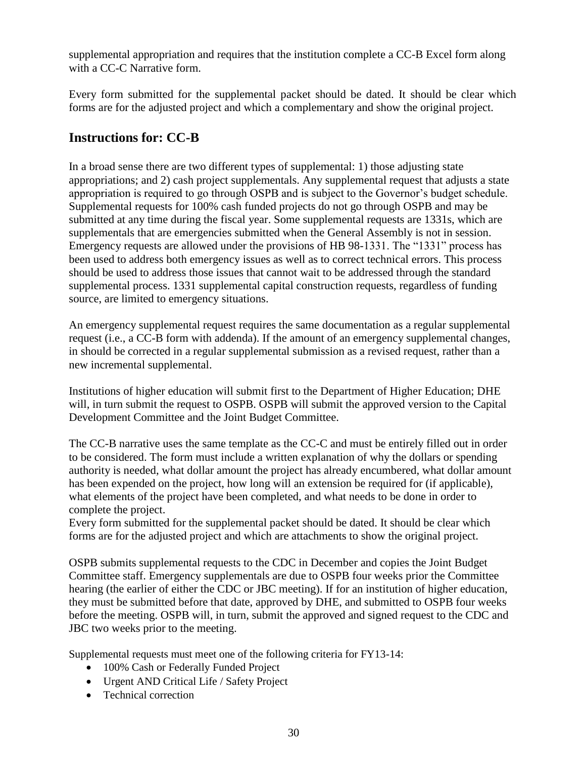supplemental appropriation and requires that the institution complete a CC-B Excel form along with a CC-C Narrative form.

Every form submitted for the supplemental packet should be dated. It should be clear which forms are for the adjusted project and which a complementary and show the original project.

## Instructions for: CC-B

In a broad sense there are two different types of supplemental: 1) those adjusting state appropriations; and 2) cash project supplementals. Any supplemental request that adjusts a state appropriation is required to go through OSPB and is subject to the Governor's budget schedule. Supplemental requests for 100% cash funded projects do not go through OSPB and may be submitted at any time during the fiscal year. Some supplemental requests are 1331s, which are supplementals that are emergencies submitted when the General Assembly is not in session. Emergency requests are allowed under the provisions of HB 98-1331. The "1331" process has been used to address both emergency issues as well as to correct technical errors. This process should be used to address those issues that cannot wait to be addressed through the standard supplemental process. 1331 supplemental capital construction requests, regardless of funding source, are limited to emergency situations.

An emergency supplemental request requires the same documentation as a regular supplemental request (i.e., a CC-B form with addenda). If the amount of an emergency supplemental changes, in should be corrected in a regular supplemental submission as a revised request, rather than a new incremental supplemental.

Institutions of higher education will submit first to the Department of Higher Education; DHE will, in turn submit the request to OSPB. OSPB will submit the approved version to the Capital Development Committee and the Joint Budget Committee.

The CC-B narrative uses the same template as the CC-C and must be entirely filled out in order to be considered. The form must include a written explanation of why the dollars or spending authority is needed, what dollar amount the project has already encumbered, what dollar amount has been expended on the project, how long will an extension be required for (if applicable), what elements of the project have been completed, and what needs to be done in order to complete the project.
Every form submitted for the supplemental packet should be dated. It should be clear which forms are for the adjusted project and which are attachments to show the original project.

OSPB submits supplemental requests to the CDC in December and copies the Joint Budget Committee staff. Emergency supplementals are due to OSPB four weeks prior the Committee hearing (the earlier of either the CDC or JBC meeting). If for an institution of higher education, they must be submitted before that date, approved by DHE, and submitted to OSPB four weeks before the meeting. OSPB will, in turn, submit the approved and signed request to the CDC and JBC two weeks prior to the meeting.

Supplemental requests must meet one of the following criteria for FY13-14:

- 100% Cash or Federally Funded Project
- Urgent AND Critical Life / Safety Project
- Technical correction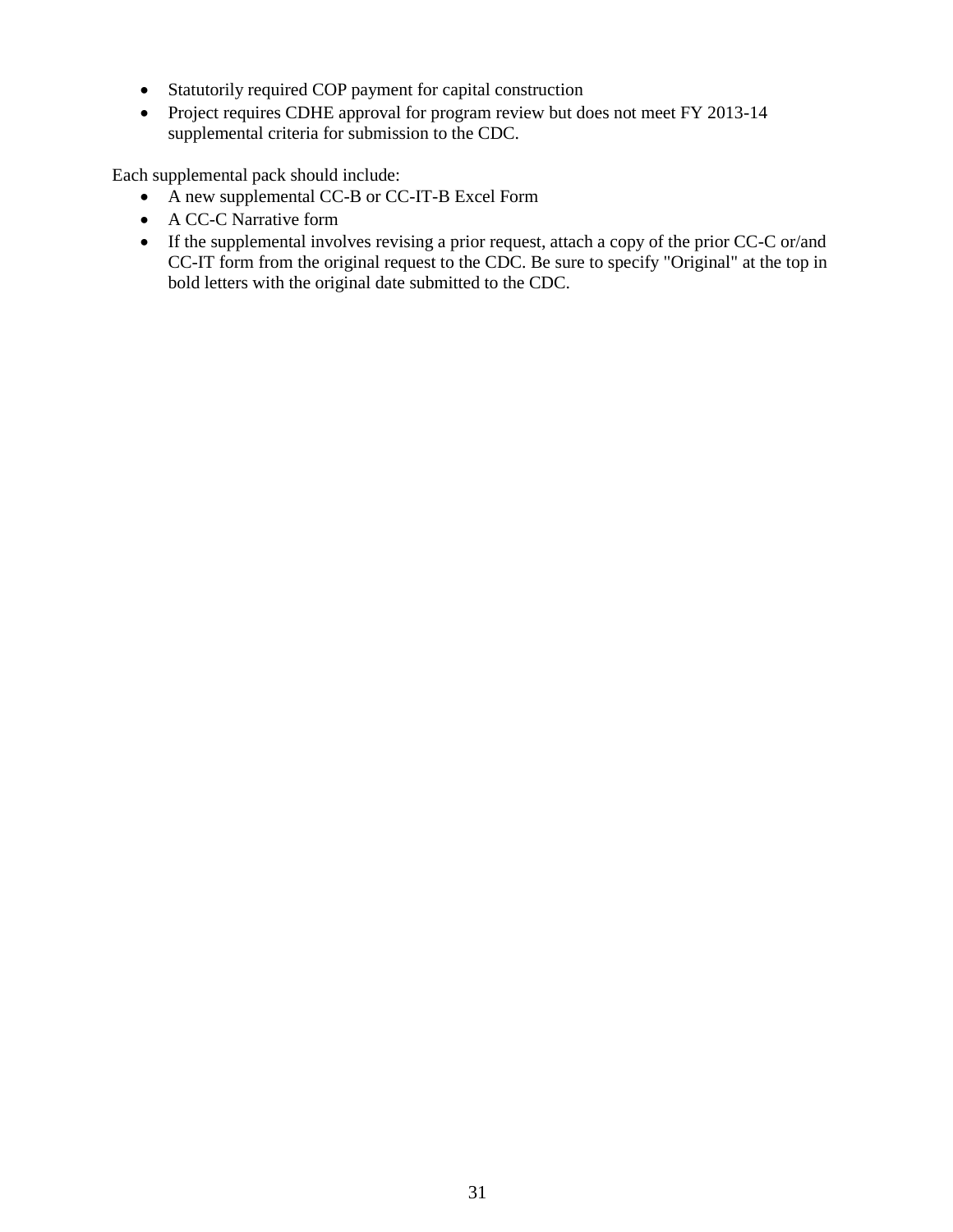- Statutorily required COP payment for capital construction
- Project requires CDHE approval for program review but does not meet FY 2013-14 supplemental criteria for submission to the CDC.

Each supplemental pack should include:

- A new supplemental CC-B or CC-IT-B Excel Form
- A CC-C Narrative form
- If the supplemental involves revising a prior request, attach a copy of the prior CC-C or/and CC-IT form from the original request to the CDC. Be sure to specify "Original" at the top in bold letters with the original date submitted to the CDC.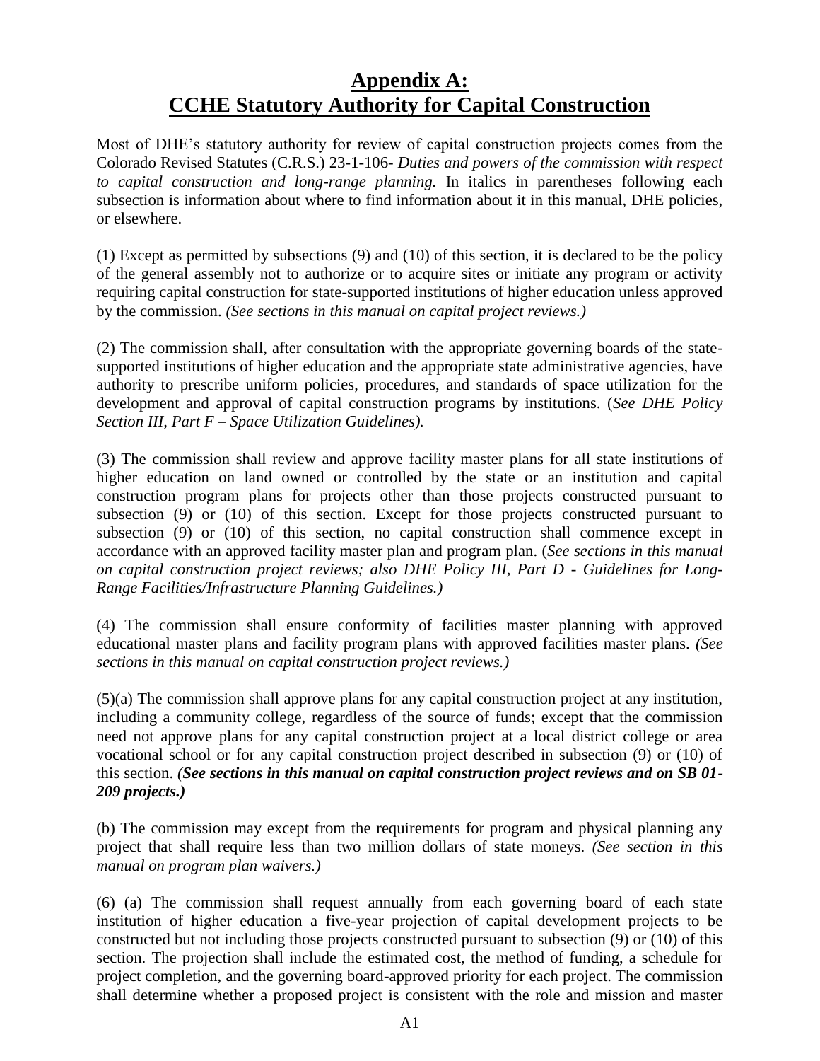# **Appendix A: CCHE Statutory Authority for Capital Construction**

Most of DHE's statutory authority for review of capital construction projects comes from the Colorado Revised Statutes (C.R.S.) 23-1-106- *Duties and powers of the commission with respect to capital construction and long-range planning.* In italics in parentheses following each subsection is information about where to find information about it in this manual, DHE policies, or elsewhere.

(1) Except as permitted by subsections (9) and (10) of this section, it is declared to be the policy of the general assembly not to authorize or to acquire sites or initiate any program or activity requiring capital construction for state-supported institutions of higher education unless approved by the commission. *(See sections in this manual on capital project reviews.)*

(2) The commission shall, after consultation with the appropriate governing boards of the state-supported institutions of higher education and the appropriate state administrative agencies, have authority to prescribe uniform policies, procedures, and standards of space utilization for the development and approval of capital construction programs by institutions. (*See DHE Policy Section III, Part F – Space Utilization Guidelines).*

(3) The commission shall review and approve facility master plans for all state institutions of higher education on land owned or controlled by the state or an institution and capital construction program plans for projects other than those projects constructed pursuant to subsection (9) or (10) of this section. Except for those projects constructed pursuant to subsection (9) or (10) of this section, no capital construction shall commence except in accordance with an approved facility master plan and program plan. (*See sections in this manual on capital construction project reviews; also DHE Policy III, Part D - Guidelines for Long-Range Facilities/Infrastructure Planning Guidelines.)*

(4) The commission shall ensure conformity of facilities master planning with approved educational master plans and facility program plans with approved facilities master plans. *(See sections in this manual on capital construction project reviews.)*

(5)(a) The commission shall approve plans for any capital construction project at any institution, including a community college, regardless of the source of funds; except that the commission need not approve plans for any capital construction project at a local district college or area vocational school or for any capital construction project described in subsection (9) or (10) of this section. ***(See sections in this manual on capital construction project reviews and on SB 01-209 projects.)***

(b) The commission may except from the requirements for program and physical planning any project that shall require less than two million dollars of state moneys. *(See section in this manual on program plan waivers.)*

(6) (a) The commission shall request annually from each governing board of each state institution of higher education a five-year projection of capital development projects to be constructed but not including those projects constructed pursuant to subsection (9) or (10) of this section. The projection shall include the estimated cost, the method of funding, a schedule for project completion, and the governing board-approved priority for each project. The commission shall determine whether a proposed project is consistent with the role and mission and master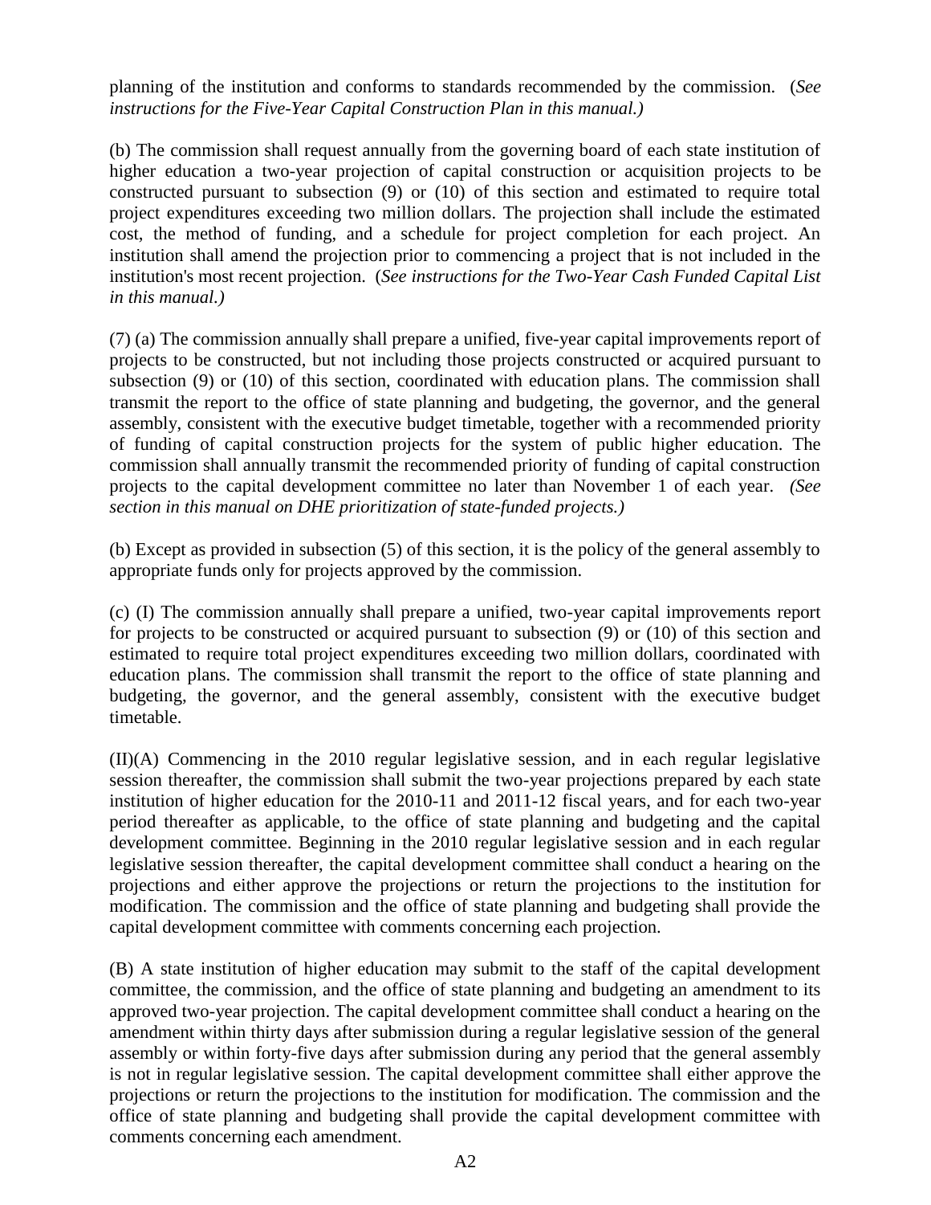planning of the institution and conforms to standards recommended by the commission. (*See instructions for the Five-Year Capital Construction Plan in this manual.)*

(b) The commission shall request annually from the governing board of each state institution of higher education a two-year projection of capital construction or acquisition projects to be constructed pursuant to subsection (9) or (10) of this section and estimated to require total project expenditures exceeding two million dollars. The projection shall include the estimated cost, the method of funding, and a schedule for project completion for each project. An institution shall amend the projection prior to commencing a project that is not included in the institution's most recent projection. (*See instructions for the Two-Year Cash Funded Capital List in this manual.)*

(7) (a) The commission annually shall prepare a unified, five-year capital improvements report of projects to be constructed, but not including those projects constructed or acquired pursuant to subsection (9) or (10) of this section, coordinated with education plans. The commission shall transmit the report to the office of state planning and budgeting, the governor, and the general assembly, consistent with the executive budget timetable, together with a recommended priority of funding of capital construction projects for the system of public higher education. The commission shall annually transmit the recommended priority of funding of capital construction projects to the capital development committee no later than November 1 of each year. *(See section in this manual on DHE prioritization of state-funded projects.)*

(b) Except as provided in subsection (5) of this section, it is the policy of the general assembly to appropriate funds only for projects approved by the commission.

(c) (I) The commission annually shall prepare a unified, two-year capital improvements report for projects to be constructed or acquired pursuant to subsection (9) or (10) of this section and estimated to require total project expenditures exceeding two million dollars, coordinated with education plans. The commission shall transmit the report to the office of state planning and budgeting, the governor, and the general assembly, consistent with the executive budget timetable.

(II)(A) Commencing in the 2010 regular legislative session, and in each regular legislative session thereafter, the commission shall submit the two-year projections prepared by each state institution of higher education for the 2010-11 and 2011-12 fiscal years, and for each two-year period thereafter as applicable, to the office of state planning and budgeting and the capital development committee. Beginning in the 2010 regular legislative session and in each regular legislative session thereafter, the capital development committee shall conduct a hearing on the projections and either approve the projections or return the projections to the institution for modification. The commission and the office of state planning and budgeting shall provide the capital development committee with comments concerning each projection.

(B) A state institution of higher education may submit to the staff of the capital development committee, the commission, and the office of state planning and budgeting an amendment to its approved two-year projection. The capital development committee shall conduct a hearing on the amendment within thirty days after submission during a regular legislative session of the general assembly or within forty-five days after submission during any period that the general assembly is not in regular legislative session. The capital development committee shall either approve the projections or return the projections to the institution for modification. The commission and the office of state planning and budgeting shall provide the capital development committee with comments concerning each amendment.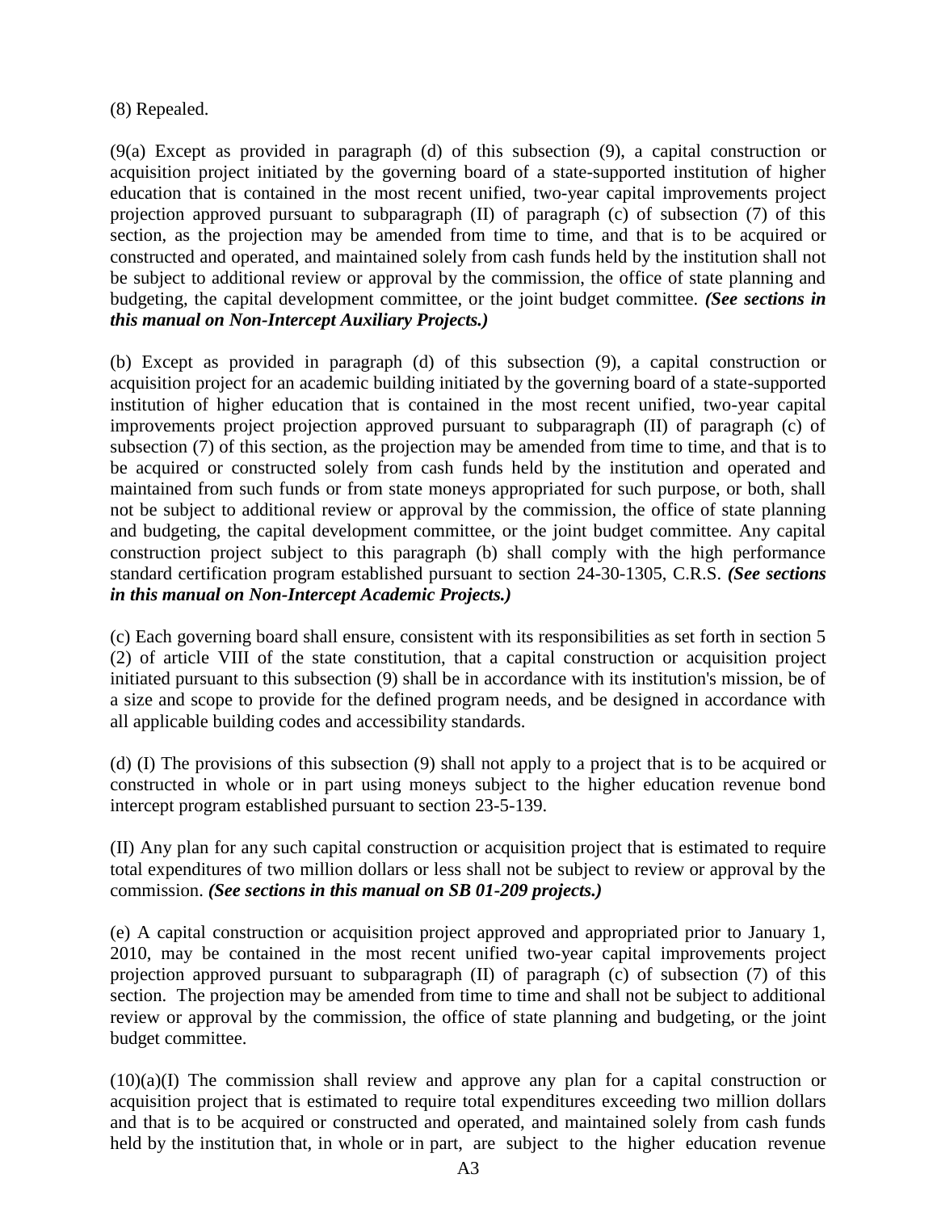(8) Repealed.

(9(a) Except as provided in paragraph (d) of this subsection (9), a capital construction or acquisition project initiated by the governing board of a state-supported institution of higher education that is contained in the most recent unified, two-year capital improvements project projection approved pursuant to subparagraph (II) of paragraph (c) of subsection (7) of this section, as the projection may be amended from time to time, and that is to be acquired or constructed and operated, and maintained solely from cash funds held by the institution shall not be subject to additional review or approval by the commission, the office of state planning and budgeting, the capital development committee, or the joint budget committee. ***(See sections in this manual on Non-Intercept Auxiliary Projects.)***

(b) Except as provided in paragraph (d) of this subsection (9), a capital construction or acquisition project for an academic building initiated by the governing board of a state-supported institution of higher education that is contained in the most recent unified, two-year capital improvements project projection approved pursuant to subparagraph (II) of paragraph (c) of subsection (7) of this section, as the projection may be amended from time to time, and that is to be acquired or constructed solely from cash funds held by the institution and operated and maintained from such funds or from state moneys appropriated for such purpose, or both, shall not be subject to additional review or approval by the commission, the office of state planning and budgeting, the capital development committee, or the joint budget committee. Any capital construction project subject to this paragraph (b) shall comply with the high performance standard certification program established pursuant to section 24-30-1305, C.R.S. ***(See sections in this manual on Non-Intercept Academic Projects.)***

(c) Each governing board shall ensure, consistent with its responsibilities as set forth in section 5 (2) of article VIII of the state constitution, that a capital construction or acquisition project initiated pursuant to this subsection (9) shall be in accordance with its institution's mission, be of a size and scope to provide for the defined program needs, and be designed in accordance with all applicable building codes and accessibility standards.

(d) (I) The provisions of this subsection (9) shall not apply to a project that is to be acquired or constructed in whole or in part using moneys subject to the higher education revenue bond intercept program established pursuant to section 23-5-139.

(II) Any plan for any such capital construction or acquisition project that is estimated to require total expenditures of two million dollars or less shall not be subject to review or approval by the commission. ***(See sections in this manual on SB 01-209 projects.)***

(e) A capital construction or acquisition project approved and appropriated prior to January 1, 2010, may be contained in the most recent unified two-year capital improvements project projection approved pursuant to subparagraph (II) of paragraph (c) of subsection (7) of this section. The projection may be amended from time to time and shall not be subject to additional review or approval by the commission, the office of state planning and budgeting, or the joint budget committee.

(10)(a)(I) The commission shall review and approve any plan for a capital construction or acquisition project that is estimated to require total expenditures exceeding two million dollars and that is to be acquired or constructed and operated, and maintained solely from cash funds held by the institution that, in whole or in part, are subject to the higher education revenue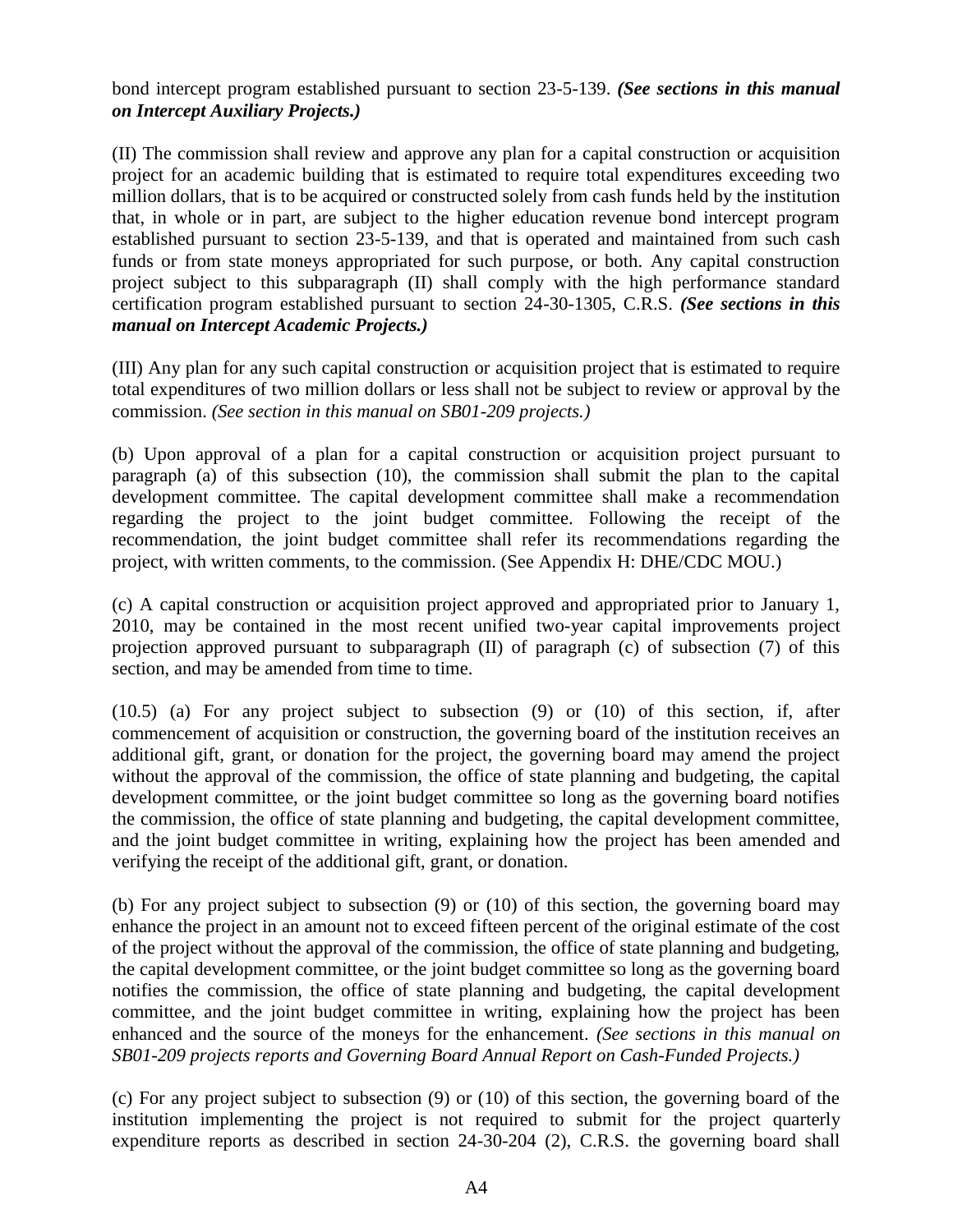bond intercept program established pursuant to section 23-5-139. ***(See sections in this manual on Intercept Auxiliary Projects.)***

(II) The commission shall review and approve any plan for a capital construction or acquisition project for an academic building that is estimated to require total expenditures exceeding two million dollars, that is to be acquired or constructed solely from cash funds held by the institution that, in whole or in part, are subject to the higher education revenue bond intercept program established pursuant to section 23-5-139, and that is operated and maintained from such cash funds or from state moneys appropriated for such purpose, or both. Any capital construction project subject to this subparagraph (II) shall comply with the high performance standard certification program established pursuant to section 24-30-1305, C.R.S. ***(See sections in this manual on Intercept Academic Projects.)***

(III) Any plan for any such capital construction or acquisition project that is estimated to require total expenditures of two million dollars or less shall not be subject to review or approval by the commission. *(See section in this manual on SB01-209 projects.)*

(b) Upon approval of a plan for a capital construction or acquisition project pursuant to paragraph (a) of this subsection (10), the commission shall submit the plan to the capital development committee. The capital development committee shall make a recommendation regarding the project to the joint budget committee. Following the receipt of the recommendation, the joint budget committee shall refer its recommendations regarding the project, with written comments, to the commission. (See Appendix H: DHE/CDC MOU.)

(c) A capital construction or acquisition project approved and appropriated prior to January 1, 2010, may be contained in the most recent unified two-year capital improvements project projection approved pursuant to subparagraph (II) of paragraph (c) of subsection (7) of this section, and may be amended from time to time.

(10.5) (a) For any project subject to subsection (9) or (10) of this section, if, after commencement of acquisition or construction, the governing board of the institution receives an additional gift, grant, or donation for the project, the governing board may amend the project without the approval of the commission, the office of state planning and budgeting, the capital development committee, or the joint budget committee so long as the governing board notifies the commission, the office of state planning and budgeting, the capital development committee, and the joint budget committee in writing, explaining how the project has been amended and verifying the receipt of the additional gift, grant, or donation.

(b) For any project subject to subsection (9) or (10) of this section, the governing board may enhance the project in an amount not to exceed fifteen percent of the original estimate of the cost of the project without the approval of the commission, the office of state planning and budgeting, the capital development committee, or the joint budget committee so long as the governing board notifies the commission, the office of state planning and budgeting, the capital development committee, and the joint budget committee in writing, explaining how the project has been enhanced and the source of the moneys for the enhancement. ***(See sections in this manual on SB01-209 projects reports and Governing Board Annual Report on Cash-Funded Projects.)***

(c) For any project subject to subsection (9) or (10) of this section, the governing board of the institution implementing the project is not required to submit for the project quarterly expenditure reports as described in section 24-30-204 (2), C.R.S. the governing board shall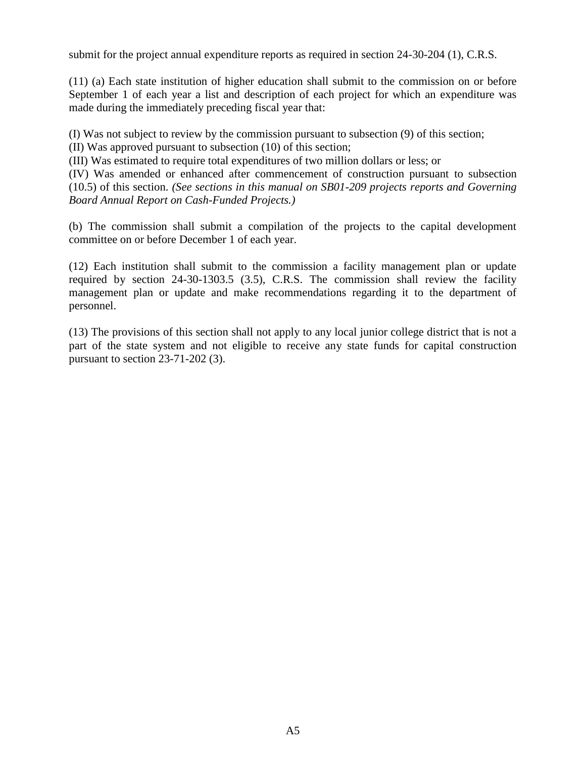submit for the project annual expenditure reports as required in section 24-30-204 (1), C.R.S.

(11) (a) Each state institution of higher education shall submit to the commission on or before September 1 of each year a list and description of each project for which an expenditure was made during the immediately preceding fiscal year that:

(I) Was not subject to review by the commission pursuant to subsection (9) of this section;
(II) Was approved pursuant to subsection (10) of this section;
(III) Was estimated to require total expenditures of two million dollars or less; or
(IV) Was amended or enhanced after commencement of construction pursuant to subsection (10.5) of this section. *(See sections in this manual on SB01-209 projects reports and Governing Board Annual Report on Cash-Funded Projects.)*

(b) The commission shall submit a compilation of the projects to the capital development committee on or before December 1 of each year.

(12) Each institution shall submit to the commission a facility management plan or update required by section 24-30-1303.5 (3.5), C.R.S. The commission shall review the facility management plan or update and make recommendations regarding it to the department of personnel.

(13) The provisions of this section shall not apply to any local junior college district that is not a part of the state system and not eligible to receive any state funds for capital construction pursuant to section 23-71-202 (3).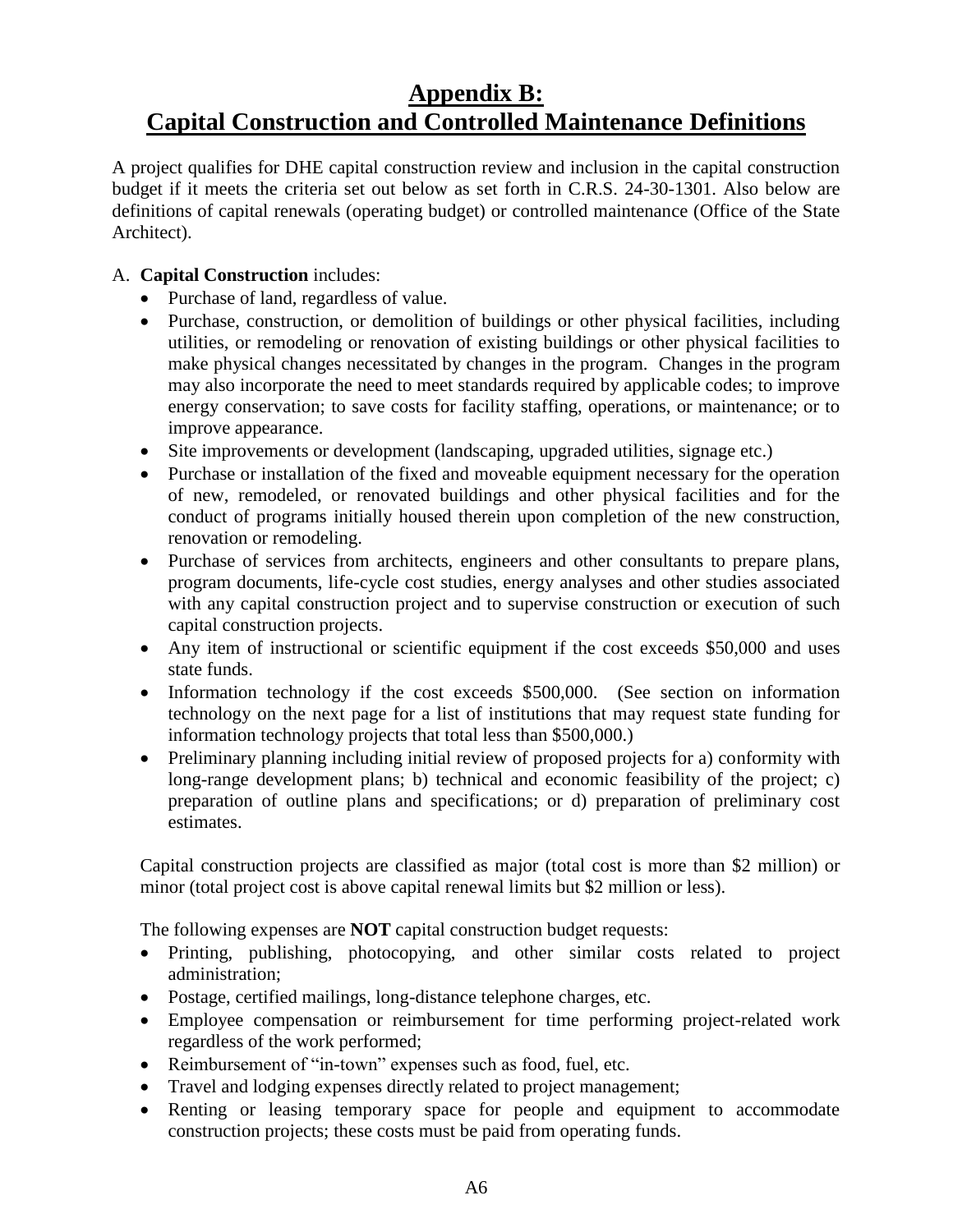# Appendix B:
# Capital Construction and Controlled Maintenance Definitions

A project qualifies for DHE capital construction review and inclusion in the capital construction budget if it meets the criteria set out below as set forth in C.R.S. 24-30-1301. Also below are definitions of capital renewals (operating budget) or controlled maintenance (Office of the State Architect).

A. **Capital Construction** includes:

- Purchase of land, regardless of value.
- Purchase, construction, or demolition of buildings or other physical facilities, including utilities, or remodeling or renovation of existing buildings or other physical facilities to make physical changes necessitated by changes in the program. Changes in the program may also incorporate the need to meet standards required by applicable codes; to improve energy conservation; to save costs for facility staffing, operations, or maintenance; or to improve appearance.
- Site improvements or development (landscaping, upgraded utilities, signage etc.)
- Purchase or installation of the fixed and moveable equipment necessary for the operation of new, remodeled, or renovated buildings and other physical facilities and for the conduct of programs initially housed therein upon completion of the new construction, renovation or remodeling.
- Purchase of services from architects, engineers and other consultants to prepare plans, program documents, life-cycle cost studies, energy analyses and other studies associated with any capital construction project and to supervise construction or execution of such capital construction projects.
- Any item of instructional or scientific equipment if the cost exceeds $50,000 and uses state funds.
- Information technology if the cost exceeds $500,000. (See section on information technology on the next page for a list of institutions that may request state funding for information technology projects that total less than $500,000.)
- Preliminary planning including initial review of proposed projects for a) conformity with long-range development plans; b) technical and economic feasibility of the project; c) preparation of outline plans and specifications; or d) preparation of preliminary cost estimates.

Capital construction projects are classified as major (total cost is more than $2 million) or minor (total project cost is above capital renewal limits but $2 million or less).

The following expenses are **NOT** capital construction budget requests:

- Printing, publishing, photocopying, and other similar costs related to project administration;
- Postage, certified mailings, long-distance telephone charges, etc.
- Employee compensation or reimbursement for time performing project-related work regardless of the work performed;
- Reimbursement of "in-town" expenses such as food, fuel, etc.
- Travel and lodging expenses directly related to project management;
- Renting or leasing temporary space for people and equipment to accommodate construction projects; these costs must be paid from operating funds.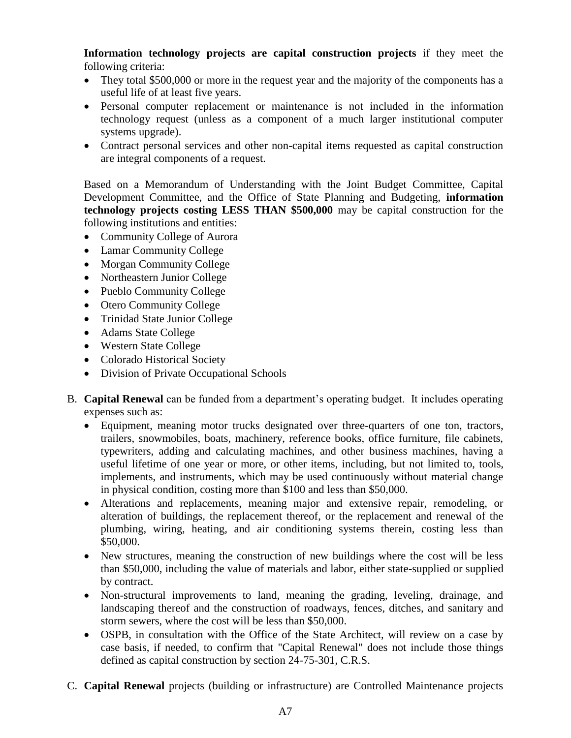**Information technology projects are capital construction projects** if they meet the following criteria:

- They total $500,000 or more in the request year and the majority of the components has a useful life of at least five years.
- Personal computer replacement or maintenance is not included in the information technology request (unless as a component of a much larger institutional computer systems upgrade).
- Contract personal services and other non-capital items requested as capital construction are integral components of a request.

Based on a Memorandum of Understanding with the Joint Budget Committee, Capital Development Committee, and the Office of State Planning and Budgeting, **information technology projects costing LESS THAN $500,000** may be capital construction for the following institutions and entities:

- Community College of Aurora
- Lamar Community College
- Morgan Community College
- Northeastern Junior College
- Pueblo Community College
- Otero Community College
- Trinidad State Junior College
- Adams State College
- Western State College
- Colorado Historical Society
- Division of Private Occupational Schools

B. **Capital Renewal** can be funded from a department's operating budget. It includes operating expenses such as:

- Equipment, meaning motor trucks designated over three-quarters of one ton, tractors, trailers, snowmobiles, boats, machinery, reference books, office furniture, file cabinets, typewriters, adding and calculating machines, and other business machines, having a useful lifetime of one year or more, or other items, including, but not limited to, tools, implements, and instruments, which may be used continuously without material change in physical condition, costing more than $100 and less than $50,000.
- Alterations and replacements, meaning major and extensive repair, remodeling, or alteration of buildings, the replacement thereof, or the replacement and renewal of the plumbing, wiring, heating, and air conditioning systems therein, costing less than $50,000.
- New structures, meaning the construction of new buildings where the cost will be less than $50,000, including the value of materials and labor, either state-supplied or supplied by contract.
- Non-structural improvements to land, meaning the grading, leveling, drainage, and landscaping thereof and the construction of roadways, fences, ditches, and sanitary and storm sewers, where the cost will be less than $50,000.
- OSPB, in consultation with the Office of the State Architect, will review on a case by case basis, if needed, to confirm that "Capital Renewal" does not include those things defined as capital construction by section 24-75-301, C.R.S.

C. **Capital Renewal** projects (building or infrastructure) are Controlled Maintenance projects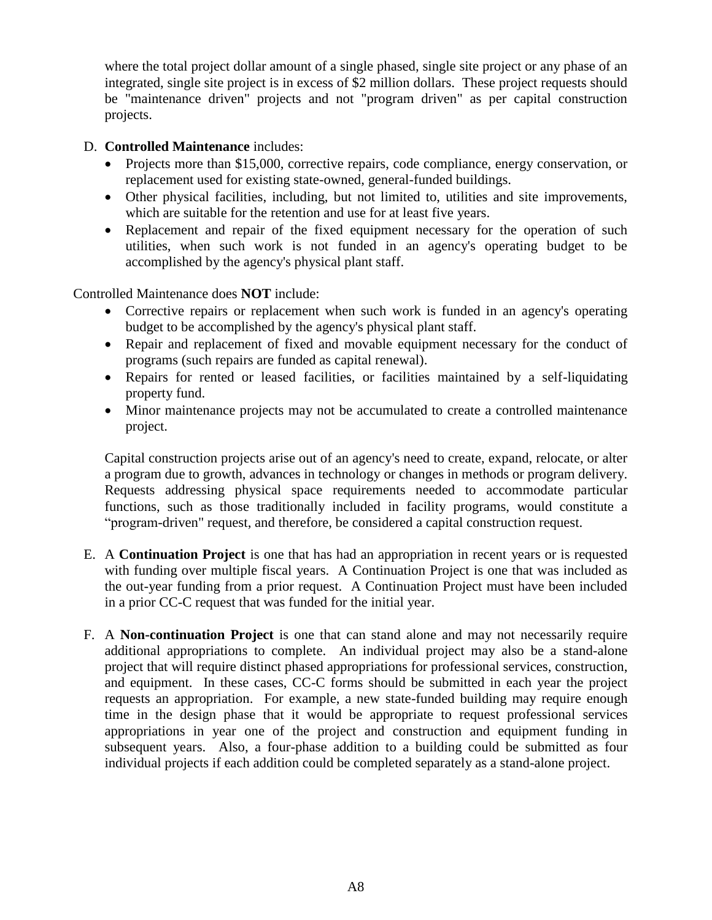where the total project dollar amount of a single phased, single site project or any phase of an integrated, single site project is in excess of $2 million dollars. These project requests should be "maintenance driven" projects and not "program driven" as per capital construction projects.

D. **Controlled Maintenance** includes:

- Projects more than $15,000, corrective repairs, code compliance, energy conservation, or replacement used for existing state-owned, general-funded buildings.
- Other physical facilities, including, but not limited to, utilities and site improvements, which are suitable for the retention and use for at least five years.
- Replacement and repair of the fixed equipment necessary for the operation of such utilities, when such work is not funded in an agency's operating budget to be accomplished by the agency's physical plant staff.

Controlled Maintenance does **NOT** include:

- Corrective repairs or replacement when such work is funded in an agency's operating budget to be accomplished by the agency's physical plant staff.
- Repair and replacement of fixed and movable equipment necessary for the conduct of programs (such repairs are funded as capital renewal).
- Repairs for rented or leased facilities, or facilities maintained by a self-liquidating property fund.
- Minor maintenance projects may not be accumulated to create a controlled maintenance project.

Capital construction projects arise out of an agency's need to create, expand, relocate, or alter a program due to growth, advances in technology or changes in methods or program delivery. Requests addressing physical space requirements needed to accommodate particular functions, such as those traditionally included in facility programs, would constitute a "program-driven" request, and therefore, be considered a capital construction request.

E. A **Continuation Project** is one that has had an appropriation in recent years or is requested with funding over multiple fiscal years. A Continuation Project is one that was included as the out-year funding from a prior request. A Continuation Project must have been included in a prior CC-C request that was funded for the initial year.

F. A **Non-continuation Project** is one that can stand alone and may not necessarily require additional appropriations to complete. An individual project may also be a stand-alone project that will require distinct phased appropriations for professional services, construction, and equipment. In these cases, CC-C forms should be submitted in each year the project requests an appropriation. For example, a new state-funded building may require enough time in the design phase that it would be appropriate to request professional services appropriations in year one of the project and construction and equipment funding in subsequent years. Also, a four-phase addition to a building could be submitted as four individual projects if each addition could be completed separately as a stand-alone project.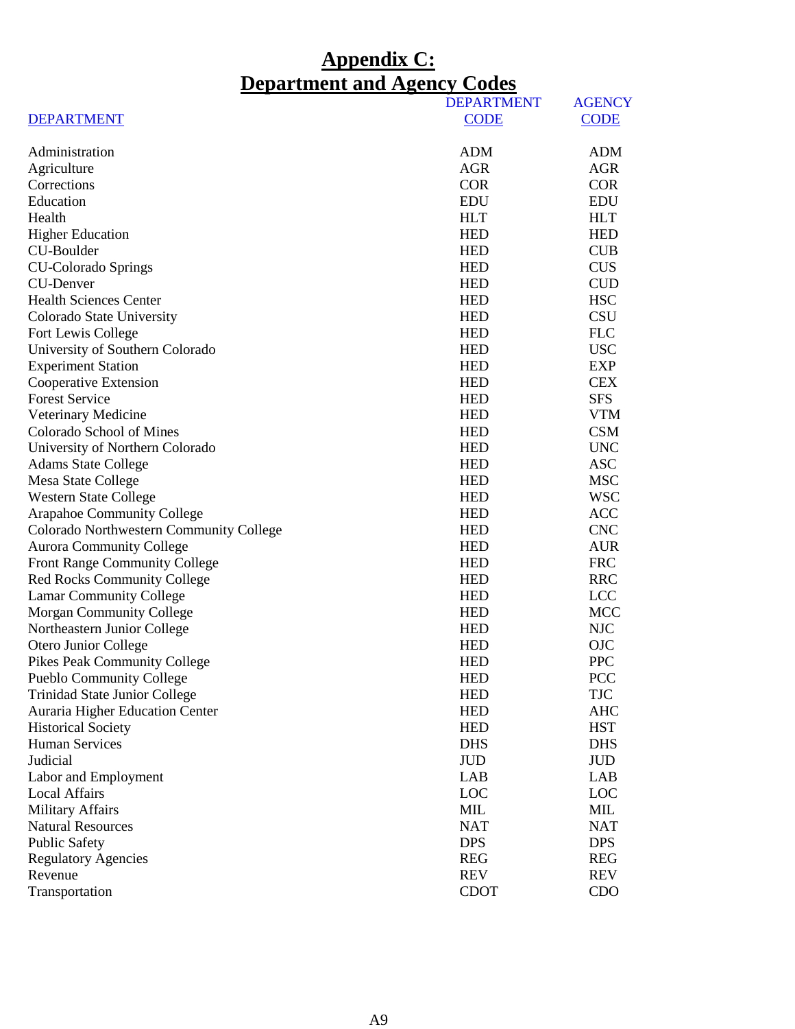# Appendix C:
# Department and Agency Codes

| DEPARTMENT | DEPARTMENT CODE | AGENCY CODE |
|---|---|---|
| Administration | ADM | ADM |
| Agriculture | AGR | AGR |
| Corrections | COR | COR |
| Education | EDU | EDU |
| Health | HLT | HLT |
| Higher Education | HED | HED |
| CU-Boulder | HED | CUB |
| CU-Colorado Springs | HED | CUS |
| CU-Denver | HED | CUD |
| Health Sciences Center | HED | HSC |
| Colorado State University | HED | CSU |
| Fort Lewis College | HED | FLC |
| University of Southern Colorado | HED | USC |
| Experiment Station | HED | EXP |
| Cooperative Extension | HED | CEX |
| Forest Service | HED | SFS |
| Veterinary Medicine | HED | VTM |
| Colorado School of Mines | HED | CSM |
| University of Northern Colorado | HED | UNC |
| Adams State College | HED | ASC |
| Mesa State College | HED | MSC |
| Western State College | HED | WSC |
| Arapahoe Community College | HED | ACC |
| Colorado Northwestern Community College | HED | CNC |
| Aurora Community College | HED | AUR |
| Front Range Community College | HED | FRC |
| Red Rocks Community College | HED | RRC |
| Lamar Community College | HED | LCC |
| Morgan Community College | HED | MCC |
| Northeastern Junior College | HED | NJC |
| Otero Junior College | HED | OJC |
| Pikes Peak Community College | HED | PPC |
| Pueblo Community College | HED | PCC |
| Trinidad State Junior College | HED | TJC |
| Auraria Higher Education Center | HED | AHC |
| Historical Society | HED | HST |
| Human Services | DHS | DHS |
| Judicial | JUD | JUD |
| Labor and Employment | LAB | LAB |
| Local Affairs | LOC | LOC |
| Military Affairs | MIL | MIL |
| Natural Resources | NAT | NAT |
| Public Safety | DPS | DPS |
| Regulatory Agencies | REG | REG |
| Revenue | REV | REV |
| Transportation | CDOT | CDO |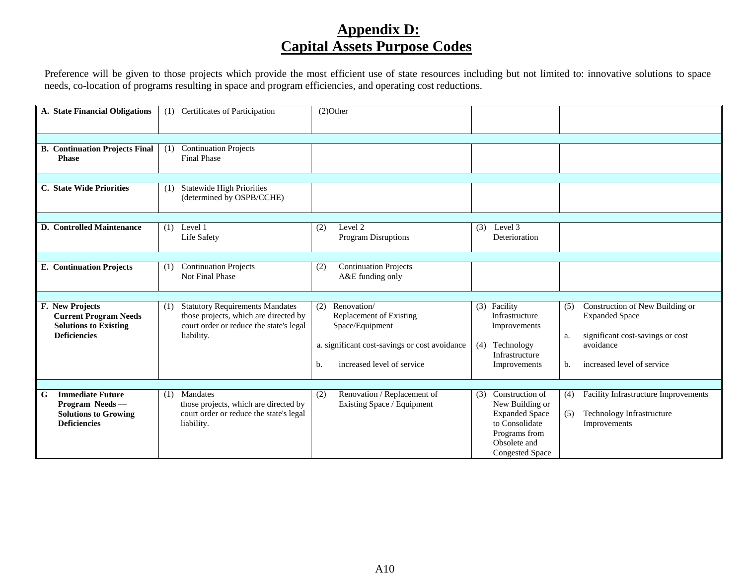# Appendix D:
# Capital Assets Purpose Codes

Preference will be given to those projects which provide the most efficient use of state resources including but not limited to: innovative solutions to space needs, co-location of programs resulting in space and program efficiencies, and operating cost reductions.

| | | | | |
|---|---|---|---|---|
| **A. State Financial Obligations** | (1) Certificates of Participation | (2)Other | | |
| **B. Continuation Projects Final Phase** | (1) Continuation Projects Final Phase | | | |
| **C. State Wide Priorities** | (1) Statewide High Priorities (determined by OSPB/CCHE) | | | |
| **D. Controlled Maintenance** | (1) Level 1 Life Safety | (2) Level 2 Program Disruptions | (3) Level 3 Deterioration | |
| **E. Continuation Projects** | (1) Continuation Projects Not Final Phase | (2) Continuation Projects A&E funding only | | |
| **F. New Projects Current Program Needs Solutions to Existing Deficiencies** | (1) Statutory Requirements Mandates those projects, which are directed by court order or reduce the state's legal liability. | (2) Renovation/ Replacement of Existing Space/Equipment<br><br>a. significant cost-savings or cost avoidance<br><br>b. increased level of service | (3) Facility Infrastructure Improvements<br><br>(4) Technology Infrastructure Improvements | (5) Construction of New Building or Expanded Space<br><br>a. significant cost-savings or cost avoidance<br><br>b. increased level of service |
| **G Immediate Future Program Needs — Solutions to Growing Deficiencies** | (1) Mandates those projects, which are directed by court order or reduce the state's legal liability. | (2) Renovation / Replacement of Existing Space / Equipment | (3) Construction of New Building or Expanded Space to Consolidate Programs from Obsolete and Congested Space | (4) Facility Infrastructure Improvements<br><br>(5) Technology Infrastructure Improvements |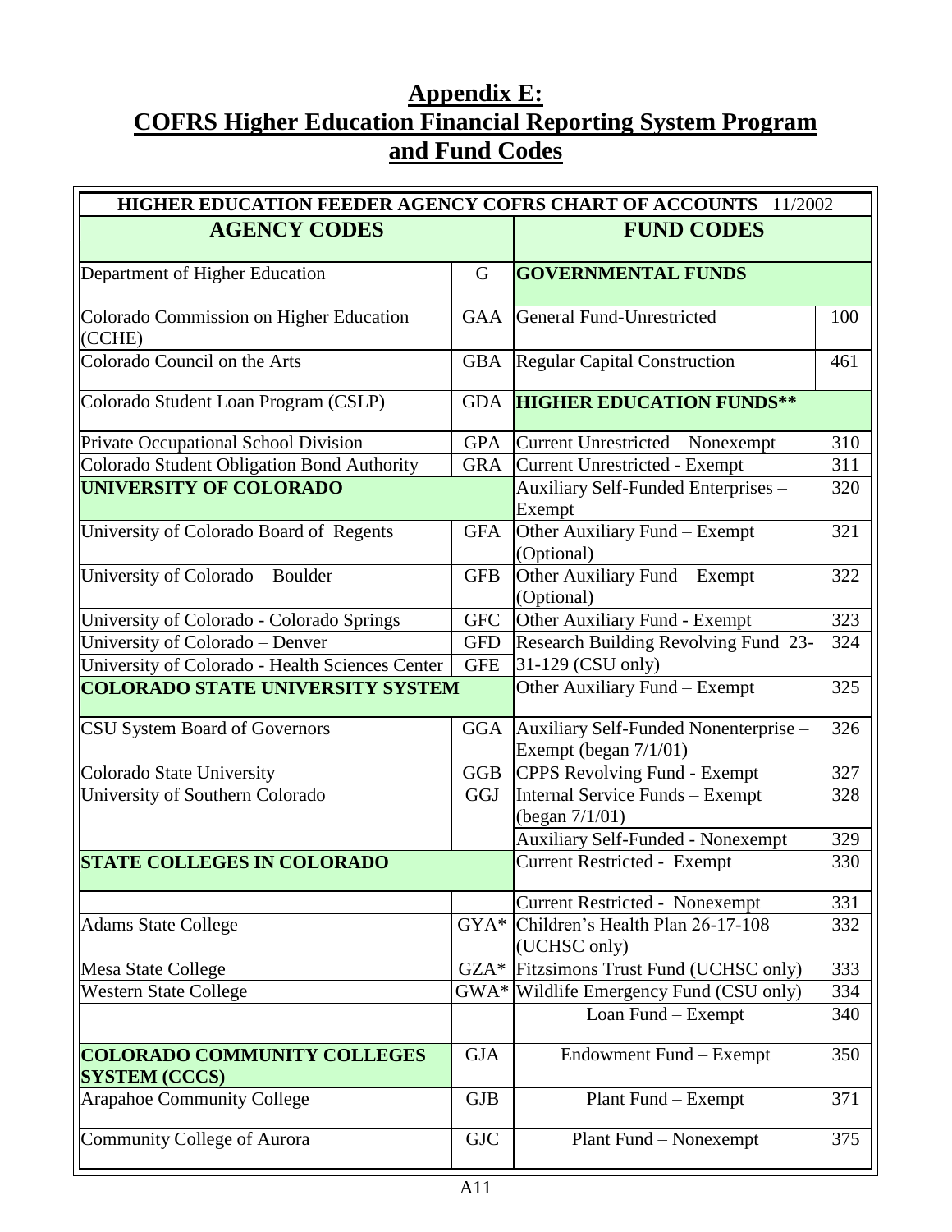# Appendix E:
# COFRS Higher Education Financial Reporting System Program and Fund Codes

| HIGHER EDUCATION FEEDER AGENCY COFRS CHART OF ACCOUNTS 11/2002 | | | |
|---|---|---|---|
| **AGENCY CODES** | | **FUND CODES** | |
| Department of Higher Education | G | **GOVERNMENTAL FUNDS** | |
| Colorado Commission on Higher Education (CCHE) | GAA | General Fund-Unrestricted | 100 |
| Colorado Council on the Arts | GBA | Regular Capital Construction | 461 |
| Colorado Student Loan Program (CSLP) | GDA | **HIGHER EDUCATION FUNDS**** | |
| Private Occupational School Division | GPA | Current Unrestricted – Nonexempt | 310 |
| Colorado Student Obligation Bond Authority | GRA | Current Unrestricted - Exempt | 311 |
| **UNIVERSITY OF COLORADO** | | Auxiliary Self-Funded Enterprises – Exempt | 320 |
| University of Colorado Board of Regents | GFA | Other Auxiliary Fund – Exempt (Optional) | 321 |
| University of Colorado – Boulder | GFB | Other Auxiliary Fund – Exempt (Optional) | 322 |
| University of Colorado - Colorado Springs | GFC | Other Auxiliary Fund - Exempt | 323 |
| University of Colorado – Denver | GFD | Research Building Revolving Fund 23-31-129 (CSU only) | 324 |
| University of Colorado - Health Sciences Center | GFE | | |
| **COLORADO STATE UNIVERSITY SYSTEM** | | Other Auxiliary Fund – Exempt | 325 |
| CSU System Board of Governors | GGA | Auxiliary Self-Funded Nonenterprise – Exempt (began 7/1/01) | 326 |
| Colorado State University | GGB | CPPS Revolving Fund - Exempt | 327 |
| University of Southern Colorado | GGJ | Internal Service Funds – Exempt (began 7/1/01) | 328 |
| | | Auxiliary Self-Funded - Nonexempt | 329 |
| **STATE COLLEGES IN COLORADO** | | Current Restricted - Exempt | 330 |
| | | Current Restricted - Nonexempt | 331 |
| Adams State College | GYA* | Children's Health Plan 26-17-108 (UCHSC only) | 332 |
| Mesa State College | GZA* | Fitzsimons Trust Fund (UCHSC only) | 333 |
| Western State College | GWA* | Wildlife Emergency Fund (CSU only) | 334 |
| | | Loan Fund – Exempt | 340 |
| **COLORADO COMMUNITY COLLEGES SYSTEM (CCCS)** | GJA | Endowment Fund – Exempt | 350 |
| Arapahoe Community College | GJB | Plant Fund – Exempt | 371 |
| Community College of Aurora | GJC | Plant Fund – Nonexempt | 375 |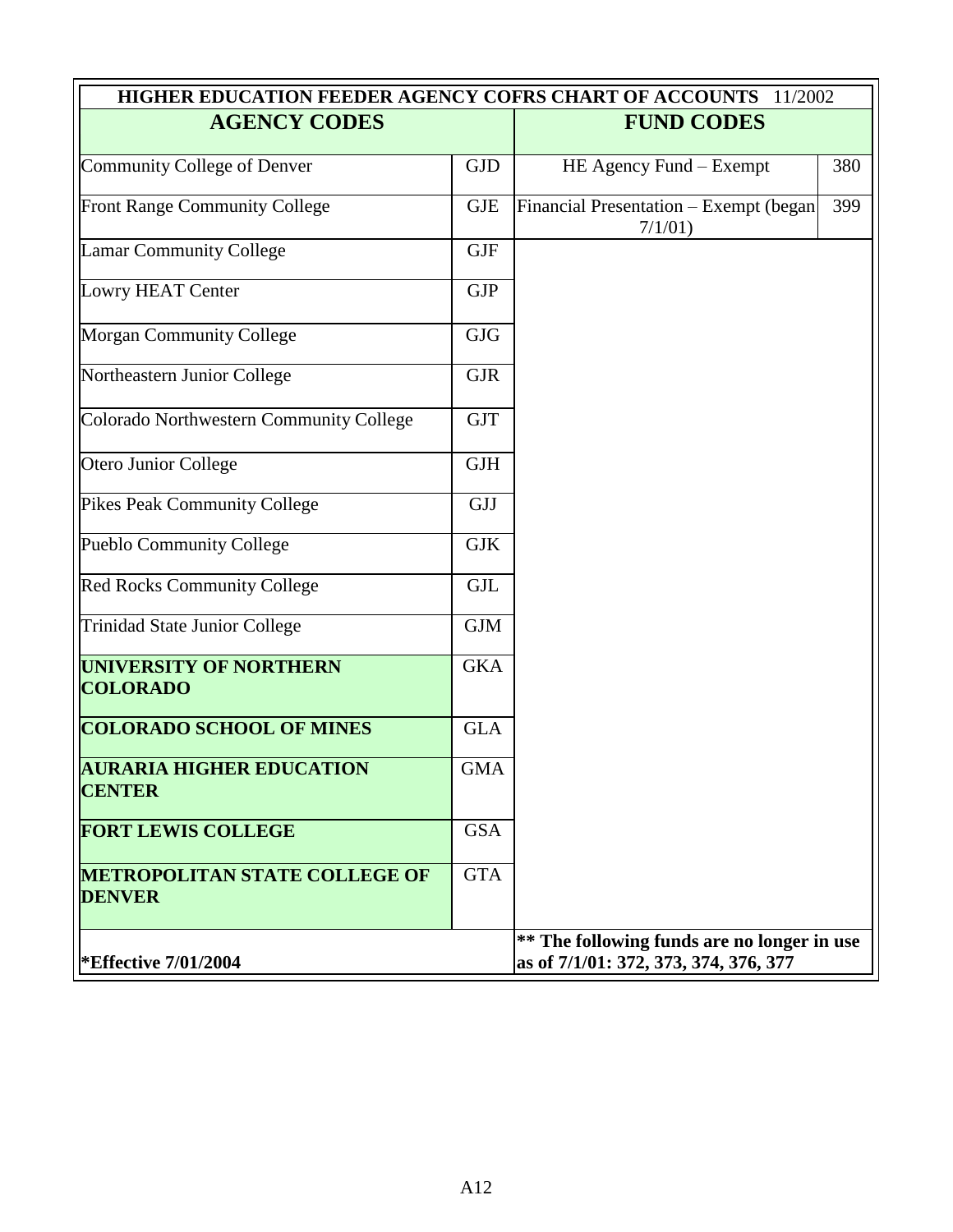# HIGHER EDUCATION FEEDER AGENCY COFRS CHART OF ACCOUNTS 11/2002

| AGENCY CODES | | FUND CODES | |
|---|---|---|---|
| Community College of Denver | GJD | HE Agency Fund – Exempt | 380 |
| Front Range Community College | GJE | Financial Presentation – Exempt (began 7/1/01) | 399 |
| Lamar Community College | GJF | | |
| Lowry HEAT Center | GJP | | |
| Morgan Community College | GJG | | |
| Northeastern Junior College | GJR | | |
| Colorado Northwestern Community College | GJT | | |
| Otero Junior College | GJH | | |
| Pikes Peak Community College | GJJ | | |
| Pueblo Community College | GJK | | |
| Red Rocks Community College | GJL | | |
| Trinidad State Junior College | GJM | | |
| **UNIVERSITY OF NORTHERN COLORADO** | GKA | | |
| **COLORADO SCHOOL OF MINES** | GLA | | |
| **AURARIA HIGHER EDUCATION CENTER** | GMA | | |
| **FORT LEWIS COLLEGE** | GSA | | |
| **METROPOLITAN STATE COLLEGE OF DENVER** | GTA | | |
| ***Effective 7/01/2004** | | **** The following funds are no longer in use as of 7/1/01: 372, 373, 374, 376, 377** | |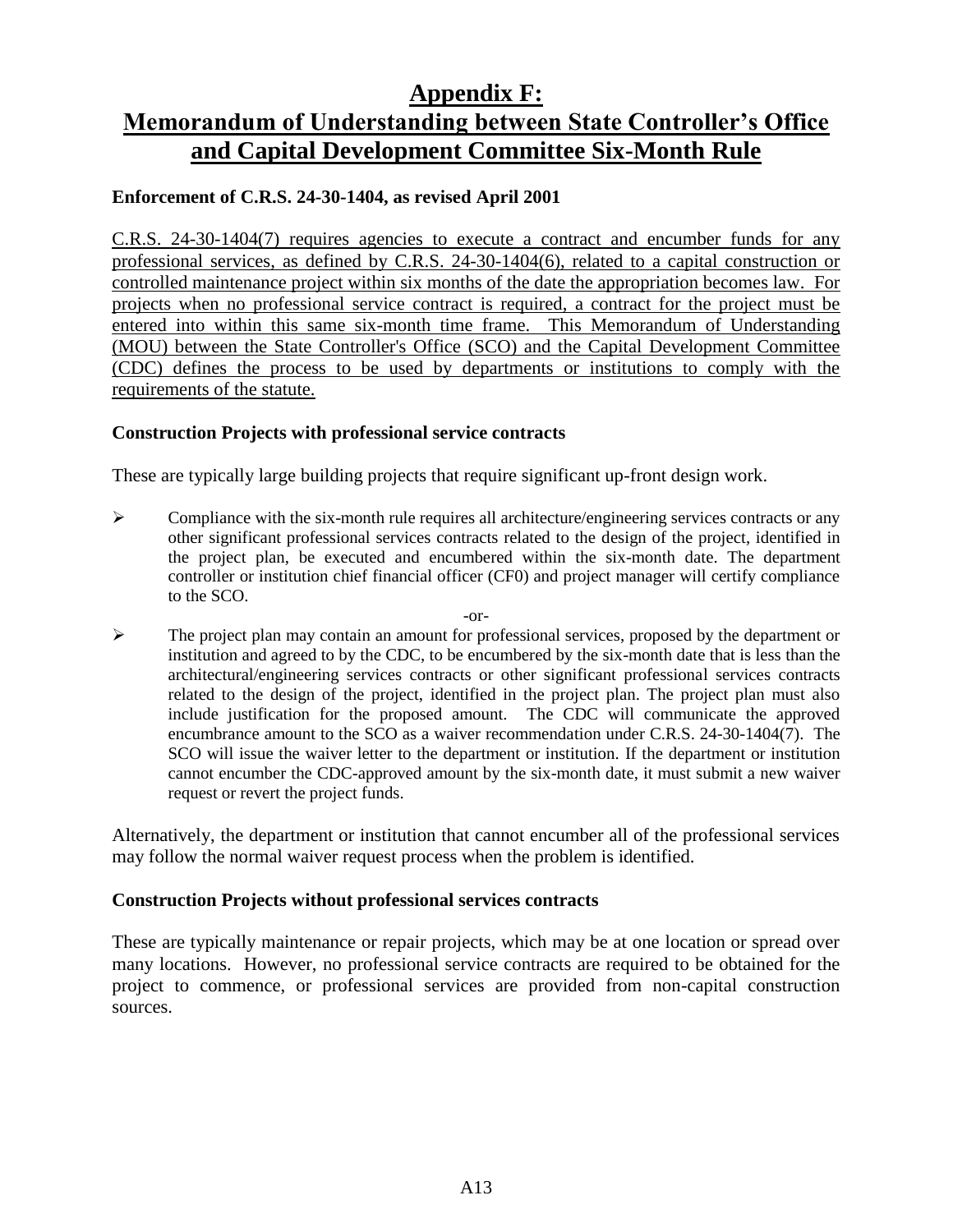# Appendix F: Memorandum of Understanding between State Controller's Office and Capital Development Committee Six-Month Rule

**Enforcement of C.R.S. 24-30-1404, as revised April 2001**

C.R.S. 24-30-1404(7) requires agencies to execute a contract and encumber funds for any professional services, as defined by C.R.S. 24-30-1404(6), related to a capital construction or controlled maintenance project within six months of the date the appropriation becomes law. For projects when no professional service contract is required, a contract for the project must be entered into within this same six-month time frame. This Memorandum of Understanding (MOU) between the State Controller's Office (SCO) and the Capital Development Committee (CDC) defines the process to be used by departments or institutions to comply with the requirements of the statute.

**Construction Projects with professional service contracts**

These are typically large building projects that require significant up-front design work.

- Compliance with the six-month rule requires all architecture/engineering services contracts or any other significant professional services contracts related to the design of the project, identified in the project plan, be executed and encumbered within the six-month date. The department controller or institution chief financial officer (CF0) and project manager will certify compliance to the SCO.

-or-

- The project plan may contain an amount for professional services, proposed by the department or institution and agreed to by the CDC, to be encumbered by the six-month date that is less than the architectural/engineering services contracts or other significant professional services contracts related to the design of the project, identified in the project plan. The project plan must also include justification for the proposed amount. The CDC will communicate the approved encumbrance amount to the SCO as a waiver recommendation under C.R.S. 24-30-1404(7). The SCO will issue the waiver letter to the department or institution. If the department or institution cannot encumber the CDC-approved amount by the six-month date, it must submit a new waiver request or revert the project funds.

Alternatively, the department or institution that cannot encumber all of the professional services may follow the normal waiver request process when the problem is identified.

**Construction Projects without professional services contracts**

These are typically maintenance or repair projects, which may be at one location or spread over many locations. However, no professional service contracts are required to be obtained for the project to commence, or professional services are provided from non-capital construction sources.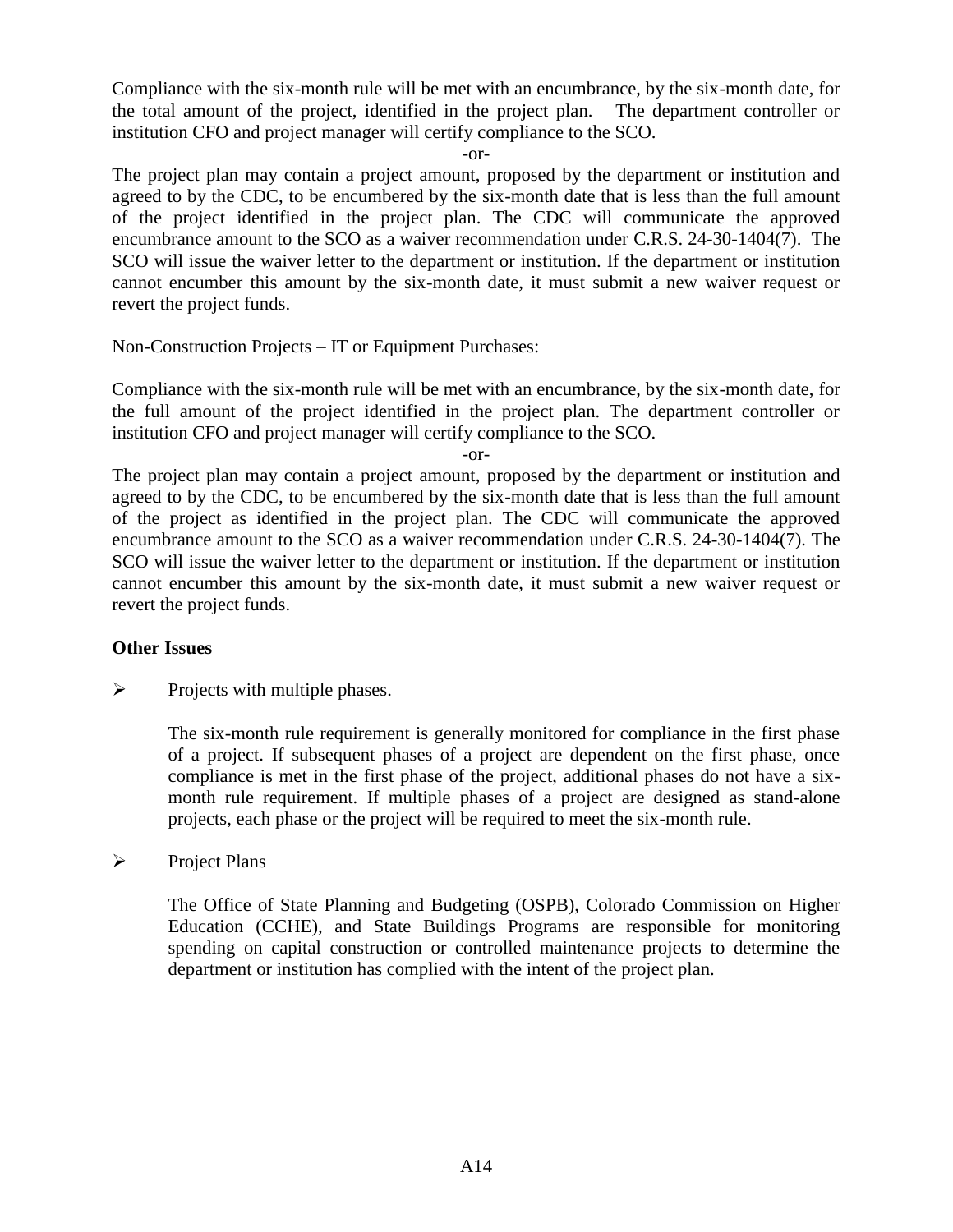Compliance with the six-month rule will be met with an encumbrance, by the six-month date, for the total amount of the project, identified in the project plan.   The department controller or institution CFO and project manager will certify compliance to the SCO.

-or-

The project plan may contain a project amount, proposed by the department or institution and agreed to by the CDC, to be encumbered by the six-month date that is less than the full amount of the project identified in the project plan. The CDC will communicate the approved encumbrance amount to the SCO as a waiver recommendation under C.R.S. 24-30-1404(7).  The SCO will issue the waiver letter to the department or institution. If the department or institution cannot encumber this amount by the six-month date, it must submit a new waiver request or revert the project funds.

Non-Construction Projects – IT or Equipment Purchases:

Compliance with the six-month rule will be met with an encumbrance, by the six-month date, for the full amount of the project identified in the project plan. The department controller or institution CFO and project manager will certify compliance to the SCO.

-or-

The project plan may contain a project amount, proposed by the department or institution and agreed to by the CDC, to be encumbered by the six-month date that is less than the full amount of the project as identified in the project plan. The CDC will communicate the approved encumbrance amount to the SCO as a waiver recommendation under C.R.S. 24-30-1404(7). The SCO will issue the waiver letter to the department or institution. If the department or institution cannot encumber this amount by the six-month date, it must submit a new waiver request or revert the project funds.

**Other Issues**

- Projects with multiple phases.

  The six-month rule requirement is generally monitored for compliance in the first phase of a project. If subsequent phases of a project are dependent on the first phase, once compliance is met in the first phase of the project, additional phases do not have a six-month rule requirement. If multiple phases of a project are designed as stand-alone projects, each phase or the project will be required to meet the six-month rule.

- Project Plans

  The Office of State Planning and Budgeting (OSPB), Colorado Commission on Higher Education (CCHE), and State Buildings Programs are responsible for monitoring spending on capital construction or controlled maintenance projects to determine the department or institution has complied with the intent of the project plan.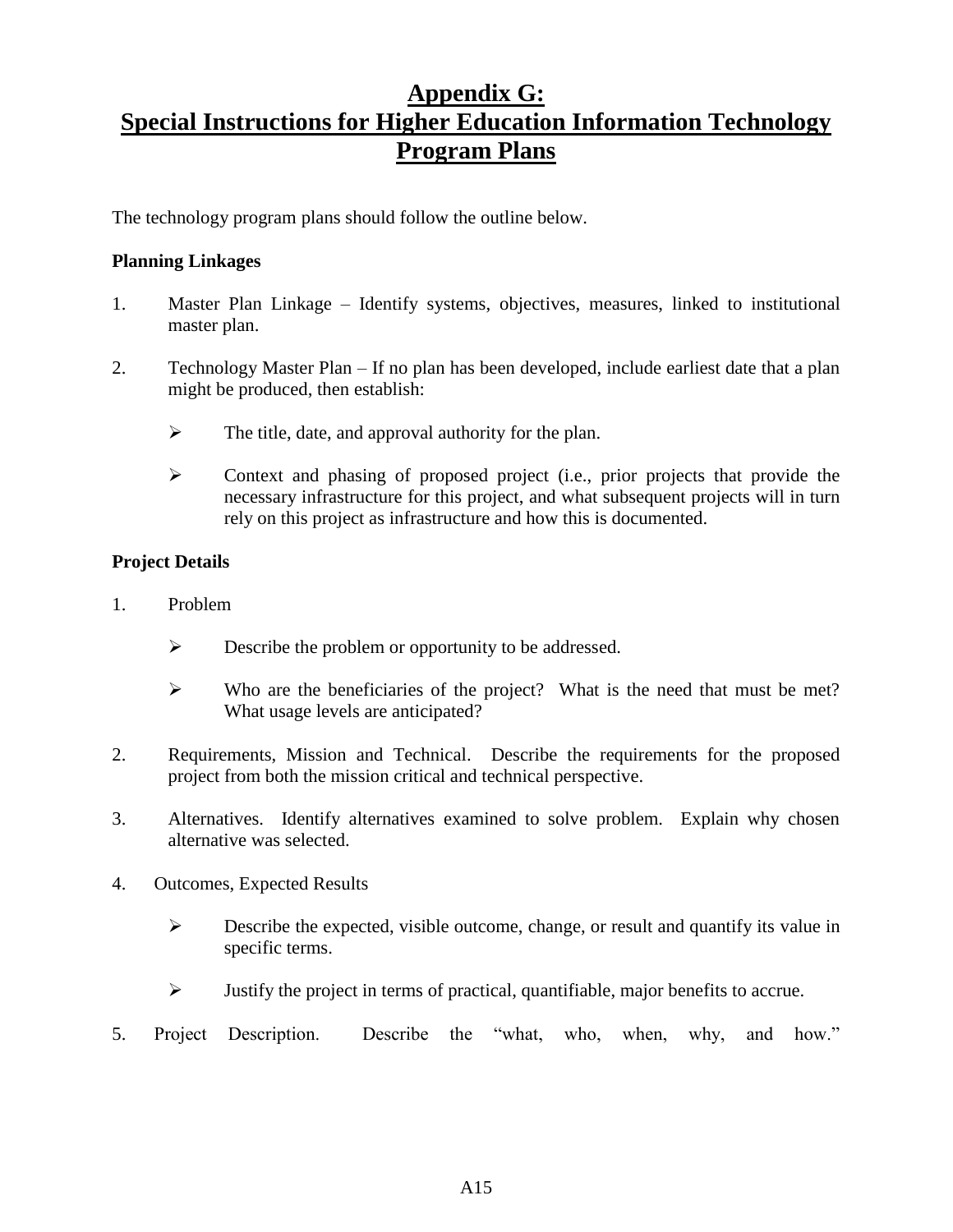# Appendix G: Special Instructions for Higher Education Information Technology Program Plans

The technology program plans should follow the outline below.

**Planning Linkages**

1. Master Plan Linkage – Identify systems, objectives, measures, linked to institutional master plan.

2. Technology Master Plan – If no plan has been developed, include earliest date that a plan might be produced, then establish:

   - The title, date, and approval authority for the plan.

   - Context and phasing of proposed project (i.e., prior projects that provide the necessary infrastructure for this project, and what subsequent projects will in turn rely on this project as infrastructure and how this is documented.

**Project Details**

1. Problem

   - Describe the problem or opportunity to be addressed.

   - Who are the beneficiaries of the project? What is the need that must be met? What usage levels are anticipated?

2. Requirements, Mission and Technical. Describe the requirements for the proposed project from both the mission critical and technical perspective.

3. Alternatives. Identify alternatives examined to solve problem. Explain why chosen alternative was selected.

4. Outcomes, Expected Results

   - Describe the expected, visible outcome, change, or result and quantify its value in specific terms.

   - Justify the project in terms of practical, quantifiable, major benefits to accrue.

5. Project Description. Describe the "what, who, when, why, and how."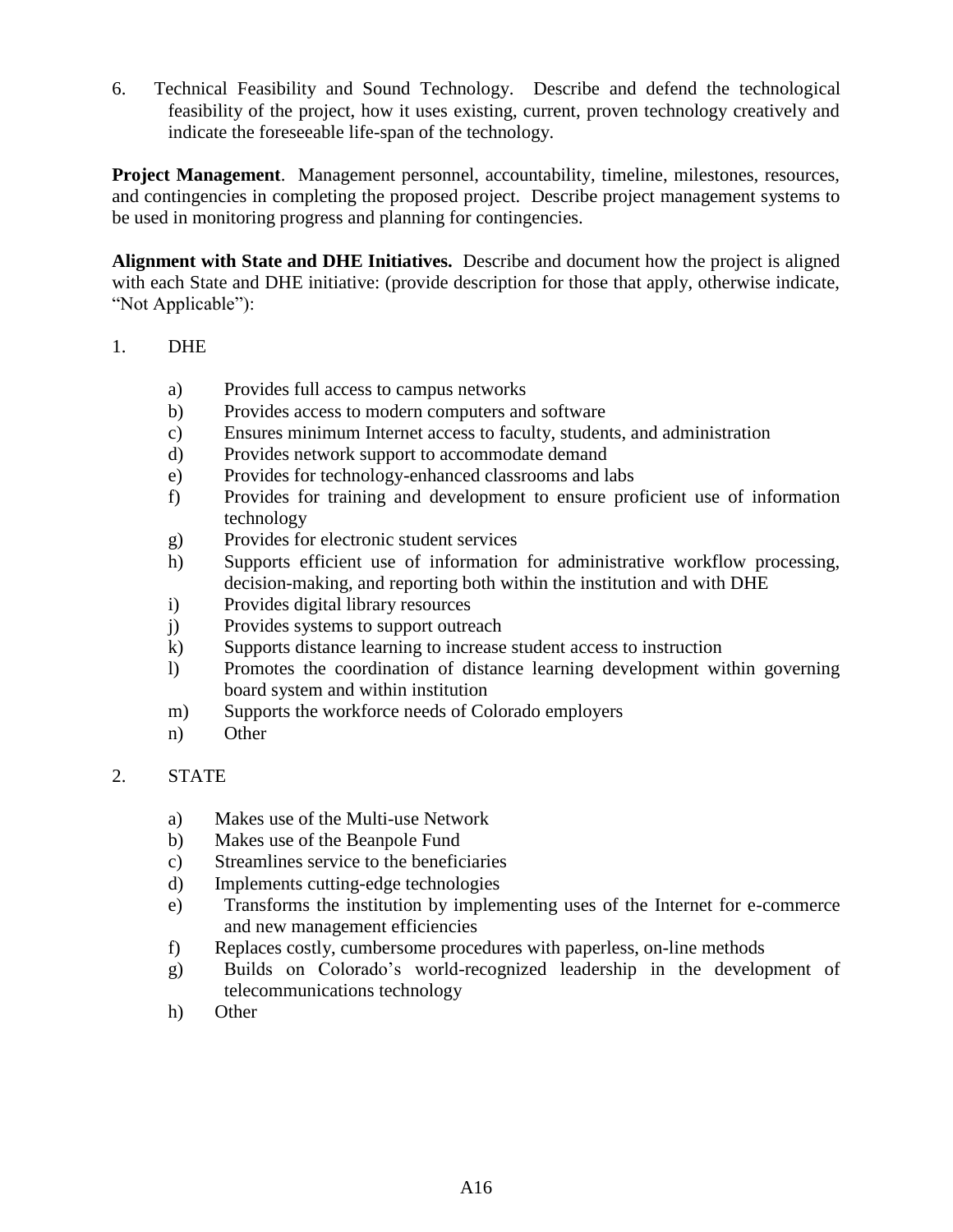6. Technical Feasibility and Sound Technology. Describe and defend the technological feasibility of the project, how it uses existing, current, proven technology creatively and indicate the foreseeable life-span of the technology.

**Project Management**. Management personnel, accountability, timeline, milestones, resources, and contingencies in completing the proposed project. Describe project management systems to be used in monitoring progress and planning for contingencies.

**Alignment with State and DHE Initiatives.** Describe and document how the project is aligned with each State and DHE initiative: (provide description for those that apply, otherwise indicate, "Not Applicable"):

1. DHE

   a) Provides full access to campus networks
   b) Provides access to modern computers and software
   c) Ensures minimum Internet access to faculty, students, and administration
   d) Provides network support to accommodate demand
   e) Provides for technology-enhanced classrooms and labs
   f) Provides for training and development to ensure proficient use of information technology
   g) Provides for electronic student services
   h) Supports efficient use of information for administrative workflow processing, decision-making, and reporting both within the institution and with DHE
   i) Provides digital library resources
   j) Provides systems to support outreach
   k) Supports distance learning to increase student access to instruction
   l) Promotes the coordination of distance learning development within governing board system and within institution
   m) Supports the workforce needs of Colorado employers
   n) Other

2. STATE

   a) Makes use of the Multi-use Network
   b) Makes use of the Beanpole Fund
   c) Streamlines service to the beneficiaries
   d) Implements cutting-edge technologies
   e) Transforms the institution by implementing uses of the Internet for e-commerce and new management efficiencies
   f) Replaces costly, cumbersome procedures with paperless, on-line methods
   g) Builds on Colorado's world-recognized leadership in the development of telecommunications technology
   h) Other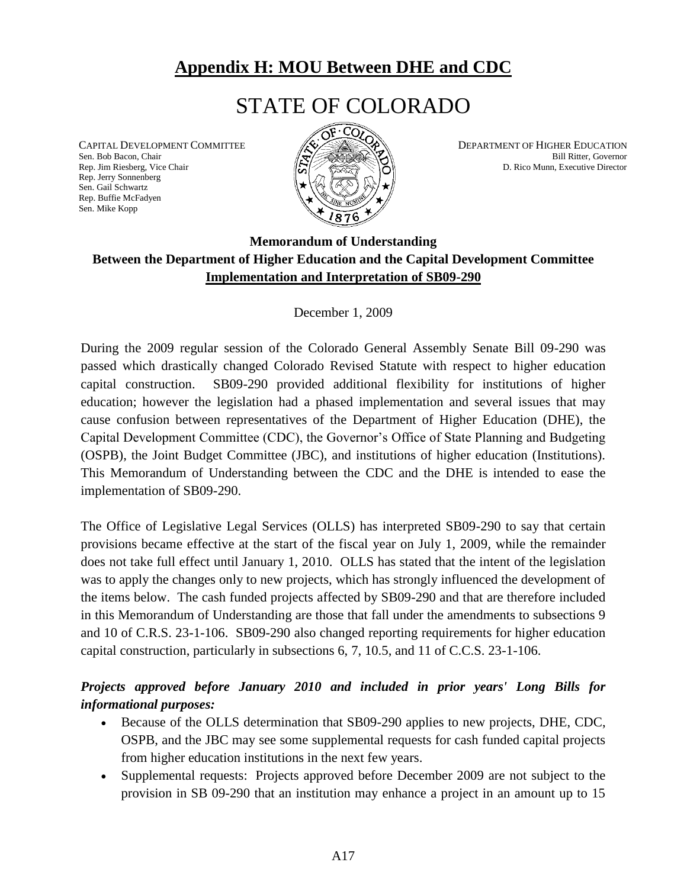## Appendix H: MOU Between DHE and CDC

# STATE OF COLORADO

CAPITAL DEVELOPMENT COMMITTEE
Sen. Bob Bacon, Chair
Rep. Jim Riesberg, Vice Chair
Rep. Jerry Sonnenberg
Sen. Gail Schwartz
Rep. Buffie McFadyen
Sen. Mike Kopp

DEPARTMENT OF HIGHER EDUCATION
Bill Ritter, Governor
D. Rico Munn, Executive Director

**Memorandum of Understanding**
**Between the Department of Higher Education and the Capital Development Committee**
**Implementation and Interpretation of SB09-290**

December 1, 2009

During the 2009 regular session of the Colorado General Assembly Senate Bill 09-290 was passed which drastically changed Colorado Revised Statute with respect to higher education capital construction. SB09-290 provided additional flexibility for institutions of higher education; however the legislation had a phased implementation and several issues that may cause confusion between representatives of the Department of Higher Education (DHE), the Capital Development Committee (CDC), the Governor's Office of State Planning and Budgeting (OSPB), the Joint Budget Committee (JBC), and institutions of higher education (Institutions). This Memorandum of Understanding between the CDC and the DHE is intended to ease the implementation of SB09-290.

The Office of Legislative Legal Services (OLLS) has interpreted SB09-290 to say that certain provisions became effective at the start of the fiscal year on July 1, 2009, while the remainder does not take full effect until January 1, 2010. OLLS has stated that the intent of the legislation was to apply the changes only to new projects, which has strongly influenced the development of the items below. The cash funded projects affected by SB09-290 and that are therefore included in this Memorandum of Understanding are those that fall under the amendments to subsections 9 and 10 of C.R.S. 23-1-106. SB09-290 also changed reporting requirements for higher education capital construction, particularly in subsections 6, 7, 10.5, and 11 of C.C.S. 23-1-106.

***Projects approved before January 2010 and included in prior years' Long Bills for informational purposes:***

- Because of the OLLS determination that SB09-290 applies to new projects, DHE, CDC, OSPB, and the JBC may see some supplemental requests for cash funded capital projects from higher education institutions in the next few years.
- Supplemental requests: Projects approved before December 2009 are not subject to the provision in SB 09-290 that an institution may enhance a project in an amount up to 15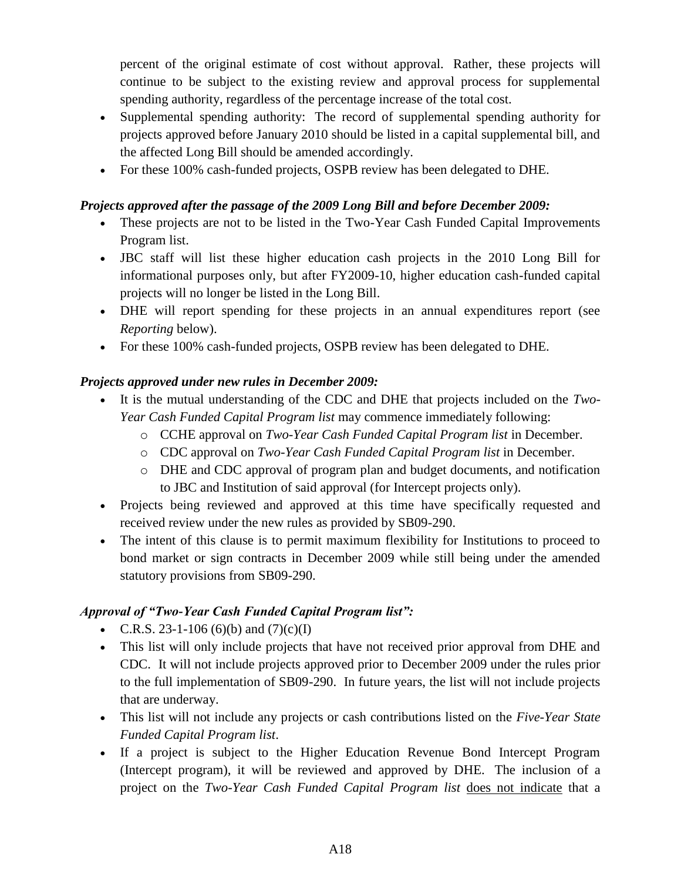percent of the original estimate of cost without approval. Rather, these projects will continue to be subject to the existing review and approval process for supplemental spending authority, regardless of the percentage increase of the total cost.

- Supplemental spending authority: The record of supplemental spending authority for projects approved before January 2010 should be listed in a capital supplemental bill, and the affected Long Bill should be amended accordingly.
- For these 100% cash-funded projects, OSPB review has been delegated to DHE.

***Projects approved after the passage of the 2009 Long Bill and before December 2009:***

- These projects are not to be listed in the Two-Year Cash Funded Capital Improvements Program list.
- JBC staff will list these higher education cash projects in the 2010 Long Bill for informational purposes only, but after FY2009-10, higher education cash-funded capital projects will no longer be listed in the Long Bill.
- DHE will report spending for these projects in an annual expenditures report (see *Reporting* below).
- For these 100% cash-funded projects, OSPB review has been delegated to DHE.

***Projects approved under new rules in December 2009:***

- It is the mutual understanding of the CDC and DHE that projects included on the *Two-Year Cash Funded Capital Program list* may commence immediately following:
  - CCHE approval on *Two-Year Cash Funded Capital Program list* in December.
  - CDC approval on *Two-Year Cash Funded Capital Program list* in December.
  - DHE and CDC approval of program plan and budget documents, and notification to JBC and Institution of said approval (for Intercept projects only).
- Projects being reviewed and approved at this time have specifically requested and received review under the new rules as provided by SB09-290.
- The intent of this clause is to permit maximum flexibility for Institutions to proceed to bond market or sign contracts in December 2009 while still being under the amended statutory provisions from SB09-290.

***Approval of "Two-Year Cash Funded Capital Program list":***

- C.R.S. 23-1-106 (6)(b) and (7)(c)(I)
- This list will only include projects that have not received prior approval from DHE and CDC. It will not include projects approved prior to December 2009 under the rules prior to the full implementation of SB09-290. In future years, the list will not include projects that are underway.
- This list will not include any projects or cash contributions listed on the *Five-Year State Funded Capital Program list*.
- If a project is subject to the Higher Education Revenue Bond Intercept Program (Intercept program), it will be reviewed and approved by DHE. The inclusion of a project on the *Two-Year Cash Funded Capital Program list* <u>does not indicate</u> that a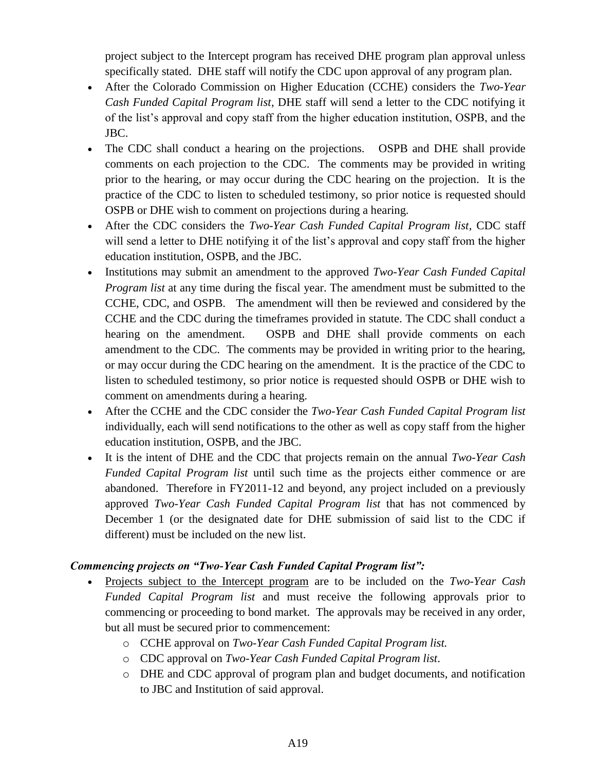project subject to the Intercept program has received DHE program plan approval unless specifically stated. DHE staff will notify the CDC upon approval of any program plan.

- After the Colorado Commission on Higher Education (CCHE) considers the *Two-Year Cash Funded Capital Program list*, DHE staff will send a letter to the CDC notifying it of the list's approval and copy staff from the higher education institution, OSPB, and the JBC.
- The CDC shall conduct a hearing on the projections. OSPB and DHE shall provide comments on each projection to the CDC. The comments may be provided in writing prior to the hearing, or may occur during the CDC hearing on the projection. It is the practice of the CDC to listen to scheduled testimony, so prior notice is requested should OSPB or DHE wish to comment on projections during a hearing.
- After the CDC considers the *Two-Year Cash Funded Capital Program list*, CDC staff will send a letter to DHE notifying it of the list's approval and copy staff from the higher education institution, OSPB, and the JBC.
- Institutions may submit an amendment to the approved *Two-Year Cash Funded Capital Program list* at any time during the fiscal year. The amendment must be submitted to the CCHE, CDC, and OSPB. The amendment will then be reviewed and considered by the CCHE and the CDC during the timeframes provided in statute. The CDC shall conduct a hearing on the amendment. OSPB and DHE shall provide comments on each amendment to the CDC. The comments may be provided in writing prior to the hearing, or may occur during the CDC hearing on the amendment. It is the practice of the CDC to listen to scheduled testimony, so prior notice is requested should OSPB or DHE wish to comment on amendments during a hearing.
- After the CCHE and the CDC consider the *Two-Year Cash Funded Capital Program list* individually, each will send notifications to the other as well as copy staff from the higher education institution, OSPB, and the JBC.
- It is the intent of DHE and the CDC that projects remain on the annual *Two-Year Cash Funded Capital Program list* until such time as the projects either commence or are abandoned. Therefore in FY2011-12 and beyond, any project included on a previously approved *Two-Year Cash Funded Capital Program list* that has not commenced by December 1 (or the designated date for DHE submission of said list to the CDC if different) must be included on the new list.

***Commencing projects on "Two-Year Cash Funded Capital Program list":***

- Projects subject to the Intercept program are to be included on the *Two-Year Cash Funded Capital Program list* and must receive the following approvals prior to commencing or proceeding to bond market. The approvals may be received in any order, but all must be secured prior to commencement:
    - CCHE approval on *Two-Year Cash Funded Capital Program list.*
    - CDC approval on *Two-Year Cash Funded Capital Program list*.
    - DHE and CDC approval of program plan and budget documents, and notification to JBC and Institution of said approval.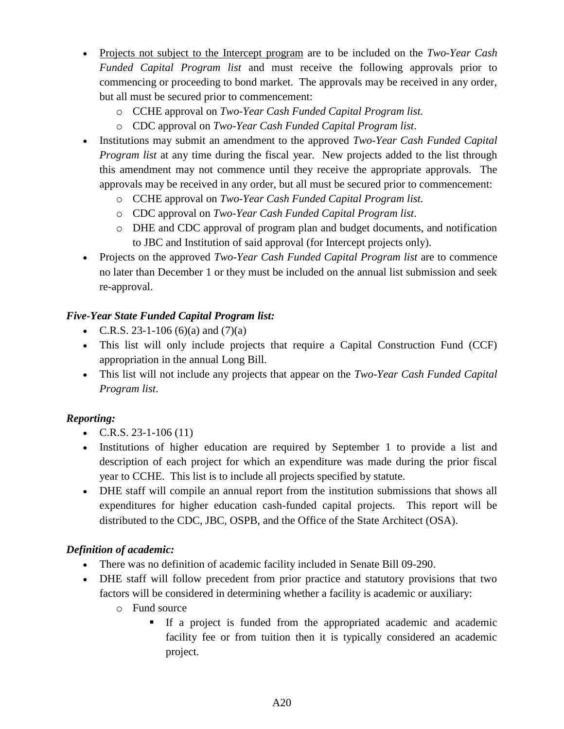- <u>Projects not subject to the Intercept program</u> are to be included on the *Two-Year Cash Funded Capital Program list* and must receive the following approvals prior to commencing or proceeding to bond market. The approvals may be received in any order, but all must be secured prior to commencement:
    - CCHE approval on *Two-Year Cash Funded Capital Program list.*
    - CDC approval on *Two-Year Cash Funded Capital Program list*.
- Institutions may submit an amendment to the approved *Two-Year Cash Funded Capital Program list* at any time during the fiscal year. New projects added to the list through this amendment may not commence until they receive the appropriate approvals. The approvals may be received in any order, but all must be secured prior to commencement:
    - CCHE approval on *Two-Year Cash Funded Capital Program list.*
    - CDC approval on *Two-Year Cash Funded Capital Program list*.
    - DHE and CDC approval of program plan and budget documents, and notification to JBC and Institution of said approval (for Intercept projects only).
- Projects on the approved *Two-Year Cash Funded Capital Program list* are to commence no later than December 1 or they must be included on the annual list submission and seek re-approval.

***Five-Year State Funded Capital Program list:***

- C.R.S. 23-1-106 (6)(a) and (7)(a)
- This list will only include projects that require a Capital Construction Fund (CCF) appropriation in the annual Long Bill.
- This list will not include any projects that appear on the *Two-Year Cash Funded Capital Program list*.

***Reporting:***

- C.R.S. 23-1-106 (11)
- Institutions of higher education are required by September 1 to provide a list and description of each project for which an expenditure was made during the prior fiscal year to CCHE. This list is to include all projects specified by statute.
- DHE staff will compile an annual report from the institution submissions that shows all expenditures for higher education cash-funded capital projects. This report will be distributed to the CDC, JBC, OSPB, and the Office of the State Architect (OSA).

***Definition of academic:***

- There was no definition of academic facility included in Senate Bill 09-290.
- DHE staff will follow precedent from prior practice and statutory provisions that two factors will be considered in determining whether a facility is academic or auxiliary:
    - Fund source
        - If a project is funded from the appropriated academic and academic facility fee or from tuition then it is typically considered an academic project.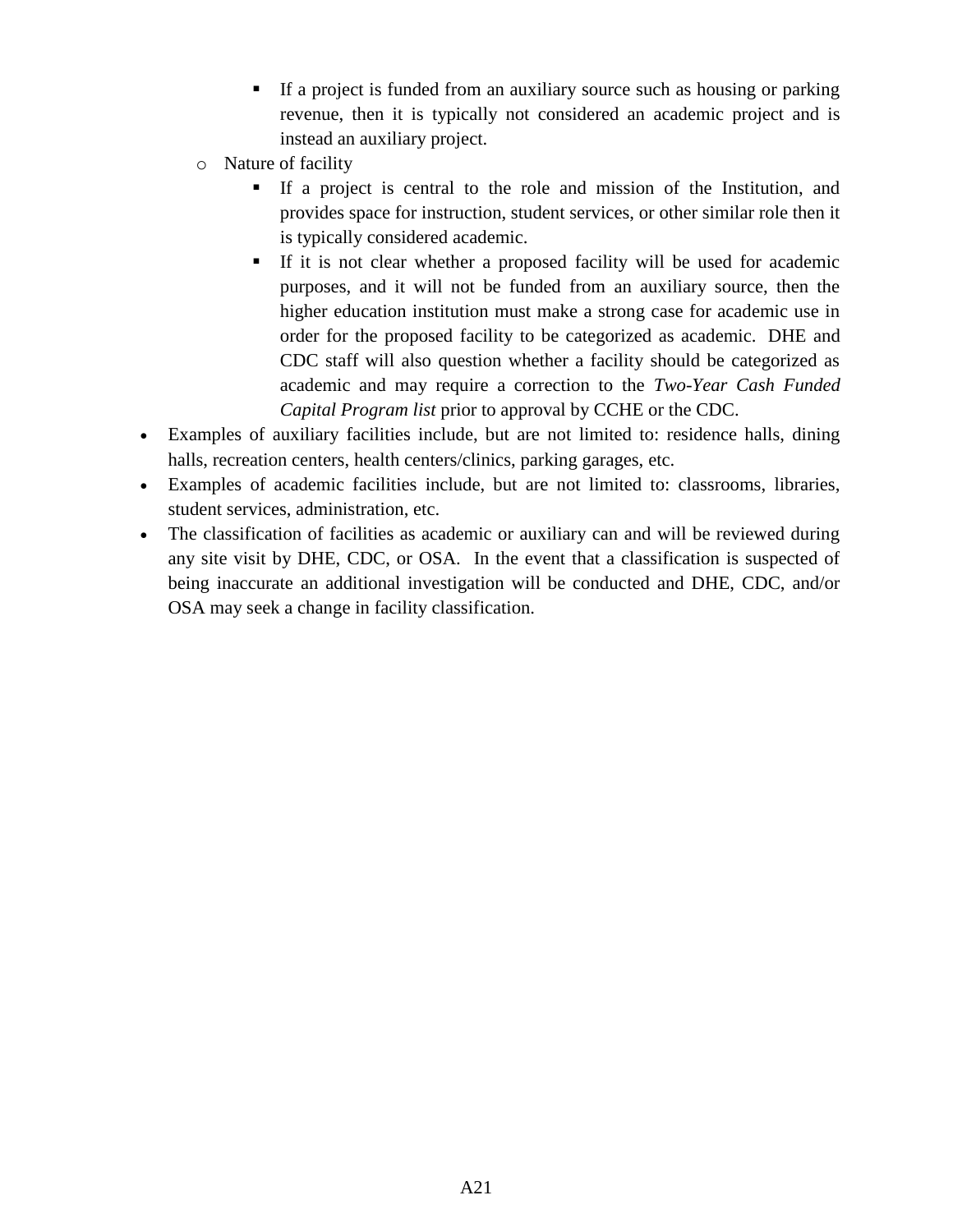- If a project is funded from an auxiliary source such as housing or parking revenue, then it is typically not considered an academic project and is instead an auxiliary project.
    - Nature of facility
        - If a project is central to the role and mission of the Institution, and provides space for instruction, student services, or other similar role then it is typically considered academic.
        - If it is not clear whether a proposed facility will be used for academic purposes, and it will not be funded from an auxiliary source, then the higher education institution must make a strong case for academic use in order for the proposed facility to be categorized as academic. DHE and CDC staff will also question whether a facility should be categorized as academic and may require a correction to the *Two-Year Cash Funded Capital Program list* prior to approval by CCHE or the CDC.
- Examples of auxiliary facilities include, but are not limited to: residence halls, dining halls, recreation centers, health centers/clinics, parking garages, etc.
- Examples of academic facilities include, but are not limited to: classrooms, libraries, student services, administration, etc.
- The classification of facilities as academic or auxiliary can and will be reviewed during any site visit by DHE, CDC, or OSA. In the event that a classification is suspected of being inaccurate an additional investigation will be conducted and DHE, CDC, and/or OSA may seek a change in facility classification.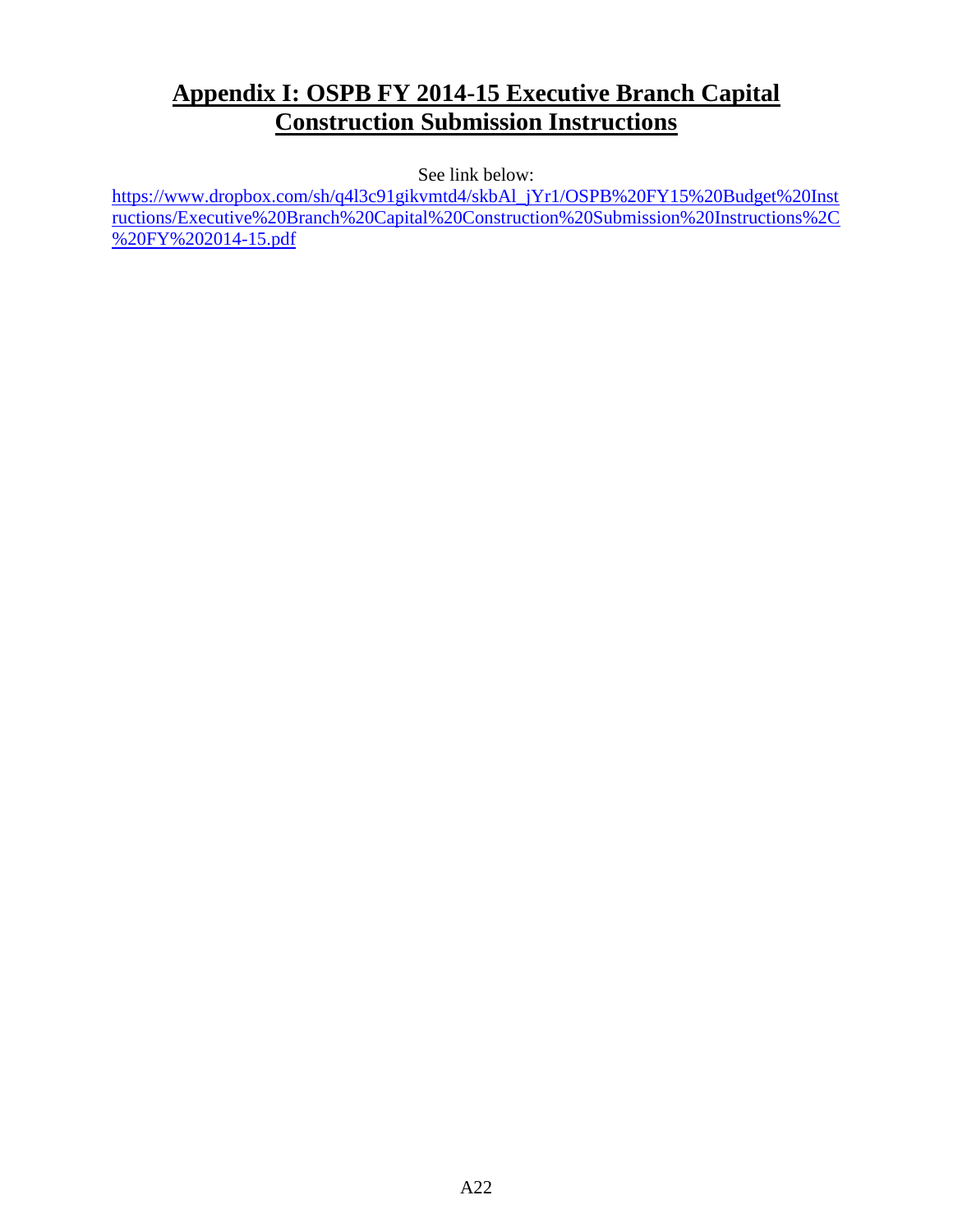# Appendix I: OSPB FY 2014-15 Executive Branch Capital Construction Submission Instructions

See link below:

https://www.dropbox.com/sh/q4l3c91gikvmtd4/skbAl_jYr1/OSPB%20FY15%20Budget%20Instructions/Executive%20Branch%20Capital%20Construction%20Submission%20Instructions%2C%20FY%202014-15.pdf